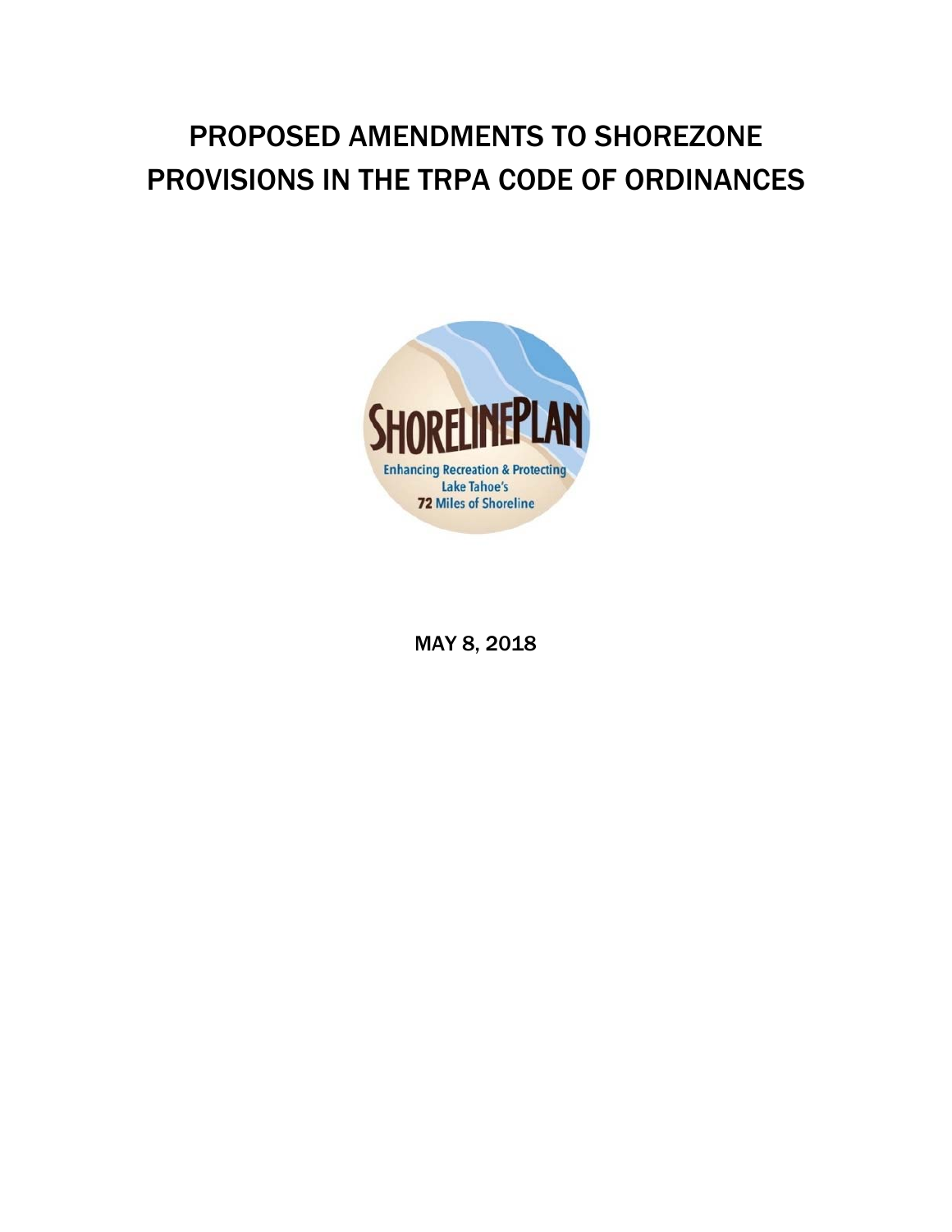# PROPOSED AMENDMENTS TO SHOREZONE PROVISIONS IN THE TRPA CODE OF ORDINANCES

MAY 8, 2018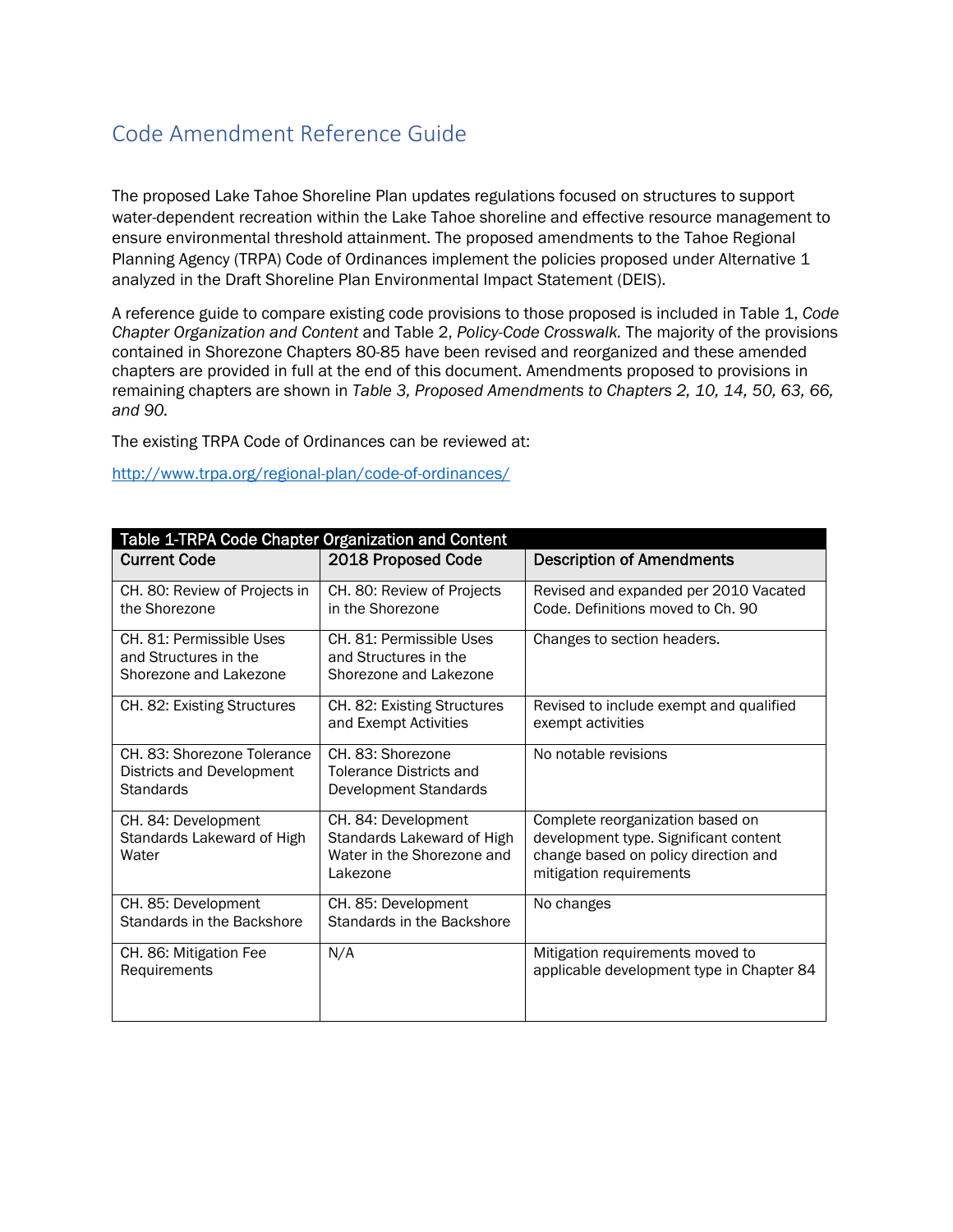# Code Amendment Reference Guide

The proposed Lake Tahoe Shoreline Plan updates regulations focused on structures to support water-dependent recreation within the Lake Tahoe shoreline and effective resource management to ensure environmental threshold attainment. The proposed amendments to the Tahoe Regional Planning Agency (TRPA) Code of Ordinances implement the policies proposed under Alternative 1 analyzed in the Draft Shoreline Plan Environmental Impact Statement (DEIS).

A reference guide to compare existing code provisions to those proposed is included in Table 1, *Code Chapter Organization and Content* and Table 2, *Policy-Code Crosswalk.* The majority of the provisions contained in Shorezone Chapters 80-85 have been revised and reorganized and these amended chapters are provided in full at the end of this document. Amendments proposed to provisions in remaining chapters are shown in *Table 3, Proposed Amendments to Chapters 2, 10, 14, 50, 63, 66, and 90.*

The existing TRPA Code of Ordinances can be reviewed at:

[http://www.trpa.org/regional-plan/code-of-ordinances/](http://www.trpa.org/regional-plan/code-of-ordinances/)

**Table 1-TRPA Code Chapter Organization and Content**

| Current Code | 2018 Proposed Code | Description of Amendments |
|---|---|---|
| CH. 80: Review of Projects in the Shorezone | CH. 80: Review of Projects in the Shorezone | Revised and expanded per 2010 Vacated Code. Definitions moved to Ch. 90 |
| CH. 81: Permissible Uses and Structures in the Shorezone and Lakezone | CH. 81: Permissible Uses and Structures in the Shorezone and Lakezone | Changes to section headers. |
| CH. 82: Existing Structures | CH. 82: Existing Structures and Exempt Activities | Revised to include exempt and qualified exempt activities |
| CH. 83: Shorezone Tolerance Districts and Development Standards | CH. 83: Shorezone Tolerance Districts and Development Standards | No notable revisions |
| CH. 84: Development Standards Lakeward of High Water | CH. 84: Development Standards Lakeward of High Water in the Shorezone and Lakezone | Complete reorganization based on development type. Significant content change based on policy direction and mitigation requirements |
| CH. 85: Development Standards in the Backshore | CH. 85: Development Standards in the Backshore | No changes |
| CH. 86: Mitigation Fee Requirements | N/A | Mitigation requirements moved to applicable development type in Chapter 84 |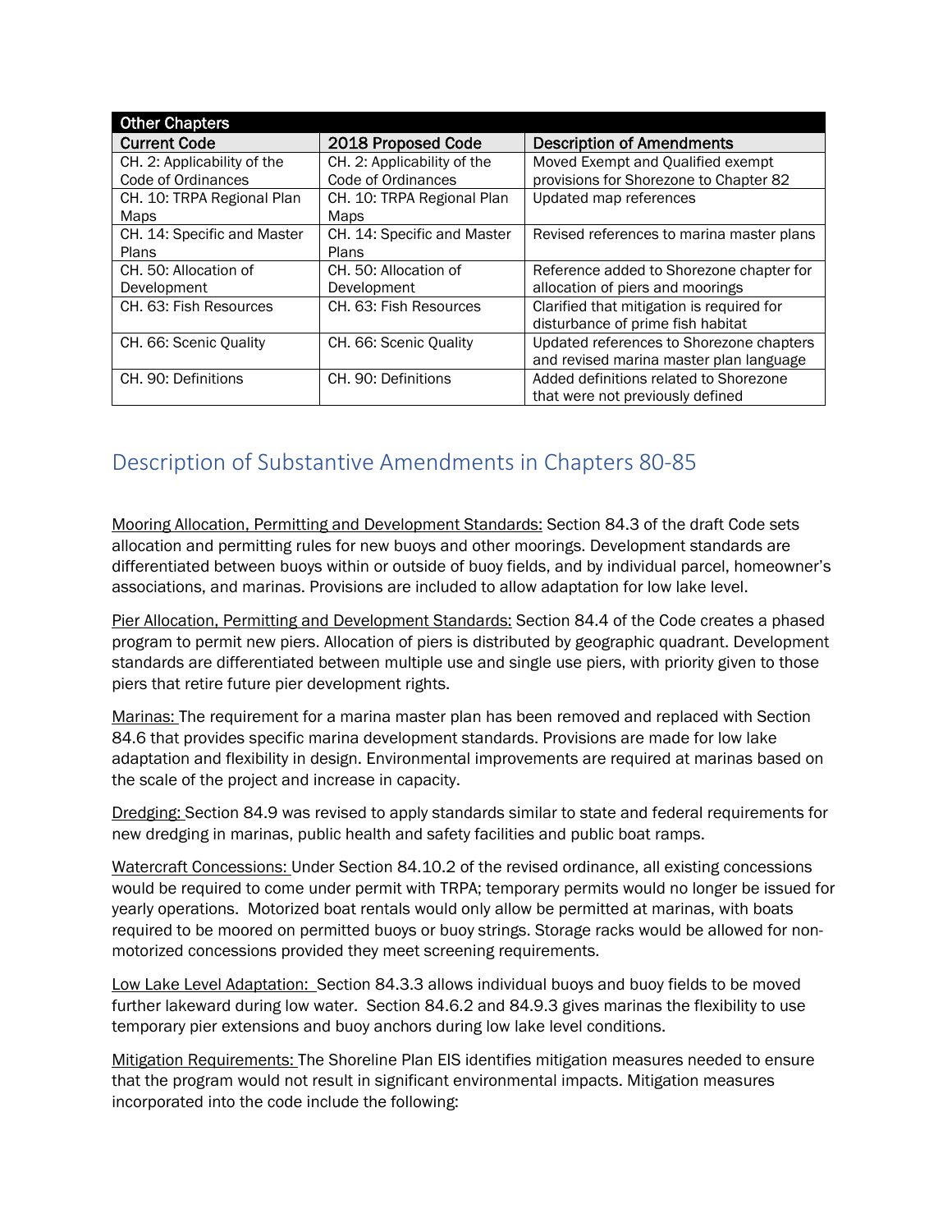| Other Chapters | | |
|---|---|---|
| **Current Code** | **2018 Proposed Code** | **Description of Amendments** |
| CH. 2: Applicability of the Code of Ordinances | CH. 2: Applicability of the Code of Ordinances | Moved Exempt and Qualified exempt provisions for Shorezone to Chapter 82 |
| CH. 10: TRPA Regional Plan Maps | CH. 10: TRPA Regional Plan Maps | Updated map references |
| CH. 14: Specific and Master Plans | CH. 14: Specific and Master Plans | Revised references to marina master plans |
| CH. 50: Allocation of Development | CH. 50: Allocation of Development | Reference added to Shorezone chapter for allocation of piers and moorings |
| CH. 63: Fish Resources | CH. 63: Fish Resources | Clarified that mitigation is required for disturbance of prime fish habitat |
| CH. 66: Scenic Quality | CH. 66: Scenic Quality | Updated references to Shorezone chapters and revised marina master plan language |
| CH. 90: Definitions | CH. 90: Definitions | Added definitions related to Shorezone that were not previously defined |

## Description of Substantive Amendments in Chapters 80-85

Mooring Allocation, Permitting and Development Standards: Section 84.3 of the draft Code sets allocation and permitting rules for new buoys and other moorings. Development standards are differentiated between buoys within or outside of buoy fields, and by individual parcel, homeowner's associations, and marinas. Provisions are included to allow adaptation for low lake level.

Pier Allocation, Permitting and Development Standards: Section 84.4 of the Code creates a phased program to permit new piers. Allocation of piers is distributed by geographic quadrant. Development standards are differentiated between multiple use and single use piers, with priority given to those piers that retire future pier development rights.

Marinas: The requirement for a marina master plan has been removed and replaced with Section 84.6 that provides specific marina development standards. Provisions are made for low lake adaptation and flexibility in design. Environmental improvements are required at marinas based on the scale of the project and increase in capacity.

Dredging: Section 84.9 was revised to apply standards similar to state and federal requirements for new dredging in marinas, public health and safety facilities and public boat ramps.

Watercraft Concessions: Under Section 84.10.2 of the revised ordinance, all existing concessions would be required to come under permit with TRPA; temporary permits would no longer be issued for yearly operations. Motorized boat rentals would only allow be permitted at marinas, with boats required to be moored on permitted buoys or buoy strings. Storage racks would be allowed for non-motorized concessions provided they meet screening requirements.

Low Lake Level Adaptation: Section 84.3.3 allows individual buoys and buoy fields to be moved further lakeward during low water. Section 84.6.2 and 84.9.3 gives marinas the flexibility to use temporary pier extensions and buoy anchors during low lake level conditions.

Mitigation Requirements: The Shoreline Plan EIS identifies mitigation measures needed to ensure that the program would not result in significant environmental impacts. Mitigation measures incorporated into the code include the following: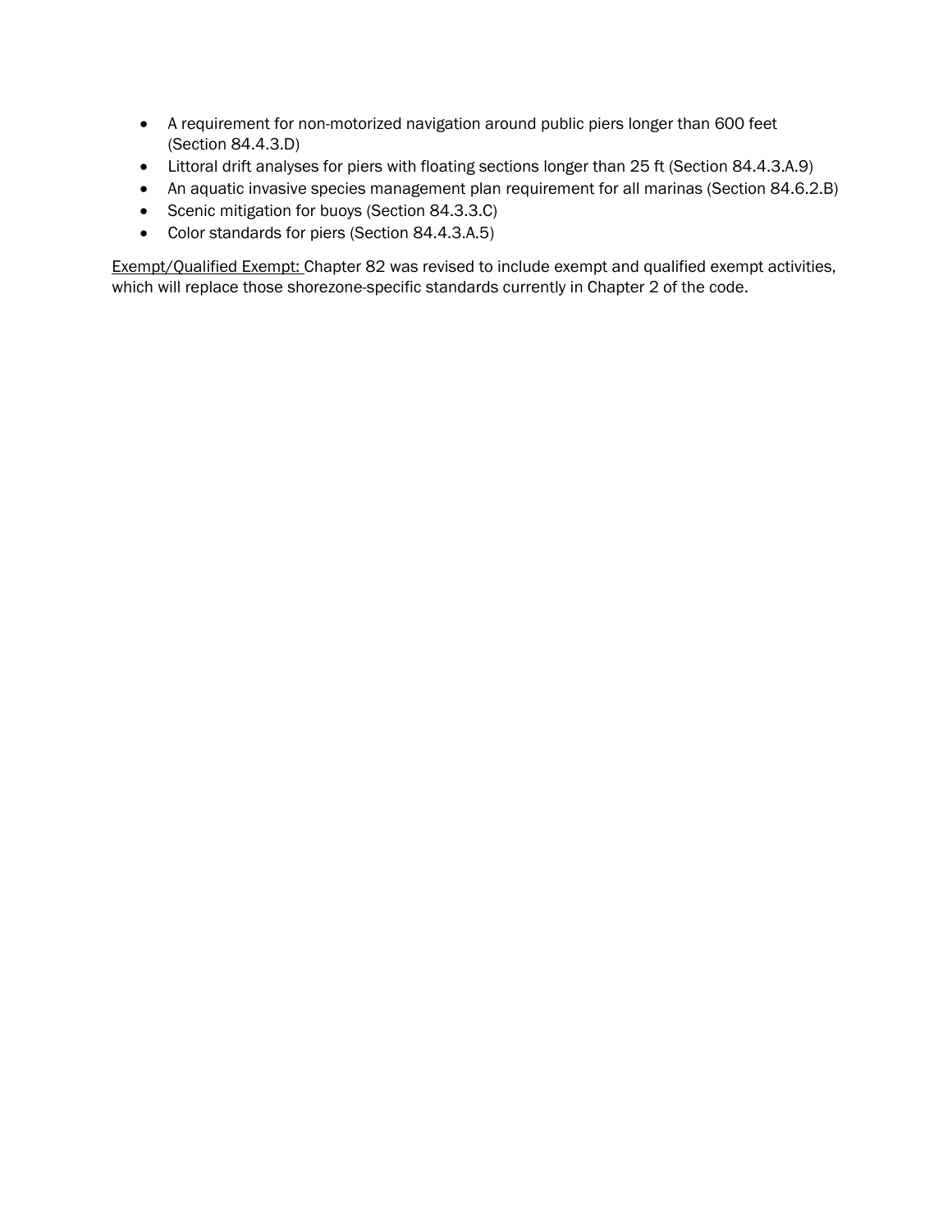- A requirement for non-motorized navigation around public piers longer than 600 feet (Section 84.4.3.D)
- Littoral drift analyses for piers with floating sections longer than 25 ft (Section 84.4.3.A.9)
- An aquatic invasive species management plan requirement for all marinas (Section 84.6.2.B)
- Scenic mitigation for buoys (Section 84.3.3.C)
- Color standards for piers (Section 84.4.3.A.5)

<u>Exempt/Qualified Exempt:</u> Chapter 82 was revised to include exempt and qualified exempt activities, which will replace those shorezone-specific standards currently in Chapter 2 of the code.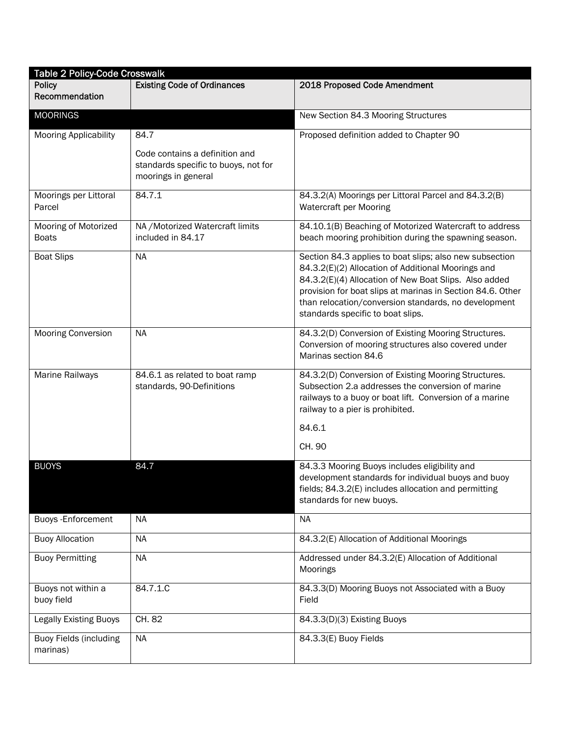| Table 2 Policy-Code Crosswalk | | |
|---|---|---|
| **Policy Recommendation** | **Existing Code of Ordinances** | **2018 Proposed Code Amendment** |
| MOORINGS | | New Section 84.3 Mooring Structures |
| Mooring Applicability | 84.7<br><br>Code contains a definition and standards specific to buoys, not for moorings in general | Proposed definition added to Chapter 90 |
| Moorings per Littoral Parcel | 84.7.1 | 84.3.2(A) Moorings per Littoral Parcel and 84.3.2(B) Watercraft per Mooring |
| Mooring of Motorized Boats | NA /Motorized Watercraft limits included in 84.17 | 84.10.1(B) Beaching of Motorized Watercraft to address beach mooring prohibition during the spawning season. |
| Boat Slips | NA | Section 84.3 applies to boat slips; also new subsection 84.3.2(E)(2) Allocation of Additional Moorings and 84.3.2(E)(4) Allocation of New Boat Slips. Also added provision for boat slips at marinas in Section 84.6. Other than relocation/conversion standards, no development standards specific to boat slips. |
| Mooring Conversion | NA | 84.3.2(D) Conversion of Existing Mooring Structures. Conversion of mooring structures also covered under Marinas section 84.6 |
| Marine Railways | 84.6.1 as related to boat ramp standards, 90-Definitions | 84.3.2(D) Conversion of Existing Mooring Structures. Subsection 2.a addresses the conversion of marine railways to a buoy or boat lift. Conversion of a marine railway to a pier is prohibited.<br><br>84.6.1<br><br>CH. 90 |
| BUOYS | 84.7 | 84.3.3 Mooring Buoys includes eligibility and development standards for individual buoys and buoy fields; 84.3.2(E) includes allocation and permitting standards for new buoys. |
| Buoys -Enforcement | NA | NA |
| Buoy Allocation | NA | 84.3.2(E) Allocation of Additional Moorings |
| Buoy Permitting | NA | Addressed under 84.3.2(E) Allocation of Additional Moorings |
| Buoys not within a buoy field | 84.7.1.C | 84.3.3(D) Mooring Buoys not Associated with a Buoy Field |
| Legally Existing Buoys | CH. 82 | 84.3.3(D)(3) Existing Buoys |
| Buoy Fields (including marinas) | NA | 84.3.3(E) Buoy Fields |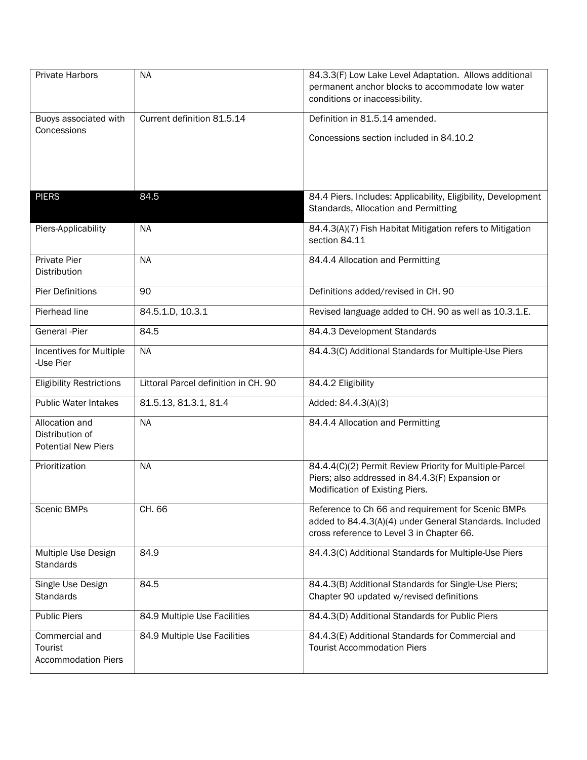| Private Harbors | NA | 84.3.3(F) Low Lake Level Adaptation. Allows additional permanent anchor blocks to accommodate low water conditions or inaccessibility. |
|---|---|---|
| Buoys associated with Concessions | Current definition 81.5.14 | Definition in 81.5.14 amended.<br><br>Concessions section included in 84.10.2 |
| **PIERS** | **84.5** | 84.4 Piers. Includes: Applicability, Eligibility, Development Standards, Allocation and Permitting |
| Piers-Applicability | NA | 84.4.3(A)(7) Fish Habitat Mitigation refers to Mitigation section 84.11 |
| Private Pier Distribution | NA | 84.4.4 Allocation and Permitting |
| Pier Definitions | 90 | Definitions added/revised in CH. 90 |
| Pierhead line | 84.5.1.D, 10.3.1 | Revised language added to CH. 90 as well as 10.3.1.E. |
| General -Pier | 84.5 | 84.4.3 Development Standards |
| Incentives for Multiple -Use Pier | NA | 84.4.3(C) Additional Standards for Multiple-Use Piers |
| Eligibility Restrictions | Littoral Parcel definition in CH. 90 | 84.4.2 Eligibility |
| Public Water Intakes | 81.5.13, 81.3.1, 81.4 | Added: 84.4.3(A)(3) |
| Allocation and Distribution of Potential New Piers | NA | 84.4.4 Allocation and Permitting |
| Prioritization | NA | 84.4.4(C)(2) Permit Review Priority for Multiple-Parcel Piers; also addressed in 84.4.3(F) Expansion or Modification of Existing Piers. |
| Scenic BMPs | CH. 66 | Reference to Ch 66 and requirement for Scenic BMPs added to 84.4.3(A)(4) under General Standards. Included cross reference to Level 3 in Chapter 66. |
| Multiple Use Design Standards | 84.9 | 84.4.3(C) Additional Standards for Multiple-Use Piers |
| Single Use Design Standards | 84.5 | 84.4.3(B) Additional Standards for Single-Use Piers; Chapter 90 updated w/revised definitions |
| Public Piers | 84.9 Multiple Use Facilities | 84.4.3(D) Additional Standards for Public Piers |
| Commercial and Tourist Accommodation Piers | 84.9 Multiple Use Facilities | 84.4.3(E) Additional Standards for Commercial and Tourist Accommodation Piers |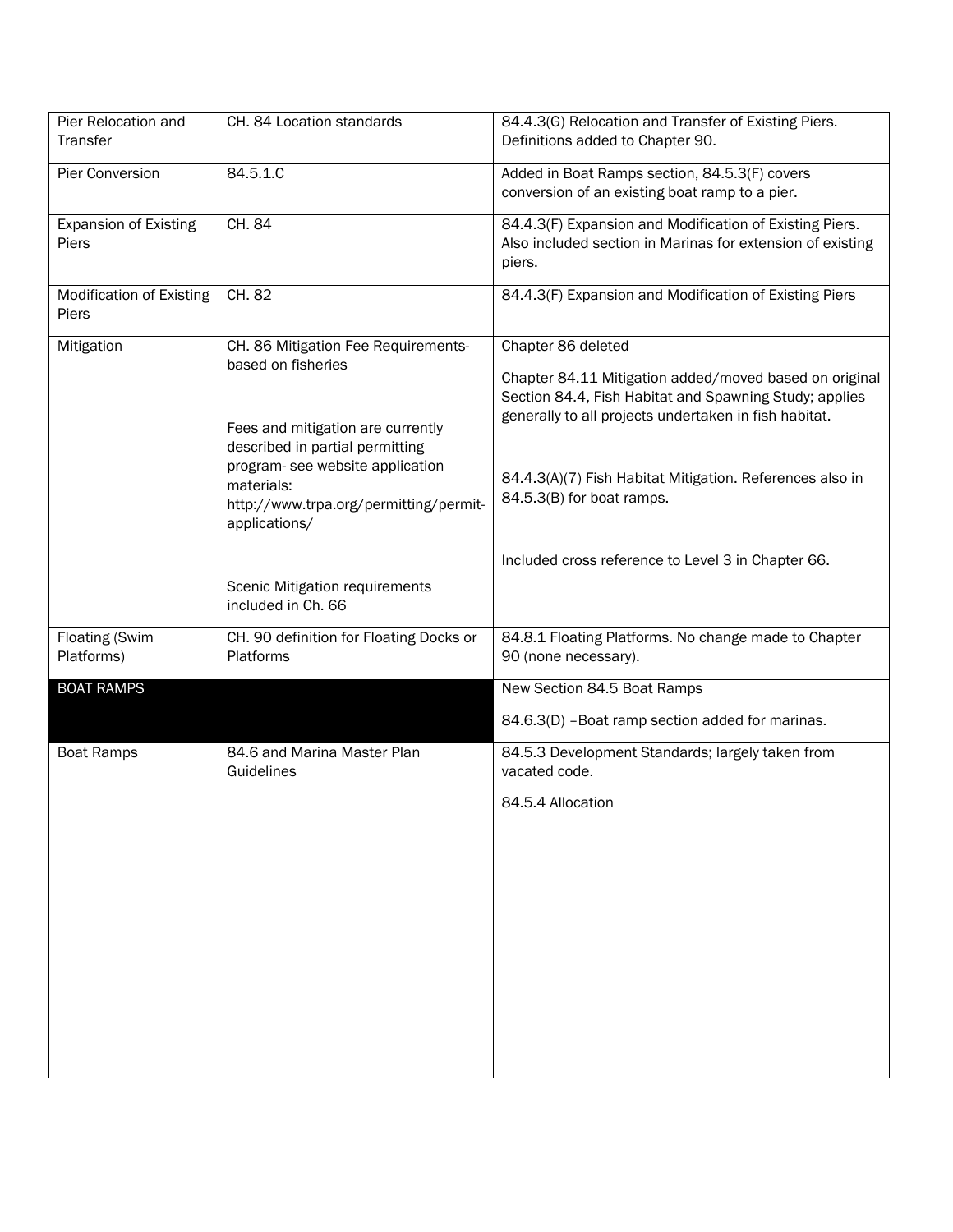| | | |
|---|---|---|
| Pier Relocation and Transfer | CH. 84 Location standards | 84.4.3(G) Relocation and Transfer of Existing Piers. Definitions added to Chapter 90. |
| Pier Conversion | 84.5.1.C | Added in Boat Ramps section, 84.5.3(F) covers conversion of an existing boat ramp to a pier. |
| Expansion of Existing Piers | CH. 84 | 84.4.3(F) Expansion and Modification of Existing Piers. Also included section in Marinas for extension of existing piers. |
| Modification of Existing Piers | CH. 82 | 84.4.3(F) Expansion and Modification of Existing Piers |
| Mitigation | CH. 86 Mitigation Fee Requirements-based on fisheries<br><br>Fees and mitigation are currently described in partial permitting program- see website application materials: http://www.trpa.org/permitting/permit-applications/<br><br>Scenic Mitigation requirements included in Ch. 66 | Chapter 86 deleted<br><br>Chapter 84.11 Mitigation added/moved based on original Section 84.4, Fish Habitat and Spawning Study; applies generally to all projects undertaken in fish habitat.<br><br>84.4.3(A)(7) Fish Habitat Mitigation. References also in 84.5.3(B) for boat ramps.<br><br>Included cross reference to Level 3 in Chapter 66. |
| Floating (Swim Platforms) | CH. 90 definition for Floating Docks or Platforms | 84.8.1 Floating Platforms. No change made to Chapter 90 (none necessary). |
| **BOAT RAMPS** | | New Section 84.5 Boat Ramps<br><br>84.6.3(D) –Boat ramp section added for marinas. |
| Boat Ramps | 84.6 and Marina Master Plan Guidelines | 84.5.3 Development Standards; largely taken from vacated code.<br><br>84.5.4 Allocation |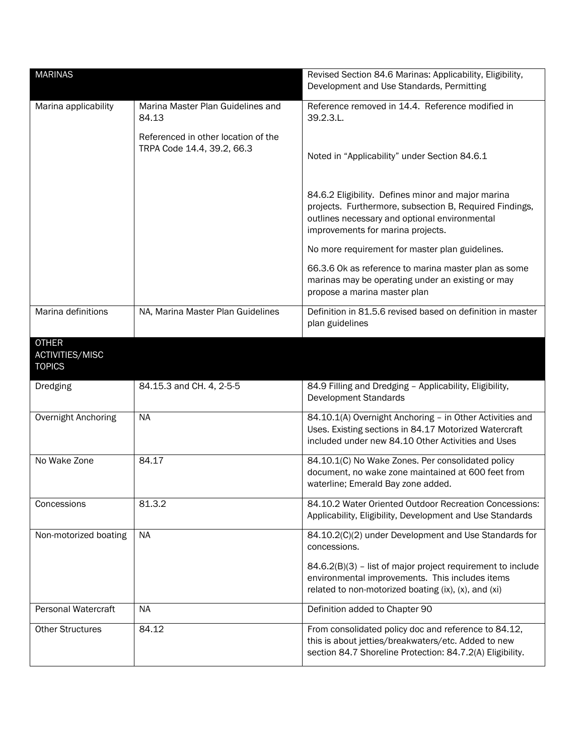| MARINAS | | Revised Section 84.6 Marinas: Applicability, Eligibility, Development and Use Standards, Permitting |
|---|---|---|
| Marina applicability | Marina Master Plan Guidelines and 84.13<br><br>Referenced in other location of the TRPA Code 14.4, 39.2, 66.3 | Reference removed in 14.4. Reference modified in 39.2.3.L.<br><br>Noted in "Applicability" under Section 84.6.1<br><br>84.6.2 Eligibility. Defines minor and major marina projects. Furthermore, subsection B, Required Findings, outlines necessary and optional environmental improvements for marina projects.<br><br>No more requirement for master plan guidelines.<br><br>66.3.6 Ok as reference to marina master plan as some marinas may be operating under an existing or may propose a marina master plan |
| Marina definitions | NA, Marina Master Plan Guidelines | Definition in 81.5.6 revised based on definition in master plan guidelines |
| OTHER ACTIVITIES/MISC TOPICS | | |
| Dredging | 84.15.3 and CH. 4, 2-5-5 | 84.9 Filling and Dredging – Applicability, Eligibility, Development Standards |
| Overnight Anchoring | NA | 84.10.1(A) Overnight Anchoring – in Other Activities and Uses. Existing sections in 84.17 Motorized Watercraft included under new 84.10 Other Activities and Uses |
| No Wake Zone | 84.17 | 84.10.1(C) No Wake Zones. Per consolidated policy document, no wake zone maintained at 600 feet from waterline; Emerald Bay zone added. |
| Concessions | 81.3.2 | 84.10.2 Water Oriented Outdoor Recreation Concessions: Applicability, Eligibility, Development and Use Standards |
| Non-motorized boating | NA | 84.10.2(C)(2) under Development and Use Standards for concessions.<br><br>84.6.2(B)(3) – list of major project requirement to include environmental improvements. This includes items related to non-motorized boating (ix), (x), and (xi) |
| Personal Watercraft | NA | Definition added to Chapter 90 |
| Other Structures | 84.12 | From consolidated policy doc and reference to 84.12, this is about jetties/breakwaters/etc. Added to new section 84.7 Shoreline Protection: 84.7.2(A) Eligibility. |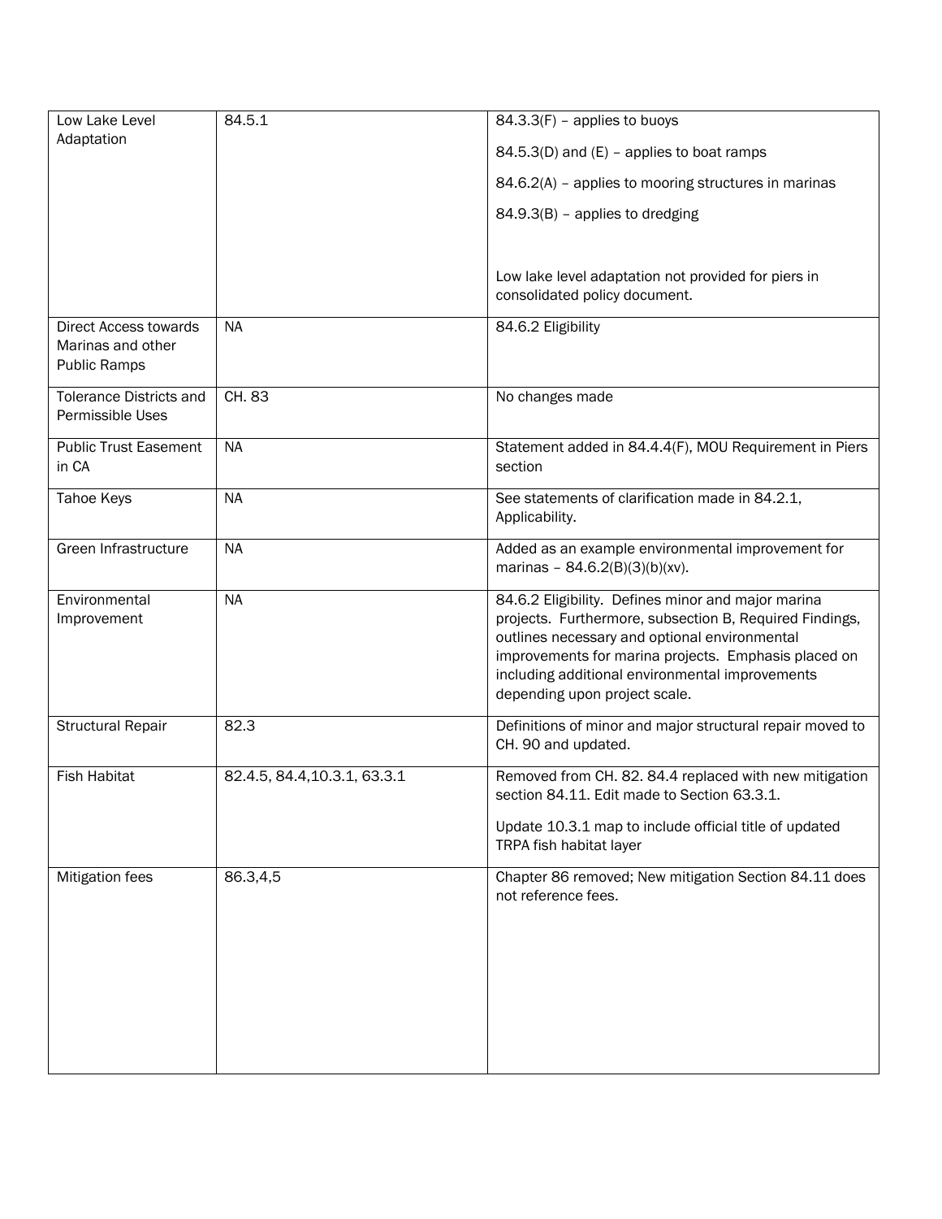| Low Lake Level Adaptation | 84.5.1 | 84.3.3(F) – applies to buoys<br><br>84.5.3(D) and (E) – applies to boat ramps<br><br>84.6.2(A) – applies to mooring structures in marinas<br><br>84.9.3(B) – applies to dredging<br><br>Low lake level adaptation not provided for piers in consolidated policy document. |
|---|---|---|
| Direct Access towards Marinas and other Public Ramps | NA | 84.6.2 Eligibility |
| Tolerance Districts and Permissible Uses | CH. 83 | No changes made |
| Public Trust Easement in CA | NA | Statement added in 84.4.4(F), MOU Requirement in Piers section |
| Tahoe Keys | NA | See statements of clarification made in 84.2.1, Applicability. |
| Green Infrastructure | NA | Added as an example environmental improvement for marinas – 84.6.2(B)(3)(b)(xv). |
| Environmental Improvement | NA | 84.6.2 Eligibility. Defines minor and major marina projects. Furthermore, subsection B, Required Findings, outlines necessary and optional environmental improvements for marina projects. Emphasis placed on including additional environmental improvements depending upon project scale. |
| Structural Repair | 82.3 | Definitions of minor and major structural repair moved to CH. 90 and updated. |
| Fish Habitat | 82.4.5, 84.4,10.3.1, 63.3.1 | Removed from CH. 82. 84.4 replaced with new mitigation section 84.11. Edit made to Section 63.3.1.<br><br>Update 10.3.1 map to include official title of updated TRPA fish habitat layer |
| Mitigation fees | 86.3,4,5 | Chapter 86 removed; New mitigation Section 84.11 does not reference fees. |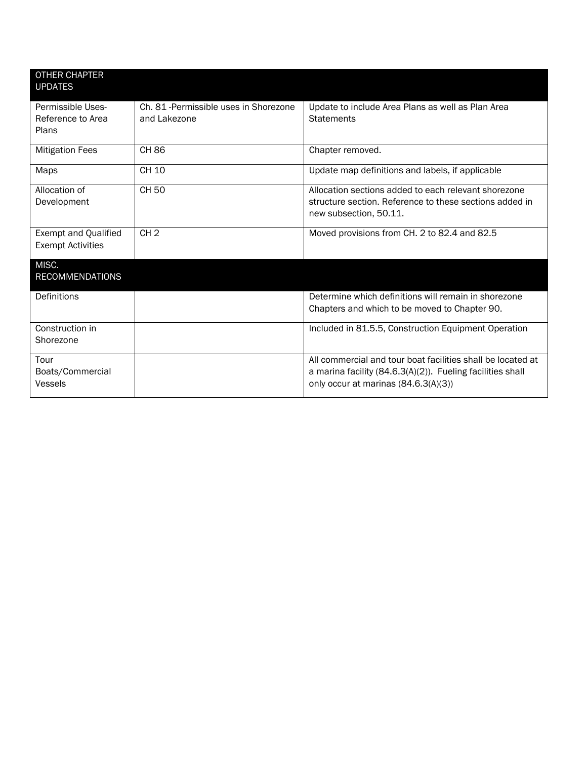| OTHER CHAPTER UPDATES | | |
|---|---|---|
| Permissible Uses-Reference to Area Plans | Ch. 81 -Permissible uses in Shorezone and Lakezone | Update to include Area Plans as well as Plan Area Statements |
| Mitigation Fees | CH 86 | Chapter removed. |
| Maps | CH 10 | Update map definitions and labels, if applicable |
| Allocation of Development | CH 50 | Allocation sections added to each relevant shorezone structure section. Reference to these sections added in new subsection, 50.11. |
| Exempt and Qualified Exempt Activities | CH 2 | Moved provisions from CH. 2 to 82.4 and 82.5 |
| MISC. RECOMMENDATIONS | | |
| Definitions | | Determine which definitions will remain in shorezone Chapters and which to be moved to Chapter 90. |
| Construction in Shorezone | | Included in 81.5.5, Construction Equipment Operation |
| Tour Boats/Commercial Vessels | | All commercial and tour boat facilities shall be located at a marina facility (84.6.3(A)(2)). Fueling facilities shall only occur at marinas (84.6.3(A)(3)) |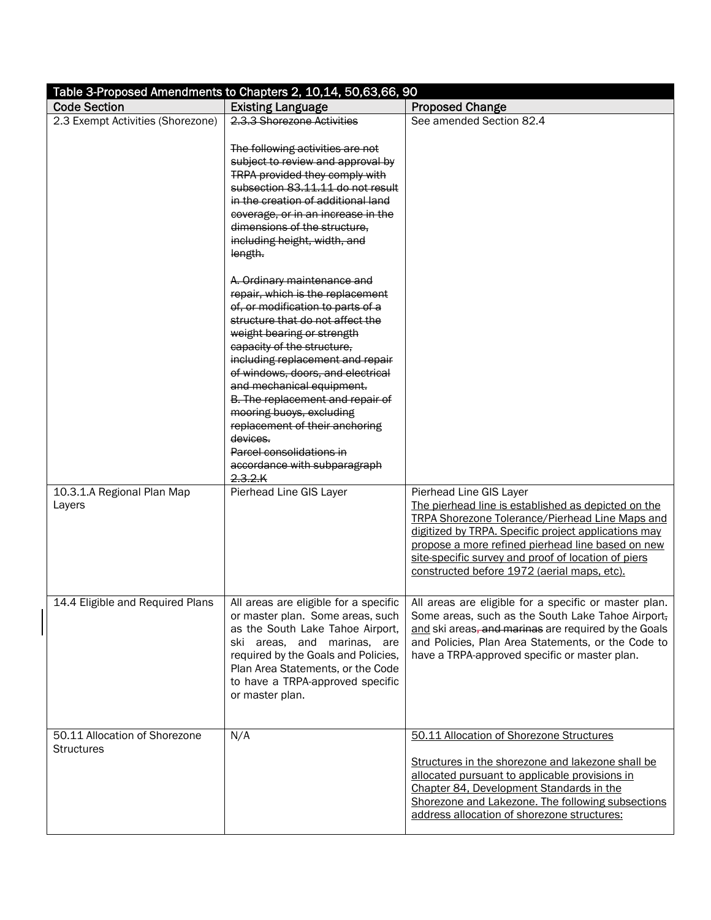| Table 3-Proposed Amendments to Chapters 2, 10,14, 50,63,66, 90 | | |
|---|---|---|
| **Code Section** | **Existing Language** | **Proposed Change** |
| 2.3 Exempt Activities (Shorezone) | ~~2.3.3 Shorezone Activities~~<br><br>~~The following activities are not subject to review and approval by TRPA provided they comply with subsection 83.11.11 do not result in the creation of additional land coverage, or in an increase in the dimensions of the structure, including height, width, and length.~~<br><br>~~A. Ordinary maintenance and repair, which is the replacement of, or modification to parts of a structure that do not affect the weight bearing or strength capacity of the structure, including replacement and repair of windows, doors, and electrical and mechanical equipment.~~<br>~~B. The replacement and repair of mooring buoys, excluding replacement of their anchoring devices.~~<br>~~Parcel consolidations in accordance with subparagraph 2.3.2.K~~ | See amended Section 82.4 |
| 10.3.1.A Regional Plan Map Layers | Pierhead Line GIS Layer | Pierhead Line GIS Layer<br><u>The pierhead line is established as depicted on the TRPA Shorezone Tolerance/Pierhead Line Maps and digitized by TRPA. Specific project applications may propose a more refined pierhead line based on new site-specific survey and proof of location of piers constructed before 1972 (aerial maps, etc).</u> |
| 14.4 Eligible and Required Plans | All areas are eligible for a specific or master plan. Some areas, such as the South Lake Tahoe Airport, ski areas, and marinas, are required by the Goals and Policies, Plan Area Statements, or the Code to have a TRPA-approved specific or master plan. | All areas are eligible for a specific or master plan. Some areas, such as the South Lake Tahoe Airport~~,~~ <u>and</u> ski areas~~, and marinas~~ are required by the Goals and Policies, Plan Area Statements, or the Code to have a TRPA-approved specific or master plan. |
| 50.11 Allocation of Shorezone Structures | N/A | <u>50.11 Allocation of Shorezone Structures</u><br><br><u>Structures in the shorezone and lakezone shall be allocated pursuant to applicable provisions in Chapter 84, Development Standards in the Shorezone and Lakezone. The following subsections address allocation of shorezone structures:</u> |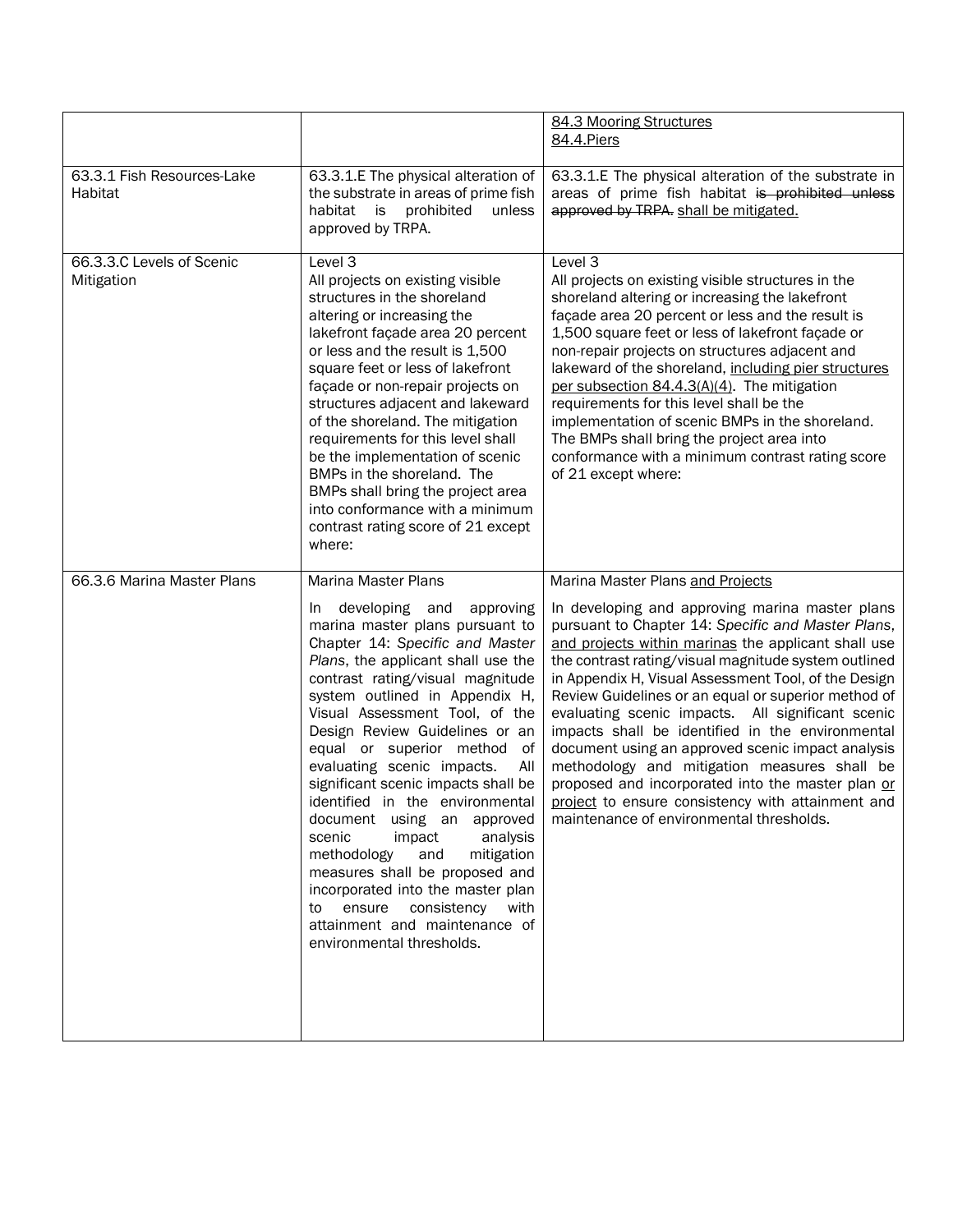| | | |
|---|---|---|
| | | <u>84.3 Mooring Structures</u><br><u>84.4.Piers</u> |
| 63.3.1 Fish Resources-Lake Habitat | 63.3.1.E The physical alteration of the substrate in areas of prime fish habitat is prohibited unless approved by TRPA. | 63.3.1.E The physical alteration of the substrate in areas of prime fish habitat ~~is prohibited unless approved by TRPA.~~ <u>shall be mitigated.</u> |
| 66.3.3.C Levels of Scenic Mitigation | Level 3<br>All projects on existing visible structures in the shoreland altering or increasing the lakefront façade area 20 percent or less and the result is 1,500 square feet or less of lakefront façade or non-repair projects on structures adjacent and lakeward of the shoreland. The mitigation requirements for this level shall be the implementation of scenic BMPs in the shoreland. The BMPs shall bring the project area into conformance with a minimum contrast rating score of 21 except where: | Level 3<br>All projects on existing visible structures in the shoreland altering or increasing the lakefront façade area 20 percent or less and the result is 1,500 square feet or less of lakefront façade or non-repair projects on structures adjacent and lakeward of the shoreland, <u>including pier structures per subsection 84.4.3(A)(4)</u>. The mitigation requirements for this level shall be the implementation of scenic BMPs in the shoreland. The BMPs shall bring the project area into conformance with a minimum contrast rating score of 21 except where: |
| 66.3.6 Marina Master Plans | Marina Master Plans<br><br>In developing and approving marina master plans pursuant to Chapter 14: *Specific and Master Plans*, the applicant shall use the contrast rating/visual magnitude system outlined in Appendix H, Visual Assessment Tool, of the Design Review Guidelines or an equal or superior method of evaluating scenic impacts. All significant scenic impacts shall be identified in the environmental document using an approved scenic impact analysis methodology and mitigation measures shall be proposed and incorporated into the master plan to ensure consistency with attainment and maintenance of environmental thresholds. | Marina Master Plans <u>and Projects</u><br><br>In developing and approving marina master plans pursuant to Chapter 14: *Specific and Master Plans*, <u>and projects within marinas</u> the applicant shall use the contrast rating/visual magnitude system outlined in Appendix H, Visual Assessment Tool, of the Design Review Guidelines or an equal or superior method of evaluating scenic impacts. All significant scenic impacts shall be identified in the environmental document using an approved scenic impact analysis methodology and mitigation measures shall be proposed and incorporated into the master plan <u>or project</u> to ensure consistency with attainment and maintenance of environmental thresholds. |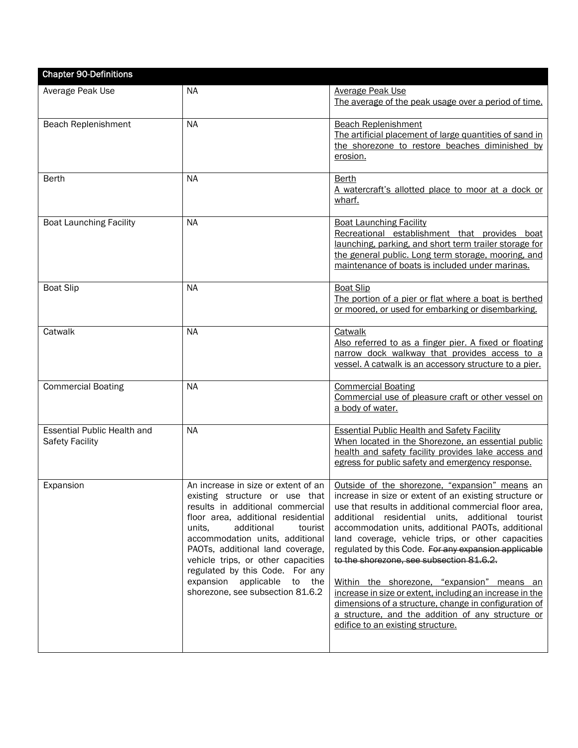| Chapter 90-Definitions | | |
|---|---|---|
| Average Peak Use | NA | <u>Average Peak Use</u><br><u>The average of the peak usage over a period of time.</u> |
| Beach Replenishment | NA | <u>Beach Replenishment</u><br><u>The artificial placement of large quantities of sand in the shorezone to restore beaches diminished by erosion.</u> |
| Berth | NA | <u>Berth</u><br><u>A watercraft's allotted place to moor at a dock or wharf.</u> |
| Boat Launching Facility | NA | <u>Boat Launching Facility</u><br><u>Recreational establishment that provides boat launching, parking, and short term trailer storage for the general public. Long term storage, mooring, and maintenance of boats is included under marinas.</u> |
| Boat Slip | NA | <u>Boat Slip</u><br><u>The portion of a pier or flat where a boat is berthed or moored, or used for embarking or disembarking.</u> |
| Catwalk | NA | <u>Catwalk</u><br><u>Also referred to as a finger pier. A fixed or floating narrow dock walkway that provides access to a vessel. A catwalk is an accessory structure to a pier.</u> |
| Commercial Boating | NA | <u>Commercial Boating</u><br><u>Commercial use of pleasure craft or other vessel on a body of water.</u> |
| Essential Public Health and Safety Facility | NA | <u>Essential Public Health and Safety Facility</u><br><u>When located in the Shorezone, an essential public health and safety facility provides lake access and egress for public safety and emergency response.</u> |
| Expansion | An increase in size or extent of an existing structure or use that results in additional commercial floor area, additional residential units, additional tourist accommodation units, additional PAOTs, additional land coverage, vehicle trips, or other capacities regulated by this Code. For any expansion applicable to the shorezone, see subsection 81.6.2 | <u>Outside of the shorezone, "expansion" means</u> an increase in size or extent of an existing structure or use that results in additional commercial floor area, additional residential units, additional tourist accommodation units, additional PAOTs, additional land coverage, vehicle trips, or other capacities regulated by this Code. ~~For any expansion applicable to the shorezone, see subsection 81.6.2.~~<br><br><u>Within the shorezone, "expansion" means an increase in size or extent, including an increase in the dimensions of a structure, change in configuration of a structure, and the addition of any structure or edifice to an existing structure.</u> |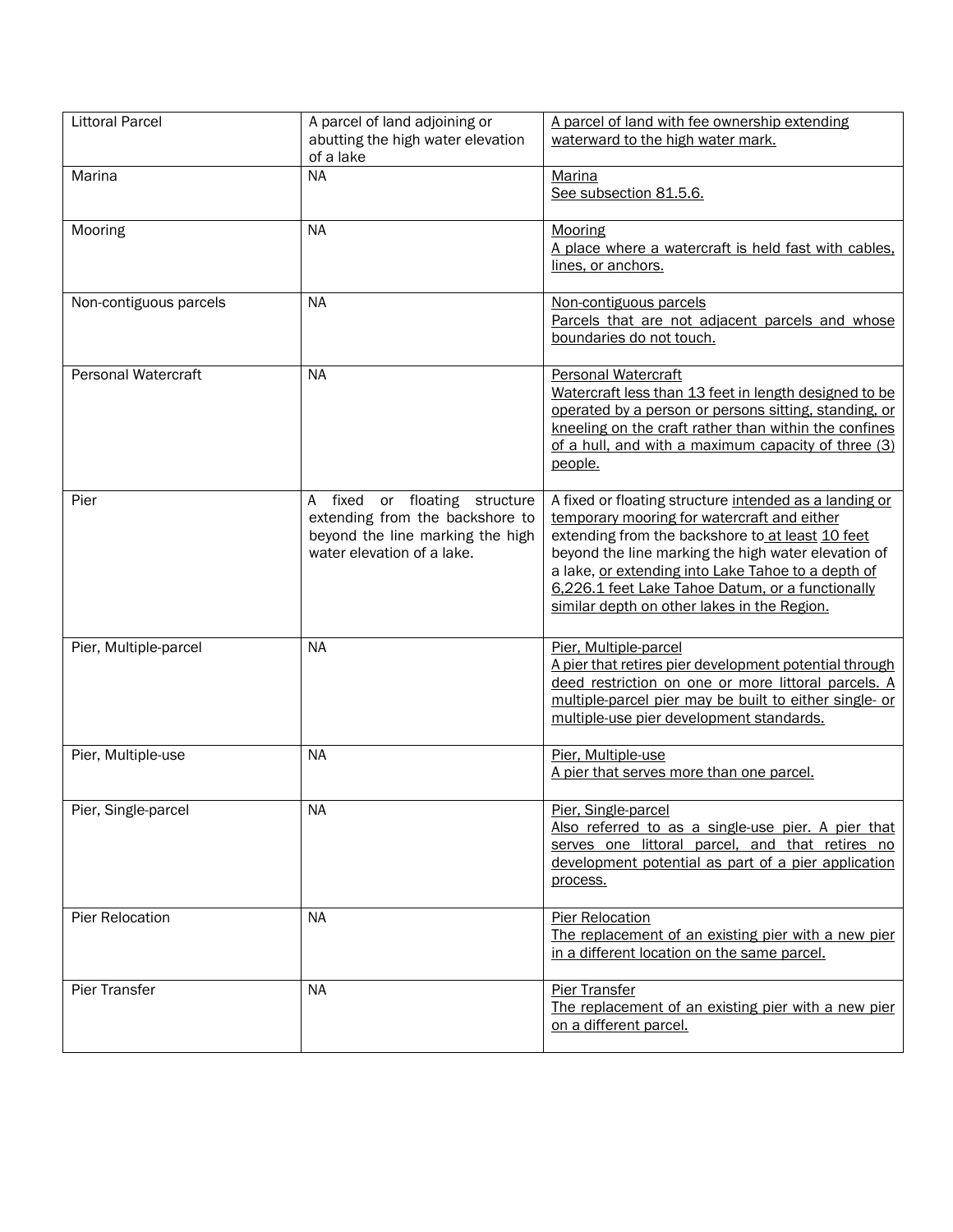| Littoral Parcel | A parcel of land adjoining or abutting the high water elevation of a lake | A parcel of land with fee ownership extending waterward to the high water mark. |
|---|---|---|
| Marina | NA | Marina<br>See subsection 81.5.6. |
| Mooring | NA | Mooring<br>A place where a watercraft is held fast with cables, lines, or anchors. |
| Non-contiguous parcels | NA | Non-contiguous parcels<br>Parcels that are not adjacent parcels and whose boundaries do not touch. |
| Personal Watercraft | NA | Personal Watercraft<br>Watercraft less than 13 feet in length designed to be operated by a person or persons sitting, standing, or kneeling on the craft rather than within the confines of a hull, and with a maximum capacity of three (3) people. |
| Pier | A fixed or floating structure extending from the backshore to beyond the line marking the high water elevation of a lake. | A fixed or floating structure intended as a landing or temporary mooring for watercraft and either extending from the backshore to at least 10 feet beyond the line marking the high water elevation of a lake, or extending into Lake Tahoe to a depth of 6,226.1 feet Lake Tahoe Datum, or a functionally similar depth on other lakes in the Region. |
| Pier, Multiple-parcel | NA | Pier, Multiple-parcel<br>A pier that retires pier development potential through deed restriction on one or more littoral parcels. A multiple-parcel pier may be built to either single- or multiple-use pier development standards. |
| Pier, Multiple-use | NA | Pier, Multiple-use<br>A pier that serves more than one parcel. |
| Pier, Single-parcel | NA | Pier, Single-parcel<br>Also referred to as a single-use pier. A pier that serves one littoral parcel, and that retires no development potential as part of a pier application process. |
| Pier Relocation | NA | Pier Relocation<br>The replacement of an existing pier with a new pier in a different location on the same parcel. |
| Pier Transfer | NA | Pier Transfer<br>The replacement of an existing pier with a new pier on a different parcel. |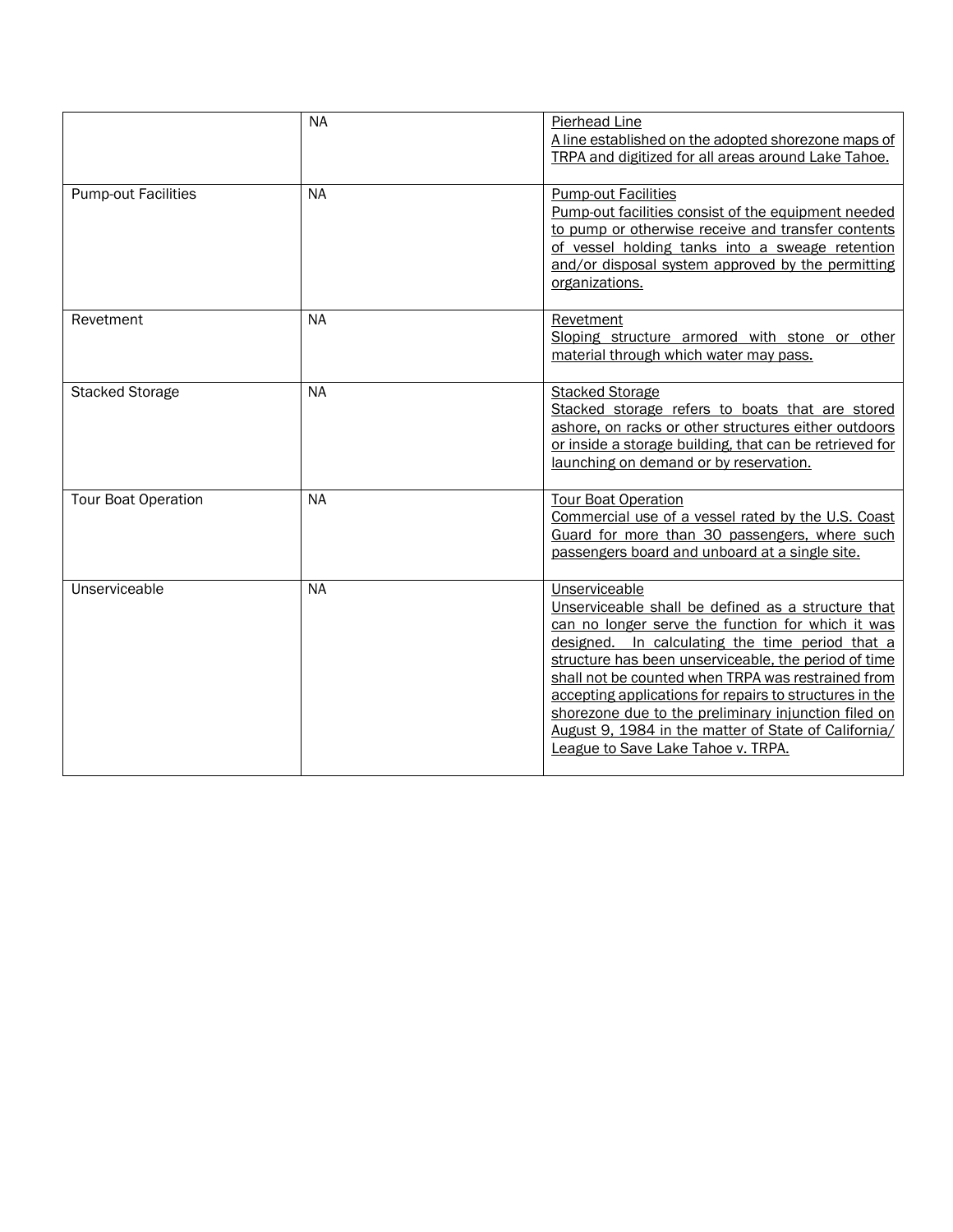| | | |
|---|---|---|
| | NA | Pierhead Line<br>A line established on the adopted shorezone maps of TRPA and digitized for all areas around Lake Tahoe. |
| Pump-out Facilities | NA | Pump-out Facilities<br>Pump-out facilities consist of the equipment needed to pump or otherwise receive and transfer contents of vessel holding tanks into a sweage retention and/or disposal system approved by the permitting organizations. |
| Revetment | NA | Revetment<br>Sloping structure armored with stone or other material through which water may pass. |
| Stacked Storage | NA | Stacked Storage<br>Stacked storage refers to boats that are stored ashore, on racks or other structures either outdoors or inside a storage building, that can be retrieved for launching on demand or by reservation. |
| Tour Boat Operation | NA | Tour Boat Operation<br>Commercial use of a vessel rated by the U.S. Coast Guard for more than 30 passengers, where such passengers board and unboard at a single site. |
| Unserviceable | NA | Unserviceable<br>Unserviceable shall be defined as a structure that can no longer serve the function for which it was designed. In calculating the time period that a structure has been unserviceable, the period of time shall not be counted when TRPA was restrained from accepting applications for repairs to structures in the shorezone due to the preliminary injunction filed on August 9, 1984 in the matter of State of California/ League to Save Lake Tahoe v. TRPA. |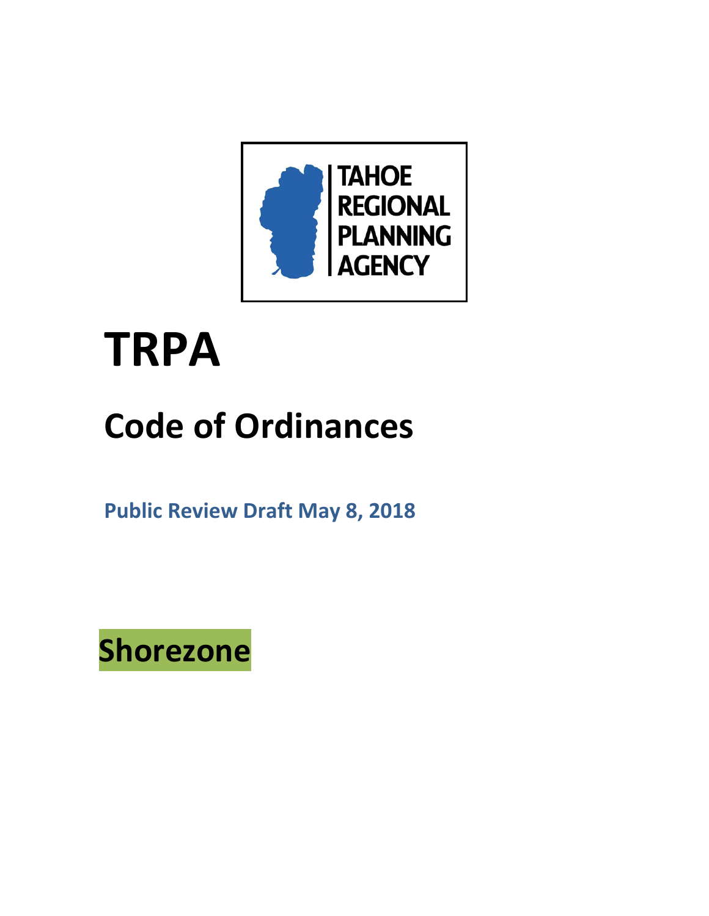TAHOE REGIONAL PLANNING AGENCY

# TRPA

## Code of Ordinances

**Public Review Draft May 8, 2018**

## Shorezone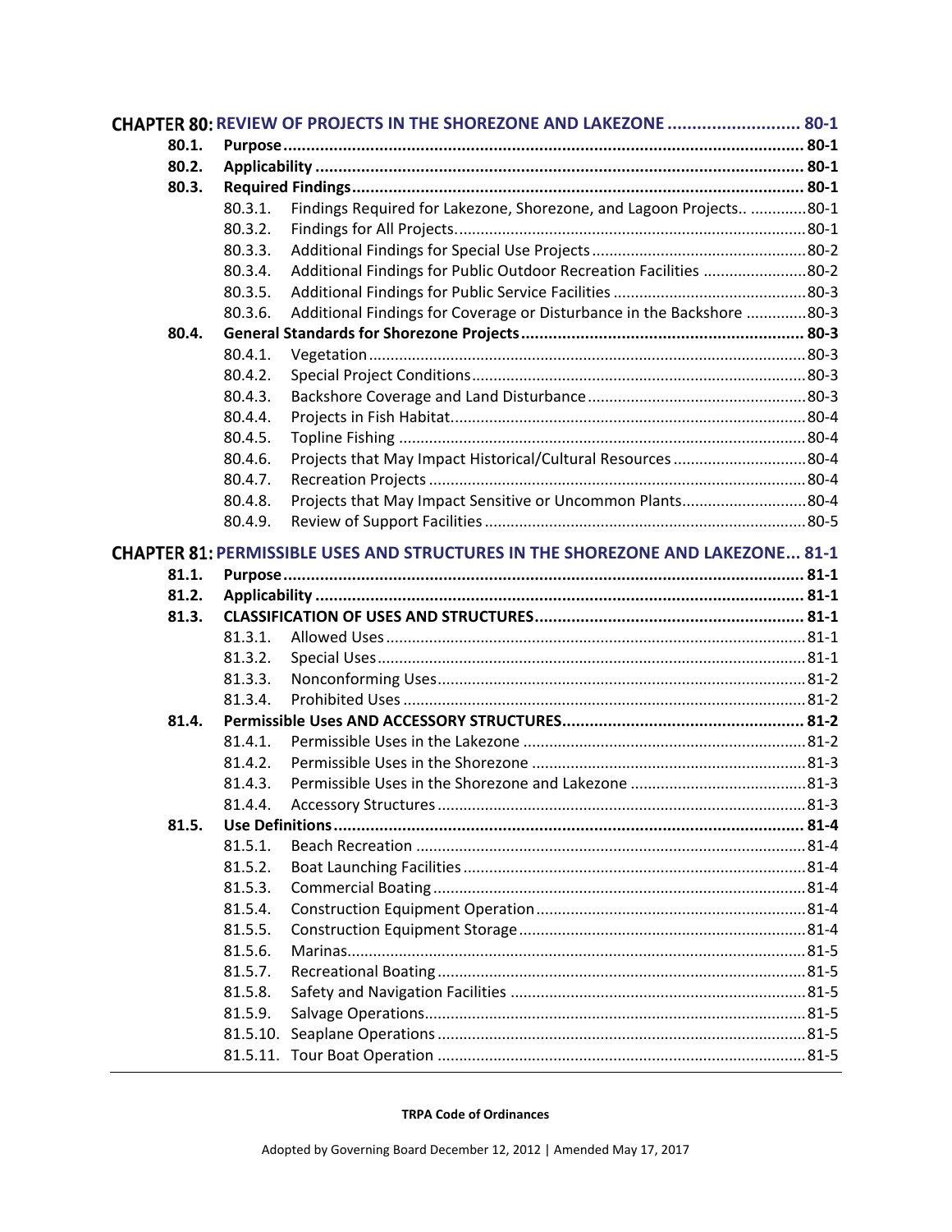**CHAPTER 80: REVIEW OF PROJECTS IN THE SHOREZONE AND LAKEZONE .......................... 80-1**

- **80.1. Purpose ............................................................................................................... 80-1**
- **80.2. Applicability ........................................................................................................ 80-1**
- **80.3. Required Findings................................................................................................ 80-1**
  - 80.3.1. Findings Required for Lakezone, Shorezone, and Lagoon Projects.. .............80-1
  - 80.3.2. Findings for All Projects................................................................................80-1
  - 80.3.3. Additional Findings for Special Use Projects .................................................80-2
  - 80.3.4. Additional Findings for Public Outdoor Recreation Facilities ........................80-2
  - 80.3.5. Additional Findings for Public Service Facilities ............................................80-3
  - 80.3.6. Additional Findings for Coverage or Disturbance in the Backshore .............80-3
- **80.4. General Standards for Shorezone Projects ............................................................ 80-3**
  - 80.4.1. Vegetation ....................................................................................................80-3
  - 80.4.2. Special Project Conditions.............................................................................80-3
  - 80.4.3. Backshore Coverage and Land Disturbance ..................................................80-3
  - 80.4.4. Projects in Fish Habitat..................................................................................80-4
  - 80.4.5. Topline Fishing .............................................................................................80-4
  - 80.4.6. Projects that May Impact Historical/Cultural Resources ...............................80-4
  - 80.4.7. Recreation Projects .......................................................................................80-4
  - 80.4.8. Projects that May Impact Sensitive or Uncommon Plants.............................80-4
  - 80.4.9. Review of Support Facilities ..........................................................................80-5

**CHAPTER 81: PERMISSIBLE USES AND STRUCTURES IN THE SHOREZONE AND LAKEZONE... 81-1**

- **81.1. Purpose ............................................................................................................... 81-1**
- **81.2. Applicability ........................................................................................................ 81-1**
- **81.3. CLASSIFICATION OF USES AND STRUCTURES........................................................... 81-1**
  - 81.3.1. Allowed Uses .................................................................................................81-1
  - 81.3.2. Special Uses...................................................................................................81-1
  - 81.3.3. Nonconforming Uses.....................................................................................81-2
  - 81.3.4. Prohibited Uses .............................................................................................81-2
- **81.4. Permissible Uses AND ACCESSORY STRUCTURES..................................................... 81-2**
  - 81.4.1. Permissible Uses in the Lakezone .................................................................81-2
  - 81.4.2. Permissible Uses in the Shorezone ...............................................................81-3
  - 81.4.3. Permissible Uses in the Shorezone and Lakezone .........................................81-3
  - 81.4.4. Accessory Structures .....................................................................................81-3
- **81.5. Use Definitions .................................................................................................... 81-4**
  - 81.5.1. Beach Recreation ..........................................................................................81-4
  - 81.5.2. Boat Launching Facilities ...............................................................................81-4
  - 81.5.3. Commercial Boating ......................................................................................81-4
  - 81.5.4. Construction Equipment Operation ..............................................................81-4
  - 81.5.5. Construction Equipment Storage ..................................................................81-4
  - 81.5.6. Marinas..........................................................................................................81-5
  - 81.5.7. Recreational Boating .....................................................................................81-5
  - 81.5.8. Safety and Navigation Facilities ....................................................................81-5
  - 81.5.9. Salvage Operations........................................................................................81-5
  - 81.5.10. Seaplane Operations .....................................................................................81-5
  - 81.5.11. Tour Boat Operation .....................................................................................81-5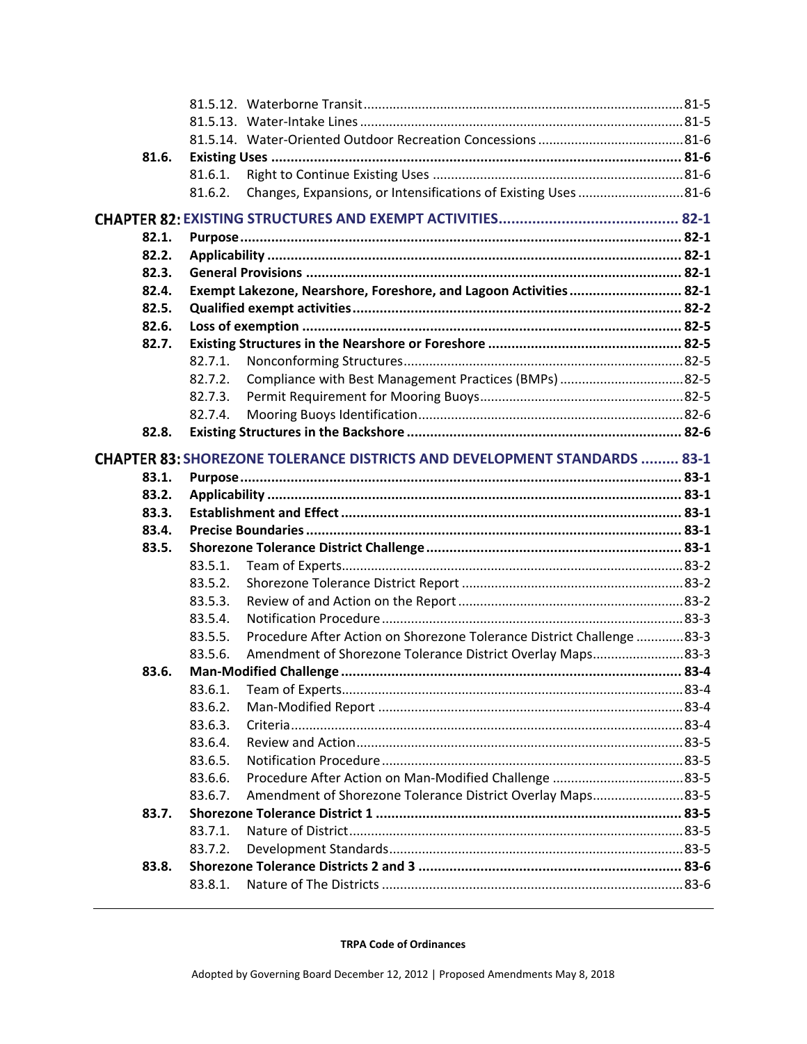81.5.12. Waterborne Transit ... 81-5
81.5.13. Water-Intake Lines ... 81-5
81.5.14. Water-Oriented Outdoor Recreation Concessions ... 81-6

**81.6. Existing Uses ... 81-6**

81.6.1. Right to Continue Existing Uses ... 81-6
81.6.2. Changes, Expansions, or Intensifications of Existing Uses ... 81-6

## CHAPTER 82: EXISTING STRUCTURES AND EXEMPT ACTIVITIES ... 82-1

**82.1. Purpose ... 82-1**

**82.2. Applicability ... 82-1**

**82.3. General Provisions ... 82-1**

**82.4. Exempt Lakezone, Nearshore, Foreshore, and Lagoon Activities ... 82-1**

**82.5. Qualified exempt activities ... 82-2**

**82.6. Loss of exemption ... 82-5**

**82.7. Existing Structures in the Nearshore or Foreshore ... 82-5**

82.7.1. Nonconforming Structures ... 82-5
82.7.2. Compliance with Best Management Practices (BMPs) ... 82-5
82.7.3. Permit Requirement for Mooring Buoys ... 82-5
82.7.4. Mooring Buoys Identification ... 82-6

**82.8. Existing Structures in the Backshore ... 82-6**

## CHAPTER 83: SHOREZONE TOLERANCE DISTRICTS AND DEVELOPMENT STANDARDS ... 83-1

**83.1. Purpose ... 83-1**

**83.2. Applicability ... 83-1**

**83.3. Establishment and Effect ... 83-1**

**83.4. Precise Boundaries ... 83-1**

**83.5. Shorezone Tolerance District Challenge ... 83-1**

83.5.1. Team of Experts ... 83-2
83.5.2. Shorezone Tolerance District Report ... 83-2
83.5.3. Review of and Action on the Report ... 83-2
83.5.4. Notification Procedure ... 83-3
83.5.5. Procedure After Action on Shorezone Tolerance District Challenge ... 83-3
83.5.6. Amendment of Shorezone Tolerance District Overlay Maps ... 83-3

**83.6. Man-Modified Challenge ... 83-4**

83.6.1. Team of Experts ... 83-4
83.6.2. Man-Modified Report ... 83-4
83.6.3. Criteria ... 83-4
83.6.4. Review and Action ... 83-5
83.6.5. Notification Procedure ... 83-5
83.6.6. Procedure After Action on Man-Modified Challenge ... 83-5
83.6.7. Amendment of Shorezone Tolerance District Overlay Maps ... 83-5

**83.7. Shorezone Tolerance District 1 ... 83-5**

83.7.1. Nature of District ... 83-5
83.7.2. Development Standards ... 83-5

**83.8. Shorezone Tolerance Districts 2 and 3 ... 83-6**

83.8.1. Nature of The Districts ... 83-6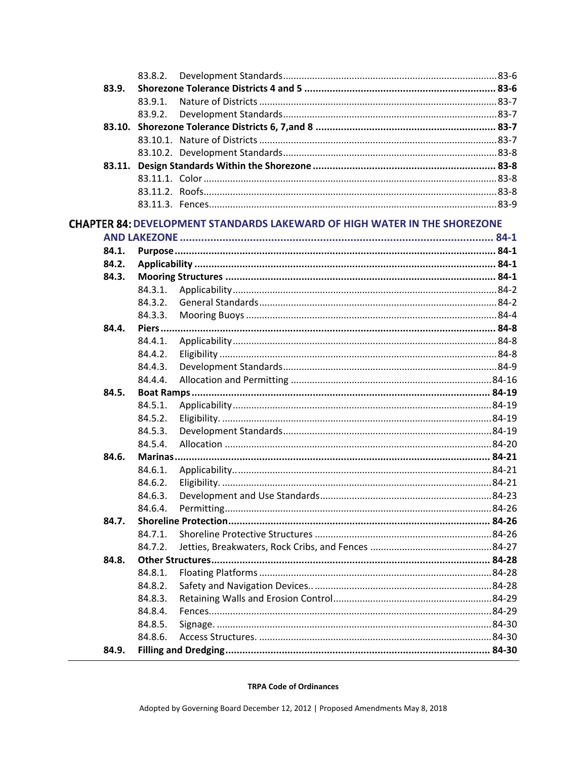- 83.8.2. Development Standards ........ 83-6

**83.9. Shorezone Tolerance Districts 4 and 5 ........ 83-6**

- 83.9.1. Nature of Districts ........ 83-7
- 83.9.2. Development Standards ........ 83-7

**83.10. Shorezone Tolerance Districts 6, 7,and 8 ........ 83-7**

- 83.10.1. Nature of Districts ........ 83-7
- 83.10.2. Development Standards ........ 83-8

**83.11. Design Standards Within the Shorezone ........ 83-8**

- 83.11.1. Color ........ 83-8
- 83.11.2. Roofs ........ 83-8
- 83.11.3. Fences ........ 83-9

## CHAPTER 84: DEVELOPMENT STANDARDS LAKEWARD OF HIGH WATER IN THE SHOREZONE AND LAKEZONE ........ 84-1

**84.1. Purpose ........ 84-1**

**84.2. Applicability ........ 84-1**

**84.3. Mooring Structures ........ 84-1**

- 84.3.1. Applicability ........ 84-2
- 84.3.2. General Standards ........ 84-2
- 84.3.3. Mooring Buoys ........ 84-4

**84.4. Piers ........ 84-8**

- 84.4.1. Applicability ........ 84-8
- 84.4.2. Eligibility ........ 84-8
- 84.4.3. Development Standards ........ 84-9
- 84.4.4. Allocation and Permitting ........ 84-16

**84.5. Boat Ramps ........ 84-19**

- 84.5.1. Applicability ........ 84-19
- 84.5.2. Eligibility. ........ 84-19
- 84.5.3. Development Standards ........ 84-19
- 84.5.4. Allocation ........ 84-20

**84.6. Marinas ........ 84-21**

- 84.6.1. Applicability.. ........ 84-21
- 84.6.2. Eligibility. ........ 84-21
- 84.6.3. Development and Use Standards ........ 84-23
- 84.6.4. Permitting ........ 84-26

**84.7. Shoreline Protection ........ 84-26**

- 84.7.1. Shoreline Protective Structures ........ 84-26
- 84.7.2. Jetties, Breakwaters, Rock Cribs, and Fences ........ 84-27

**84.8. Other Structures ........ 84-28**

- 84.8.1. Floating Platforms ........ 84-28
- 84.8.2. Safety and Navigation Devices.. ........ 84-28
- 84.8.3. Retaining Walls and Erosion Control ........ 84-29
- 84.8.4. Fences ........ 84-29
- 84.8.5. Signage. ........ 84-30
- 84.8.6. Access Structures. ........ 84-30

**84.9. Filling and Dredging ........ 84-30**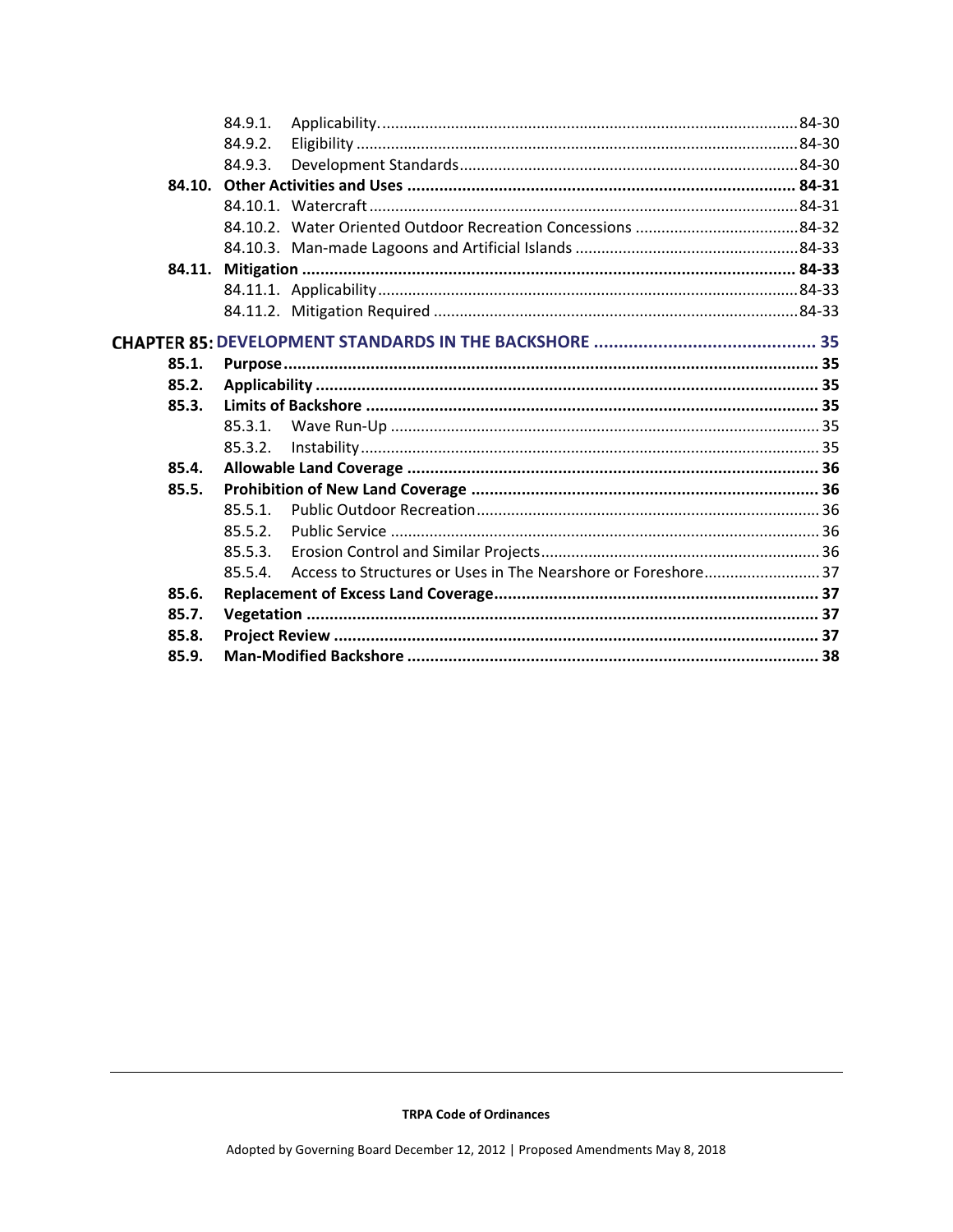- 84.9.1. Applicability. 84-30
- 84.9.2. Eligibility 84-30
- 84.9.3. Development Standards 84-30

**84.10. Other Activities and Uses 84-31**

- 84.10.1. Watercraft 84-31
- 84.10.2. Water Oriented Outdoor Recreation Concessions 84-32
- 84.10.3. Man-made Lagoons and Artificial Islands 84-33

**84.11. Mitigation 84-33**

- 84.11.1. Applicability 84-33
- 84.11.2. Mitigation Required 84-33

## CHAPTER 85: DEVELOPMENT STANDARDS IN THE BACKSHORE 35

**85.1. Purpose 35**

**85.2. Applicability 35**

**85.3. Limits of Backshore 35**

- 85.3.1. Wave Run-Up 35
- 85.3.2. Instability 35

**85.4. Allowable Land Coverage 36**

**85.5. Prohibition of New Land Coverage 36**

- 85.5.1. Public Outdoor Recreation 36
- 85.5.2. Public Service 36
- 85.5.3. Erosion Control and Similar Projects 36
- 85.5.4. Access to Structures or Uses in The Nearshore or Foreshore 37

**85.6. Replacement of Excess Land Coverage 37**

**85.7. Vegetation 37**

**85.8. Project Review 37**

**85.9. Man-Modified Backshore 38**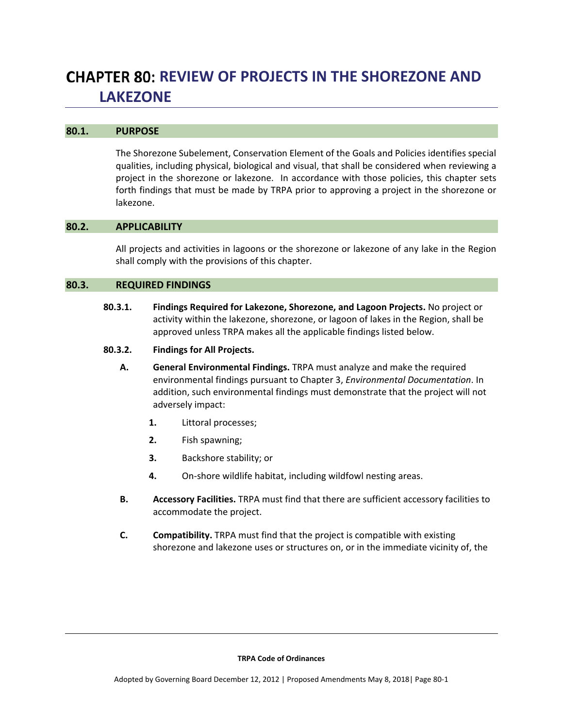# CHAPTER 80: REVIEW OF PROJECTS IN THE SHOREZONE AND LAKEZONE

## 80.1. PURPOSE

The Shorezone Subelement, Conservation Element of the Goals and Policies identifies special qualities, including physical, biological and visual, that shall be considered when reviewing a project in the shorezone or lakezone. In accordance with those policies, this chapter sets forth findings that must be made by TRPA prior to approving a project in the shorezone or lakezone.

## 80.2. APPLICABILITY

All projects and activities in lagoons or the shorezone or lakezone of any lake in the Region shall comply with the provisions of this chapter.

## 80.3. REQUIRED FINDINGS

**80.3.1. Findings Required for Lakezone, Shorezone, and Lagoon Projects.** No project or activity within the lakezone, shorezone, or lagoon of lakes in the Region, shall be approved unless TRPA makes all the applicable findings listed below.

**80.3.2. Findings for All Projects.**

**A. General Environmental Findings.** TRPA must analyze and make the required environmental findings pursuant to Chapter 3, *Environmental Documentation*. In addition, such environmental findings must demonstrate that the project will not adversely impact:

1. Littoral processes;
2. Fish spawning;
3. Backshore stability; or
4. On-shore wildlife habitat, including wildfowl nesting areas.

**B. Accessory Facilities.** TRPA must find that there are sufficient accessory facilities to accommodate the project.

**C. Compatibility.** TRPA must find that the project is compatible with existing shorezone and lakezone uses or structures on, or in the immediate vicinity of, the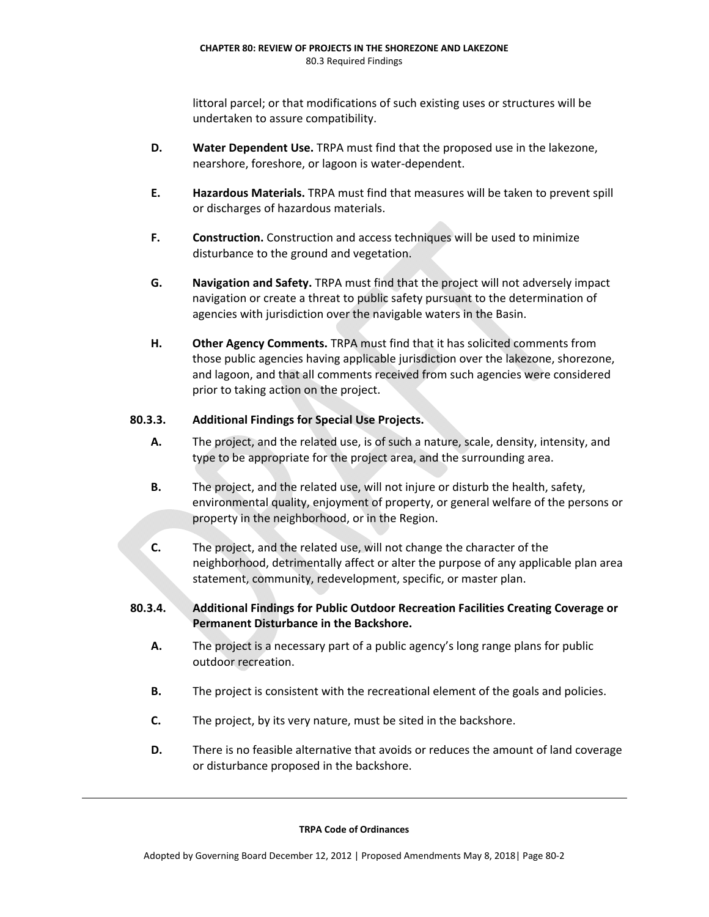littoral parcel; or that modifications of such existing uses or structures will be undertaken to assure compatibility.

**D.** **Water Dependent Use.** TRPA must find that the proposed use in the lakezone, nearshore, foreshore, or lagoon is water-dependent.

**E.** **Hazardous Materials.** TRPA must find that measures will be taken to prevent spill or discharges of hazardous materials.

**F.** **Construction.** Construction and access techniques will be used to minimize disturbance to the ground and vegetation.

**G.** **Navigation and Safety.** TRPA must find that the project will not adversely impact navigation or create a threat to public safety pursuant to the determination of agencies with jurisdiction over the navigable waters in the Basin.

**H.** **Other Agency Comments.** TRPA must find that it has solicited comments from those public agencies having applicable jurisdiction over the lakezone, shorezone, and lagoon, and that all comments received from such agencies were considered prior to taking action on the project.

### 80.3.3. Additional Findings for Special Use Projects.

**A.** The project, and the related use, is of such a nature, scale, density, intensity, and type to be appropriate for the project area, and the surrounding area.

**B.** The project, and the related use, will not injure or disturb the health, safety, environmental quality, enjoyment of property, or general welfare of the persons or property in the neighborhood, or in the Region.

**C.** The project, and the related use, will not change the character of the neighborhood, detrimentally affect or alter the purpose of any applicable plan area statement, community, redevelopment, specific, or master plan.

### 80.3.4. Additional Findings for Public Outdoor Recreation Facilities Creating Coverage or Permanent Disturbance in the Backshore.

**A.** The project is a necessary part of a public agency's long range plans for public outdoor recreation.

**B.** The project is consistent with the recreational element of the goals and policies.

**C.** The project, by its very nature, must be sited in the backshore.

**D.** There is no feasible alternative that avoids or reduces the amount of land coverage or disturbance proposed in the backshore.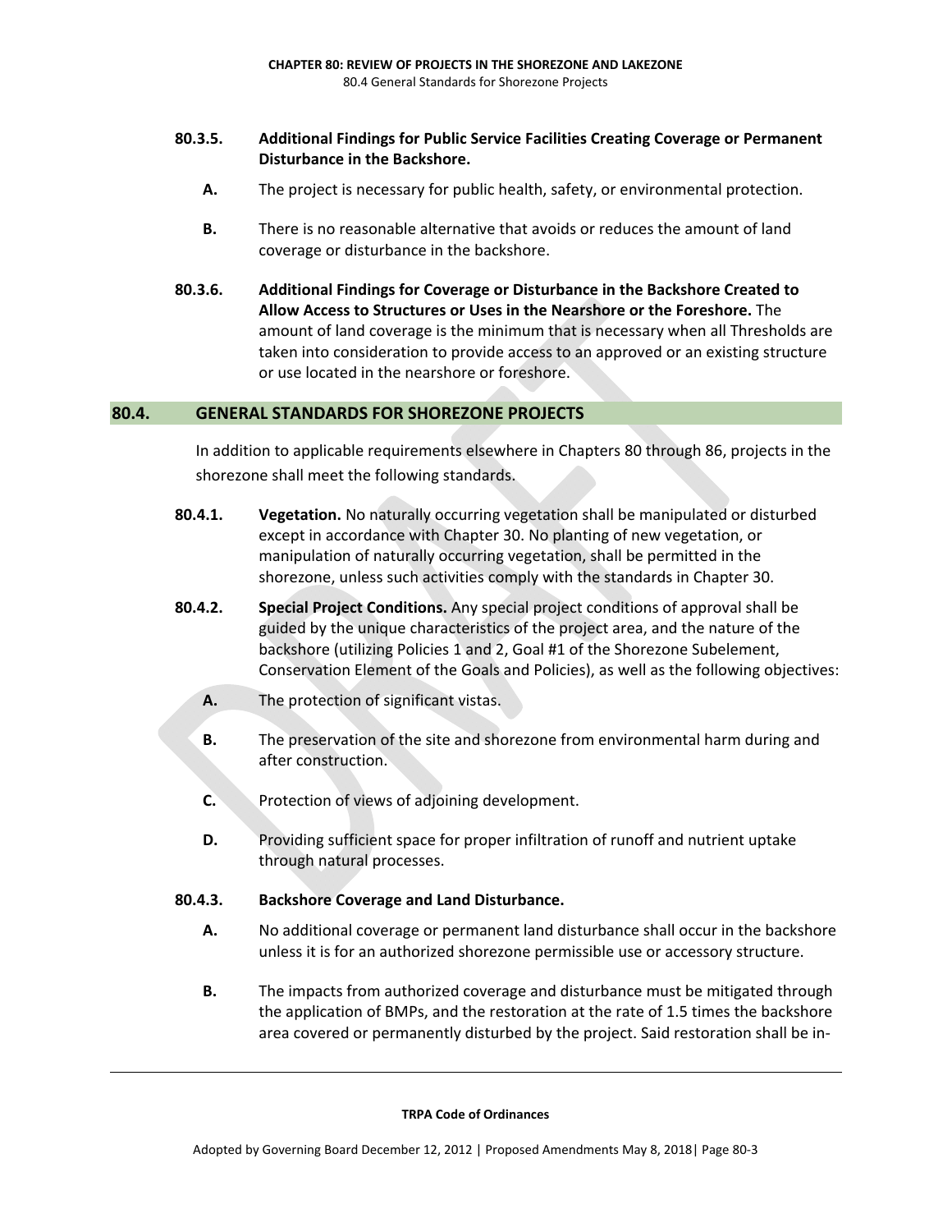**80.3.5. Additional Findings for Public Service Facilities Creating Coverage or Permanent Disturbance in the Backshore.**

**A.** The project is necessary for public health, safety, or environmental protection.

**B.** There is no reasonable alternative that avoids or reduces the amount of land coverage or disturbance in the backshore.

**80.3.6. Additional Findings for Coverage or Disturbance in the Backshore Created to Allow Access to Structures or Uses in the Nearshore or the Foreshore.** The amount of land coverage is the minimum that is necessary when all Thresholds are taken into consideration to provide access to an approved or an existing structure or use located in the nearshore or foreshore.

## 80.4. GENERAL STANDARDS FOR SHOREZONE PROJECTS

In addition to applicable requirements elsewhere in Chapters 80 through 86, projects in the shorezone shall meet the following standards.

**80.4.1. Vegetation.** No naturally occurring vegetation shall be manipulated or disturbed except in accordance with Chapter 30. No planting of new vegetation, or manipulation of naturally occurring vegetation, shall be permitted in the shorezone, unless such activities comply with the standards in Chapter 30.

**80.4.2. Special Project Conditions.** Any special project conditions of approval shall be guided by the unique characteristics of the project area, and the nature of the backshore (utilizing Policies 1 and 2, Goal #1 of the Shorezone Subelement, Conservation Element of the Goals and Policies), as well as the following objectives:

**A.** The protection of significant vistas.

**B.** The preservation of the site and shorezone from environmental harm during and after construction.

**C.** Protection of views of adjoining development.

**D.** Providing sufficient space for proper infiltration of runoff and nutrient uptake through natural processes.

**80.4.3. Backshore Coverage and Land Disturbance.**

**A.** No additional coverage or permanent land disturbance shall occur in the backshore unless it is for an authorized shorezone permissible use or accessory structure.

**B.** The impacts from authorized coverage and disturbance must be mitigated through the application of BMPs, and the restoration at the rate of 1.5 times the backshore area covered or permanently disturbed by the project. Said restoration shall be in-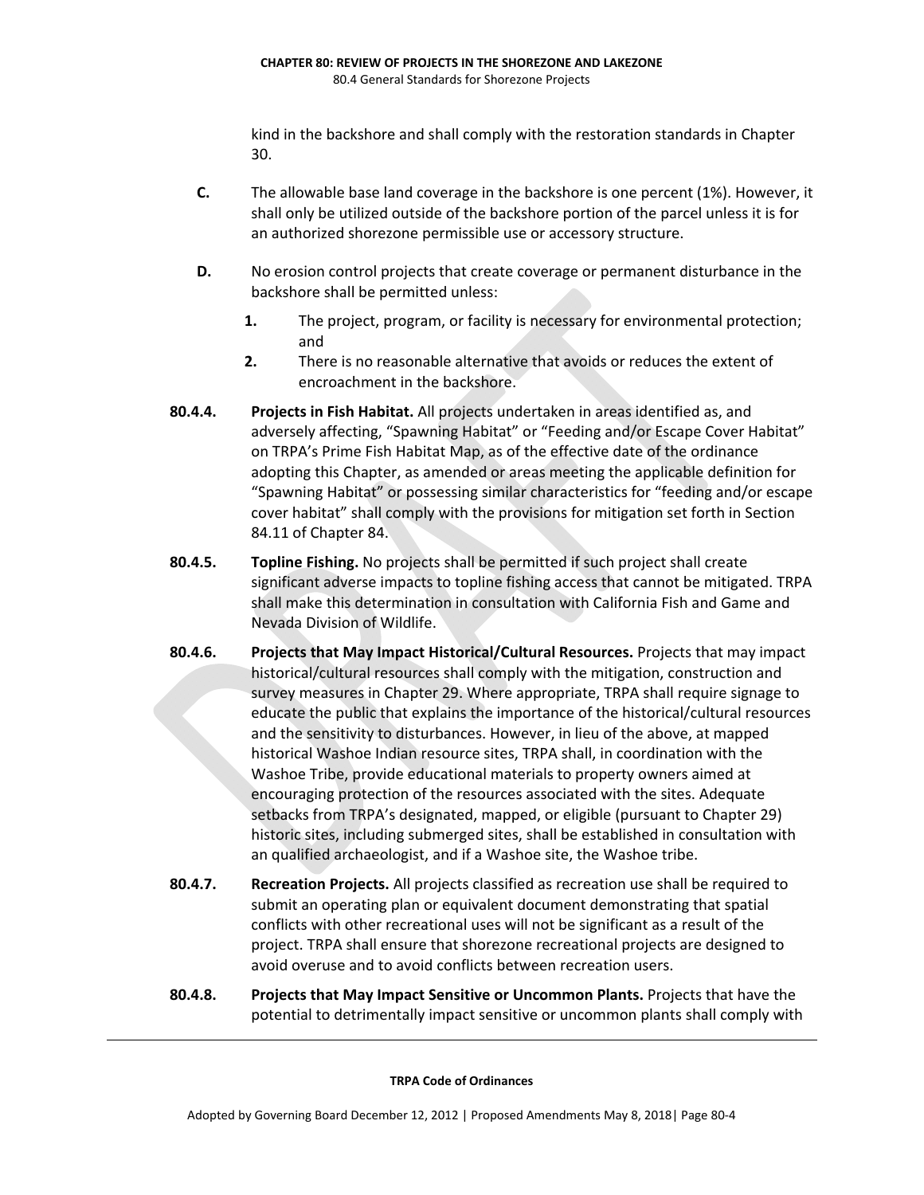kind in the backshore and shall comply with the restoration standards in Chapter 30.

**C.** The allowable base land coverage in the backshore is one percent (1%). However, it shall only be utilized outside of the backshore portion of the parcel unless it is for an authorized shorezone permissible use or accessory structure.

**D.** No erosion control projects that create coverage or permanent disturbance in the backshore shall be permitted unless:

**1.** The project, program, or facility is necessary for environmental protection; and

**2.** There is no reasonable alternative that avoids or reduces the extent of encroachment in the backshore.

**80.4.4. Projects in Fish Habitat.** All projects undertaken in areas identified as, and adversely affecting, "Spawning Habitat" or "Feeding and/or Escape Cover Habitat" on TRPA's Prime Fish Habitat Map, as of the effective date of the ordinance adopting this Chapter, as amended or areas meeting the applicable definition for "Spawning Habitat" or possessing similar characteristics for "feeding and/or escape cover habitat" shall comply with the provisions for mitigation set forth in Section 84.11 of Chapter 84.

**80.4.5. Topline Fishing.** No projects shall be permitted if such project shall create significant adverse impacts to topline fishing access that cannot be mitigated. TRPA shall make this determination in consultation with California Fish and Game and Nevada Division of Wildlife.

**80.4.6. Projects that May Impact Historical/Cultural Resources.** Projects that may impact historical/cultural resources shall comply with the mitigation, construction and survey measures in Chapter 29. Where appropriate, TRPA shall require signage to educate the public that explains the importance of the historical/cultural resources and the sensitivity to disturbances. However, in lieu of the above, at mapped historical Washoe Indian resource sites, TRPA shall, in coordination with the Washoe Tribe, provide educational materials to property owners aimed at encouraging protection of the resources associated with the sites. Adequate setbacks from TRPA's designated, mapped, or eligible (pursuant to Chapter 29) historic sites, including submerged sites, shall be established in consultation with an qualified archaeologist, and if a Washoe site, the Washoe tribe.

**80.4.7. Recreation Projects.** All projects classified as recreation use shall be required to submit an operating plan or equivalent document demonstrating that spatial conflicts with other recreational uses will not be significant as a result of the project. TRPA shall ensure that shorezone recreational projects are designed to avoid overuse and to avoid conflicts between recreation users.

**80.4.8. Projects that May Impact Sensitive or Uncommon Plants.** Projects that have the potential to detrimentally impact sensitive or uncommon plants shall comply with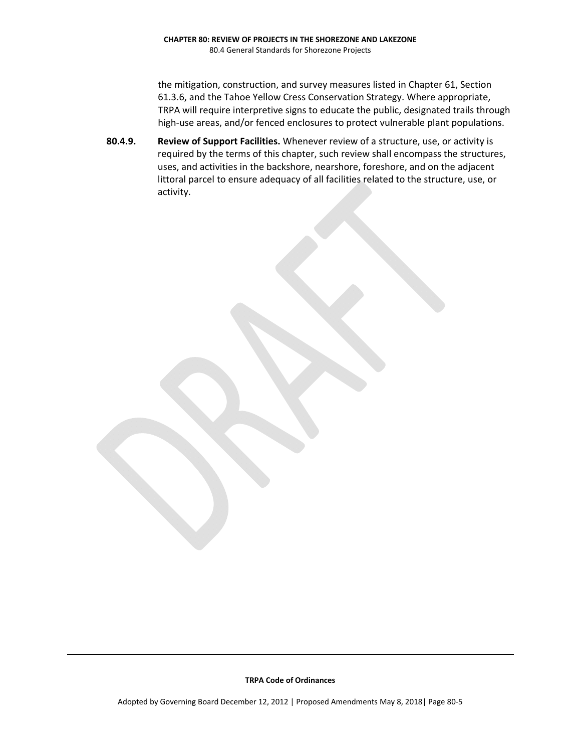the mitigation, construction, and survey measures listed in Chapter 61, Section 61.3.6, and the Tahoe Yellow Cress Conservation Strategy. Where appropriate, TRPA will require interpretive signs to educate the public, designated trails through high-use areas, and/or fenced enclosures to protect vulnerable plant populations.

**80.4.9. Review of Support Facilities.** Whenever review of a structure, use, or activity is required by the terms of this chapter, such review shall encompass the structures, uses, and activities in the backshore, nearshore, foreshore, and on the adjacent littoral parcel to ensure adequacy of all facilities related to the structure, use, or activity.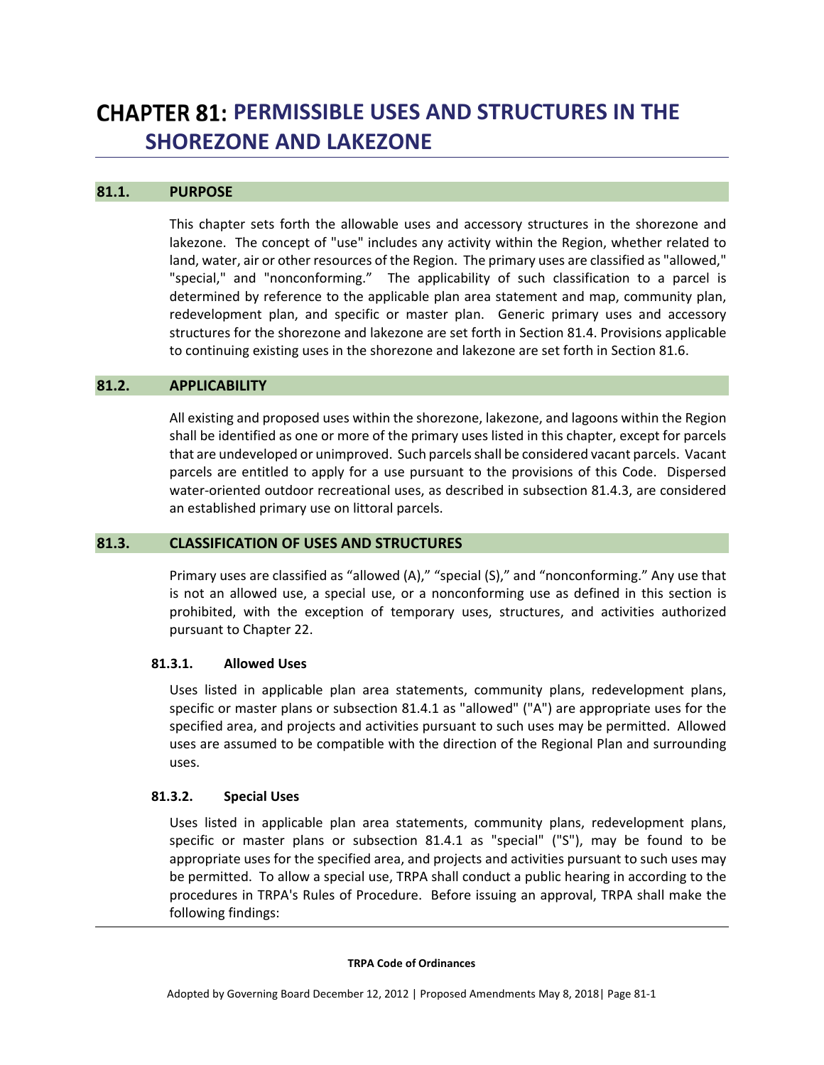# CHAPTER 81: PERMISSIBLE USES AND STRUCTURES IN THE SHOREZONE AND LAKEZONE

## 81.1. PURPOSE

This chapter sets forth the allowable uses and accessory structures in the shorezone and lakezone. The concept of "use" includes any activity within the Region, whether related to land, water, air or other resources of the Region. The primary uses are classified as "allowed," "special," and "nonconforming." The applicability of such classification to a parcel is determined by reference to the applicable plan area statement and map, community plan, redevelopment plan, and specific or master plan. Generic primary uses and accessory structures for the shorezone and lakezone are set forth in Section 81.4. Provisions applicable to continuing existing uses in the shorezone and lakezone are set forth in Section 81.6.

## 81.2. APPLICABILITY

All existing and proposed uses within the shorezone, lakezone, and lagoons within the Region shall be identified as one or more of the primary uses listed in this chapter, except for parcels that are undeveloped or unimproved. Such parcels shall be considered vacant parcels. Vacant parcels are entitled to apply for a use pursuant to the provisions of this Code. Dispersed water-oriented outdoor recreational uses, as described in subsection 81.4.3, are considered an established primary use on littoral parcels.

## 81.3. CLASSIFICATION OF USES AND STRUCTURES

Primary uses are classified as "allowed (A)," "special (S)," and "nonconforming." Any use that is not an allowed use, a special use, or a nonconforming use as defined in this section is prohibited, with the exception of temporary uses, structures, and activities authorized pursuant to Chapter 22.

### 81.3.1. Allowed Uses

Uses listed in applicable plan area statements, community plans, redevelopment plans, specific or master plans or subsection 81.4.1 as "allowed" ("A") are appropriate uses for the specified area, and projects and activities pursuant to such uses may be permitted. Allowed uses are assumed to be compatible with the direction of the Regional Plan and surrounding uses.

### 81.3.2. Special Uses

Uses listed in applicable plan area statements, community plans, redevelopment plans, specific or master plans or subsection 81.4.1 as "special" ("S"), may be found to be appropriate uses for the specified area, and projects and activities pursuant to such uses may be permitted. To allow a special use, TRPA shall conduct a public hearing in according to the procedures in TRPA's Rules of Procedure. Before issuing an approval, TRPA shall make the following findings: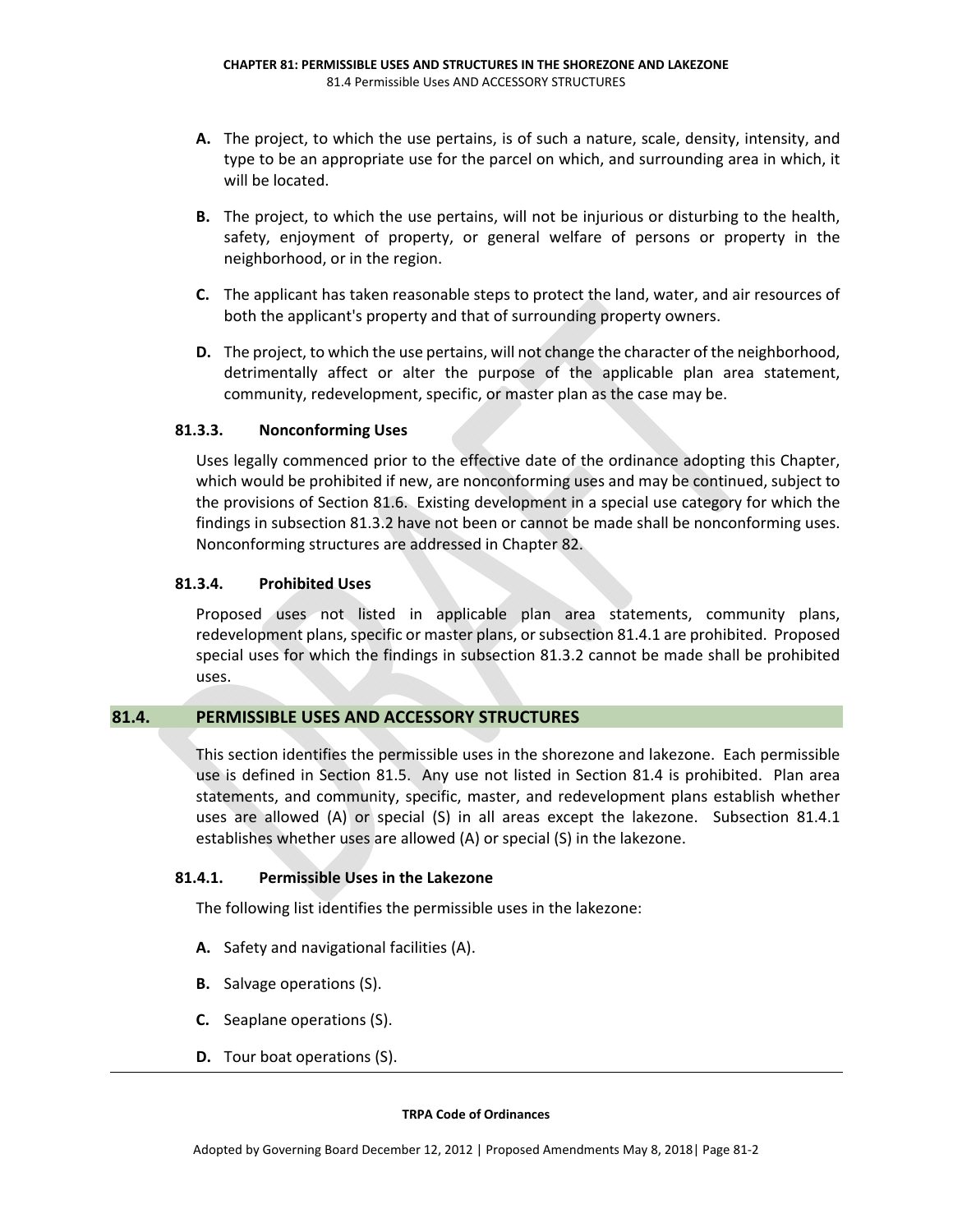**A.** The project, to which the use pertains, is of such a nature, scale, density, intensity, and type to be an appropriate use for the parcel on which, and surrounding area in which, it will be located.

**B.** The project, to which the use pertains, will not be injurious or disturbing to the health, safety, enjoyment of property, or general welfare of persons or property in the neighborhood, or in the region.

**C.** The applicant has taken reasonable steps to protect the land, water, and air resources of both the applicant's property and that of surrounding property owners.

**D.** The project, to which the use pertains, will not change the character of the neighborhood, detrimentally affect or alter the purpose of the applicable plan area statement, community, redevelopment, specific, or master plan as the case may be.

### 81.3.3. Nonconforming Uses

Uses legally commenced prior to the effective date of the ordinance adopting this Chapter, which would be prohibited if new, are nonconforming uses and may be continued, subject to the provisions of Section 81.6. Existing development in a special use category for which the findings in subsection 81.3.2 have not been or cannot be made shall be nonconforming uses. Nonconforming structures are addressed in Chapter 82.

### 81.3.4. Prohibited Uses

Proposed uses not listed in applicable plan area statements, community plans, redevelopment plans, specific or master plans, or subsection 81.4.1 are prohibited. Proposed special uses for which the findings in subsection 81.3.2 cannot be made shall be prohibited uses.

## 81.4. PERMISSIBLE USES AND ACCESSORY STRUCTURES

This section identifies the permissible uses in the shorezone and lakezone. Each permissible use is defined in Section 81.5. Any use not listed in Section 81.4 is prohibited. Plan area statements, and community, specific, master, and redevelopment plans establish whether uses are allowed (A) or special (S) in all areas except the lakezone. Subsection 81.4.1 establishes whether uses are allowed (A) or special (S) in the lakezone.

### 81.4.1. Permissible Uses in the Lakezone

The following list identifies the permissible uses in the lakezone:

**A.** Safety and navigational facilities (A).

**B.** Salvage operations (S).

**C.** Seaplane operations (S).

**D.** Tour boat operations (S).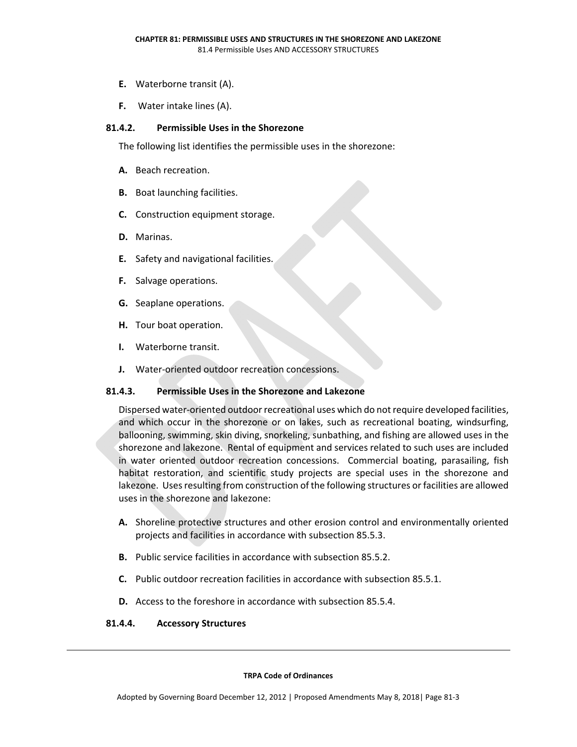**E.** Waterborne transit (A).

**F.** Water intake lines (A).

#### 81.4.2. Permissible Uses in the Shorezone

The following list identifies the permissible uses in the shorezone:

**A.** Beach recreation.

**B.** Boat launching facilities.

**C.** Construction equipment storage.

**D.** Marinas.

**E.** Safety and navigational facilities.

**F.** Salvage operations.

**G.** Seaplane operations.

**H.** Tour boat operation.

**I.** Waterborne transit.

**J.** Water-oriented outdoor recreation concessions.

#### 81.4.3. Permissible Uses in the Shorezone and Lakezone

Dispersed water-oriented outdoor recreational uses which do not require developed facilities, and which occur in the shorezone or on lakes, such as recreational boating, windsurfing, ballooning, swimming, skin diving, snorkeling, sunbathing, and fishing are allowed uses in the shorezone and lakezone. Rental of equipment and services related to such uses are included in water oriented outdoor recreation concessions. Commercial boating, parasailing, fish habitat restoration, and scientific study projects are special uses in the shorezone and lakezone. Uses resulting from construction of the following structures or facilities are allowed uses in the shorezone and lakezone:

**A.** Shoreline protective structures and other erosion control and environmentally oriented projects and facilities in accordance with subsection 85.5.3.

**B.** Public service facilities in accordance with subsection 85.5.2.

**C.** Public outdoor recreation facilities in accordance with subsection 85.5.1.

**D.** Access to the foreshore in accordance with subsection 85.5.4.

#### 81.4.4. Accessory Structures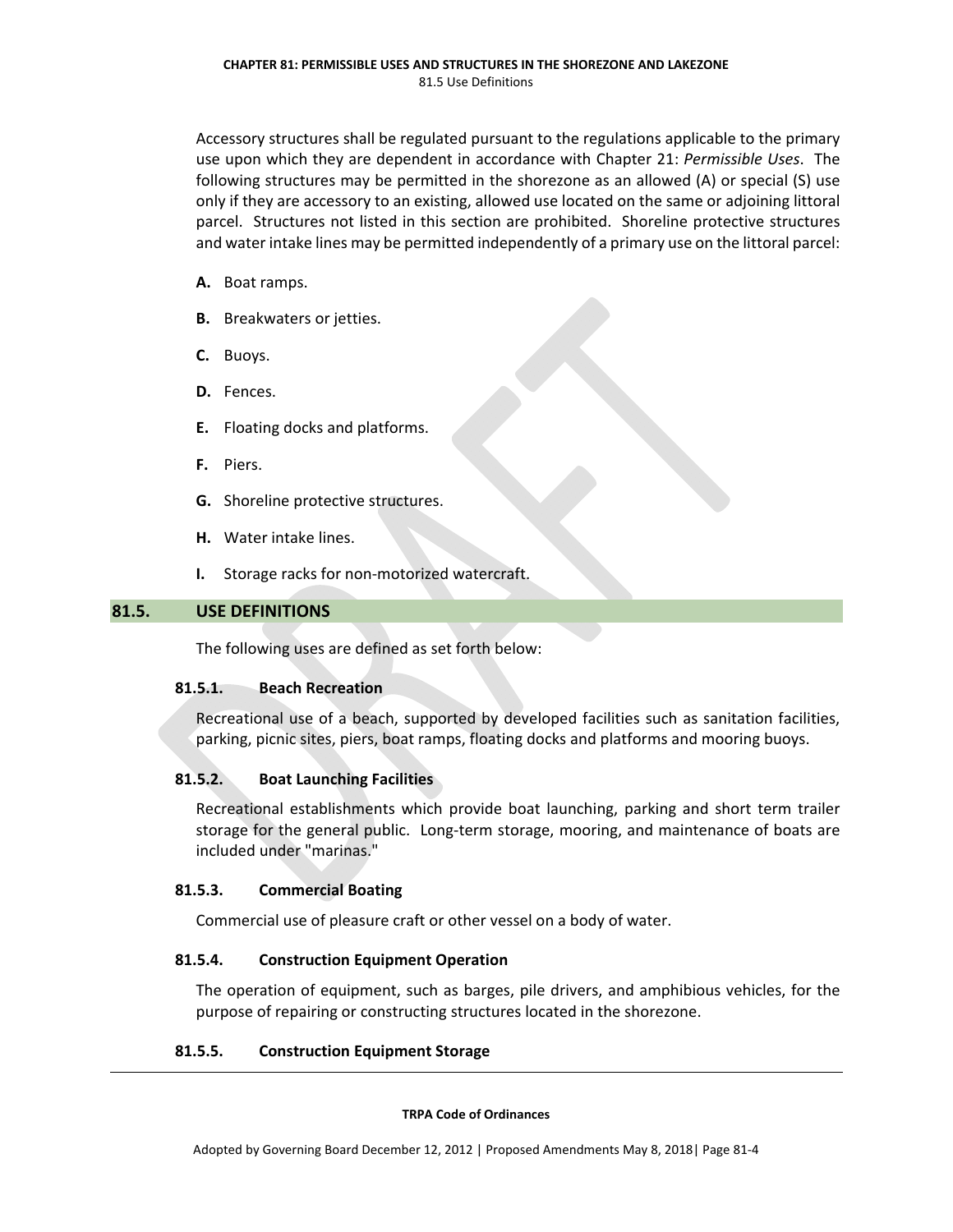Accessory structures shall be regulated pursuant to the regulations applicable to the primary use upon which they are dependent in accordance with Chapter 21: *Permissible Uses*. The following structures may be permitted in the shorezone as an allowed (A) or special (S) use only if they are accessory to an existing, allowed use located on the same or adjoining littoral parcel. Structures not listed in this section are prohibited. Shoreline protective structures and water intake lines may be permitted independently of a primary use on the littoral parcel:

**A.** Boat ramps.

**B.** Breakwaters or jetties.

**C.** Buoys.

**D.** Fences.

**E.** Floating docks and platforms.

**F.** Piers.

**G.** Shoreline protective structures.

**H.** Water intake lines.

**I.** Storage racks for non-motorized watercraft.

## 81.5. USE DEFINITIONS

The following uses are defined as set forth below:

### 81.5.1. Beach Recreation

Recreational use of a beach, supported by developed facilities such as sanitation facilities, parking, picnic sites, piers, boat ramps, floating docks and platforms and mooring buoys.

### 81.5.2. Boat Launching Facilities

Recreational establishments which provide boat launching, parking and short term trailer storage for the general public. Long-term storage, mooring, and maintenance of boats are included under "marinas."

### 81.5.3. Commercial Boating

Commercial use of pleasure craft or other vessel on a body of water.

### 81.5.4. Construction Equipment Operation

The operation of equipment, such as barges, pile drivers, and amphibious vehicles, for the purpose of repairing or constructing structures located in the shorezone.

### 81.5.5. Construction Equipment Storage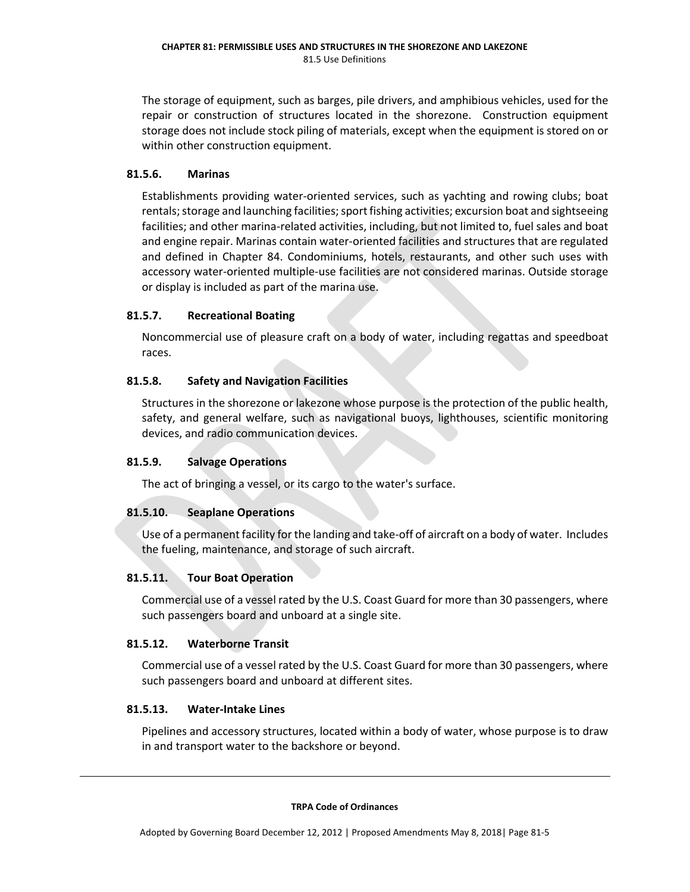The storage of equipment, such as barges, pile drivers, and amphibious vehicles, used for the repair or construction of structures located in the shorezone. Construction equipment storage does not include stock piling of materials, except when the equipment is stored on or within other construction equipment.

#### 81.5.6. Marinas

Establishments providing water-oriented services, such as yachting and rowing clubs; boat rentals; storage and launching facilities; sport fishing activities; excursion boat and sightseeing facilities; and other marina-related activities, including, but not limited to, fuel sales and boat and engine repair. Marinas contain water-oriented facilities and structures that are regulated and defined in Chapter 84. Condominiums, hotels, restaurants, and other such uses with accessory water-oriented multiple-use facilities are not considered marinas. Outside storage or display is included as part of the marina use.

#### 81.5.7. Recreational Boating

Noncommercial use of pleasure craft on a body of water, including regattas and speedboat races.

#### 81.5.8. Safety and Navigation Facilities

Structures in the shorezone or lakezone whose purpose is the protection of the public health, safety, and general welfare, such as navigational buoys, lighthouses, scientific monitoring devices, and radio communication devices.

#### 81.5.9. Salvage Operations

The act of bringing a vessel, or its cargo to the water's surface.

#### 81.5.10. Seaplane Operations

Use of a permanent facility for the landing and take-off of aircraft on a body of water. Includes the fueling, maintenance, and storage of such aircraft.

#### 81.5.11. Tour Boat Operation

Commercial use of a vessel rated by the U.S. Coast Guard for more than 30 passengers, where such passengers board and unboard at a single site.

#### 81.5.12. Waterborne Transit

Commercial use of a vessel rated by the U.S. Coast Guard for more than 30 passengers, where such passengers board and unboard at different sites.

#### 81.5.13. Water-Intake Lines

Pipelines and accessory structures, located within a body of water, whose purpose is to draw in and transport water to the backshore or beyond.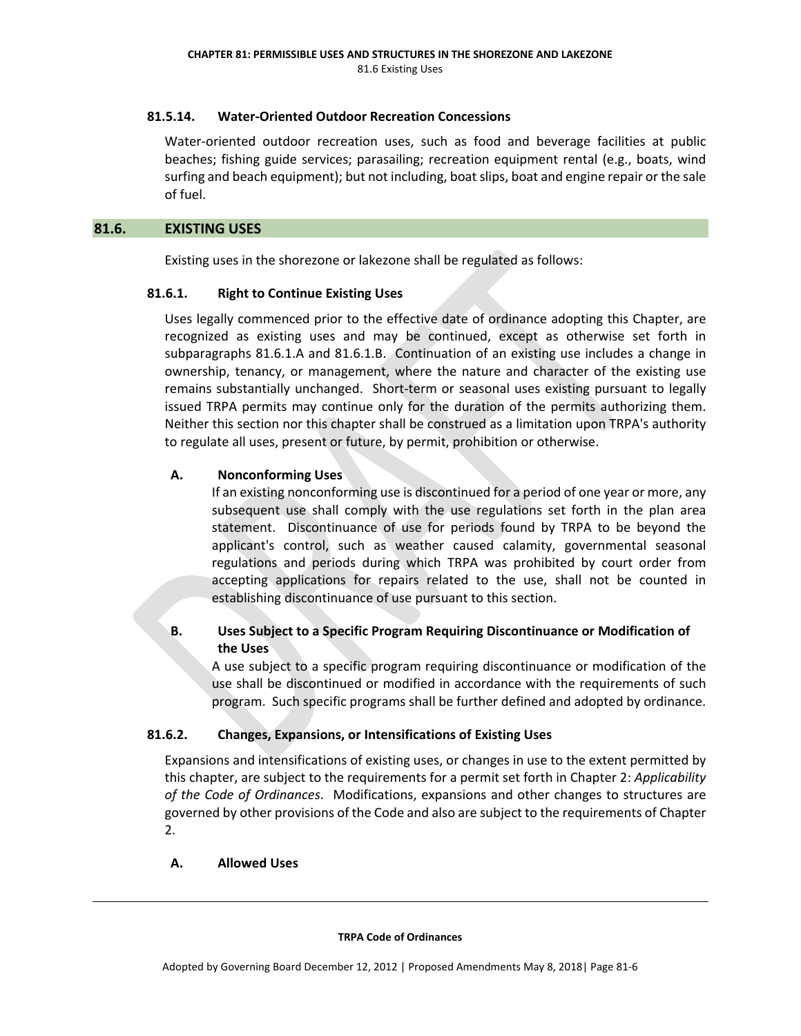#### 81.5.14. Water-Oriented Outdoor Recreation Concessions

Water-oriented outdoor recreation uses, such as food and beverage facilities at public beaches; fishing guide services; parasailing; recreation equipment rental (e.g., boats, wind surfing and beach equipment); but not including, boat slips, boat and engine repair or the sale of fuel.

## 81.6. EXISTING USES

Existing uses in the shorezone or lakezone shall be regulated as follows:

#### 81.6.1. Right to Continue Existing Uses

Uses legally commenced prior to the effective date of ordinance adopting this Chapter, are recognized as existing uses and may be continued, except as otherwise set forth in subparagraphs 81.6.1.A and 81.6.1.B. Continuation of an existing use includes a change in ownership, tenancy, or management, where the nature and character of the existing use remains substantially unchanged. Short-term or seasonal uses existing pursuant to legally issued TRPA permits may continue only for the duration of the permits authorizing them. Neither this section nor this chapter shall be construed as a limitation upon TRPA's authority to regulate all uses, present or future, by permit, prohibition or otherwise.

**A. Nonconforming Uses**

If an existing nonconforming use is discontinued for a period of one year or more, any subsequent use shall comply with the use regulations set forth in the plan area statement. Discontinuance of use for periods found by TRPA to be beyond the applicant's control, such as weather caused calamity, governmental seasonal regulations and periods during which TRPA was prohibited by court order from accepting applications for repairs related to the use, shall not be counted in establishing discontinuance of use pursuant to this section.

**B. Uses Subject to a Specific Program Requiring Discontinuance or Modification of the Uses**

A use subject to a specific program requiring discontinuance or modification of the use shall be discontinued or modified in accordance with the requirements of such program. Such specific programs shall be further defined and adopted by ordinance.

#### 81.6.2. Changes, Expansions, or Intensifications of Existing Uses

Expansions and intensifications of existing uses, or changes in use to the extent permitted by this chapter, are subject to the requirements for a permit set forth in Chapter 2: *Applicability of the Code of Ordinances*. Modifications, expansions and other changes to structures are governed by other provisions of the Code and also are subject to the requirements of Chapter 2.

**A. Allowed Uses**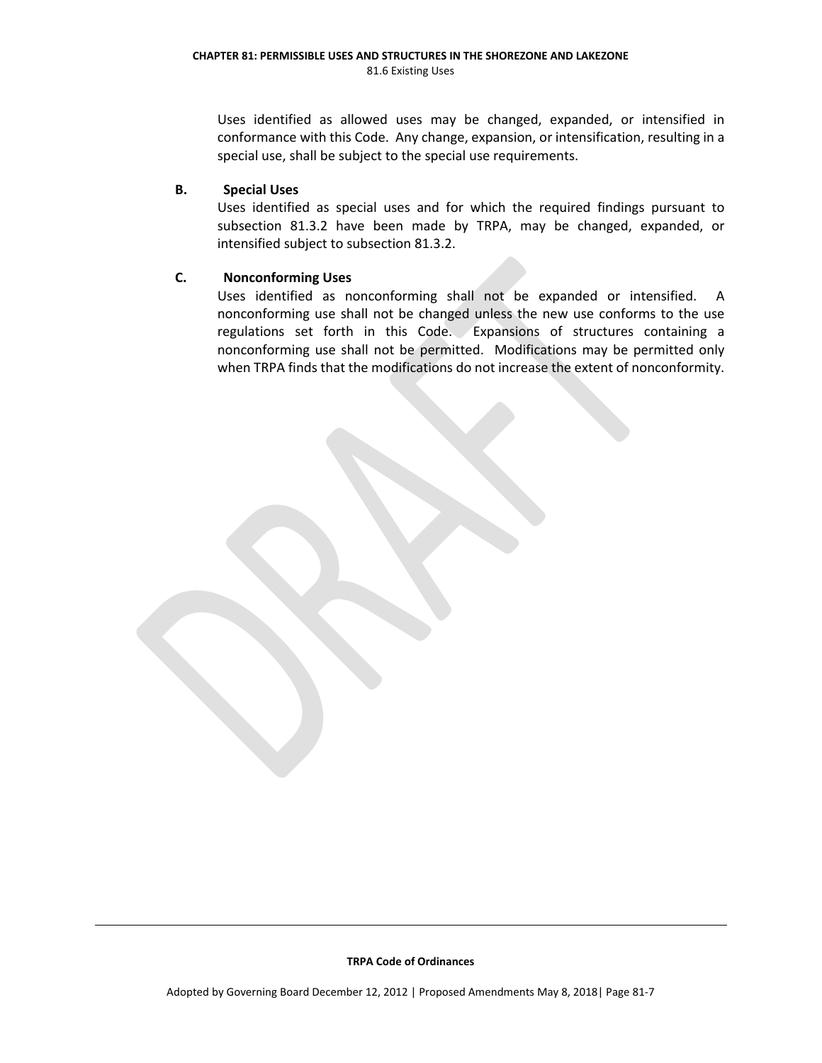Uses identified as allowed uses may be changed, expanded, or intensified in conformance with this Code. Any change, expansion, or intensification, resulting in a special use, shall be subject to the special use requirements.

**B. Special Uses**

Uses identified as special uses and for which the required findings pursuant to subsection 81.3.2 have been made by TRPA, may be changed, expanded, or intensified subject to subsection 81.3.2.

**C. Nonconforming Uses**

Uses identified as nonconforming shall not be expanded or intensified. A nonconforming use shall not be changed unless the new use conforms to the use regulations set forth in this Code. Expansions of structures containing a nonconforming use shall not be permitted. Modifications may be permitted only when TRPA finds that the modifications do not increase the extent of nonconformity.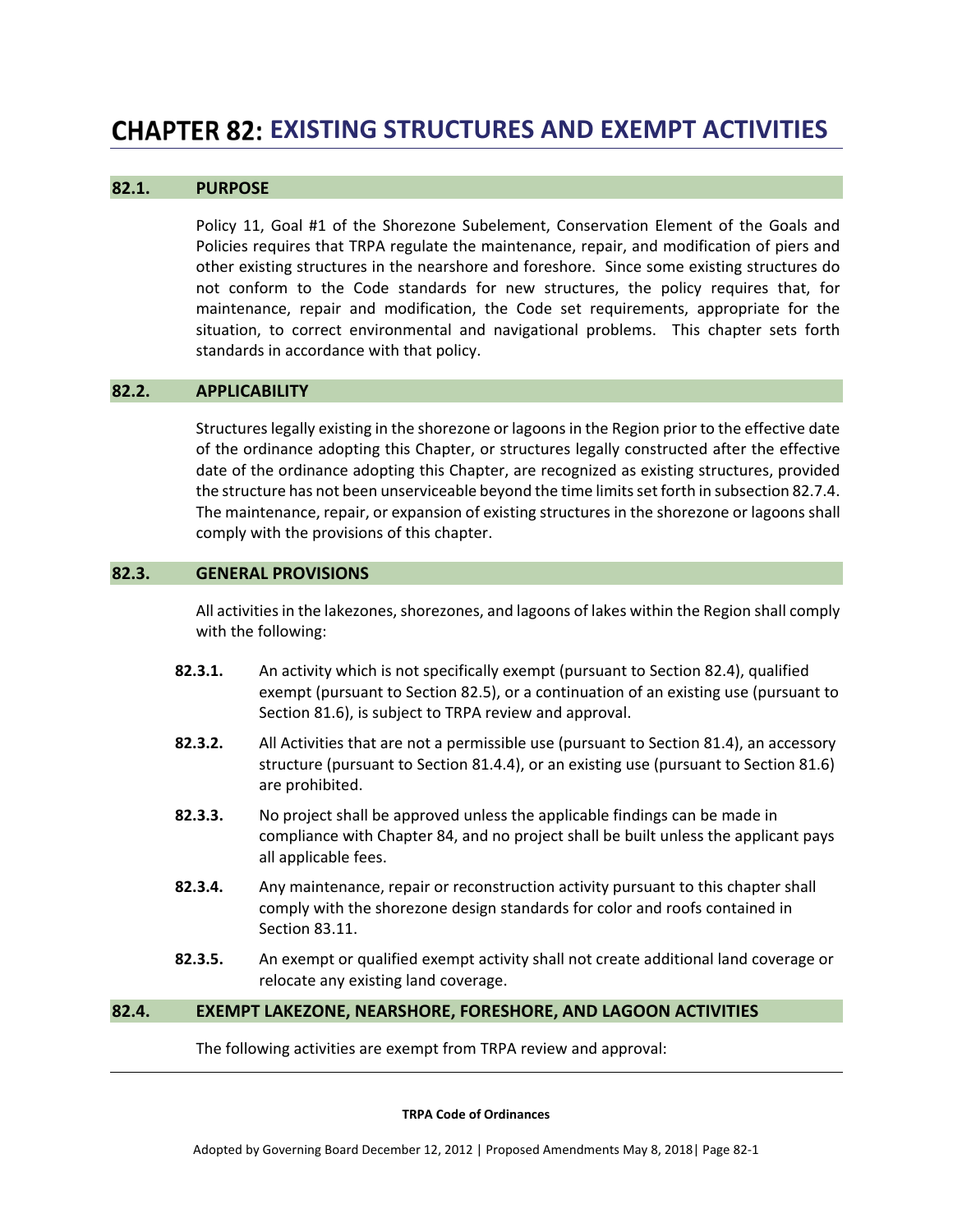# CHAPTER 82: EXISTING STRUCTURES AND EXEMPT ACTIVITIES

## 82.1. PURPOSE

Policy 11, Goal #1 of the Shorezone Subelement, Conservation Element of the Goals and Policies requires that TRPA regulate the maintenance, repair, and modification of piers and other existing structures in the nearshore and foreshore. Since some existing structures do not conform to the Code standards for new structures, the policy requires that, for maintenance, repair and modification, the Code set requirements, appropriate for the situation, to correct environmental and navigational problems. This chapter sets forth standards in accordance with that policy.

## 82.2. APPLICABILITY

Structures legally existing in the shorezone or lagoons in the Region prior to the effective date of the ordinance adopting this Chapter, or structures legally constructed after the effective date of the ordinance adopting this Chapter, are recognized as existing structures, provided the structure has not been unserviceable beyond the time limits set forth in subsection 82.7.4. The maintenance, repair, or expansion of existing structures in the shorezone or lagoons shall comply with the provisions of this chapter.

## 82.3. GENERAL PROVISIONS

All activities in the lakezones, shorezones, and lagoons of lakes within the Region shall comply with the following:

**82.3.1.** An activity which is not specifically exempt (pursuant to Section 82.4), qualified exempt (pursuant to Section 82.5), or a continuation of an existing use (pursuant to Section 81.6), is subject to TRPA review and approval.

**82.3.2.** All Activities that are not a permissible use (pursuant to Section 81.4), an accessory structure (pursuant to Section 81.4.4), or an existing use (pursuant to Section 81.6) are prohibited.

**82.3.3.** No project shall be approved unless the applicable findings can be made in compliance with Chapter 84, and no project shall be built unless the applicant pays all applicable fees.

**82.3.4.** Any maintenance, repair or reconstruction activity pursuant to this chapter shall comply with the shorezone design standards for color and roofs contained in Section 83.11.

**82.3.5.** An exempt or qualified exempt activity shall not create additional land coverage or relocate any existing land coverage.

## 82.4. EXEMPT LAKEZONE, NEARSHORE, FORESHORE, AND LAGOON ACTIVITIES

The following activities are exempt from TRPA review and approval: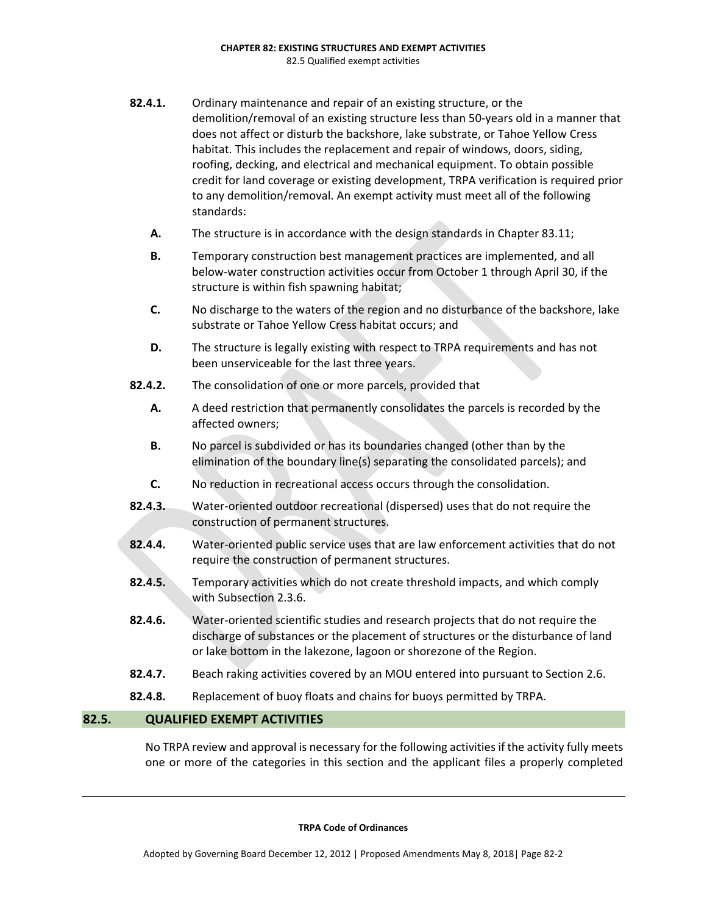**82.4.1.** Ordinary maintenance and repair of an existing structure, or the demolition/removal of an existing structure less than 50-years old in a manner that does not affect or disturb the backshore, lake substrate, or Tahoe Yellow Cress habitat. This includes the replacement and repair of windows, doors, siding, roofing, decking, and electrical and mechanical equipment. To obtain possible credit for land coverage or existing development, TRPA verification is required prior to any demolition/removal. An exempt activity must meet all of the following standards:

- **A.** The structure is in accordance with the design standards in Chapter 83.11;
- **B.** Temporary construction best management practices are implemented, and all below-water construction activities occur from October 1 through April 30, if the structure is within fish spawning habitat;
- **C.** No discharge to the waters of the region and no disturbance of the backshore, lake substrate or Tahoe Yellow Cress habitat occurs; and
- **D.** The structure is legally existing with respect to TRPA requirements and has not been unserviceable for the last three years.

**82.4.2.** The consolidation of one or more parcels, provided that

- **A.** A deed restriction that permanently consolidates the parcels is recorded by the affected owners;
- **B.** No parcel is subdivided or has its boundaries changed (other than by the elimination of the boundary line(s) separating the consolidated parcels); and
- **C.** No reduction in recreational access occurs through the consolidation.

**82.4.3.** Water-oriented outdoor recreational (dispersed) uses that do not require the construction of permanent structures.

**82.4.4.** Water-oriented public service uses that are law enforcement activities that do not require the construction of permanent structures.

**82.4.5.** Temporary activities which do not create threshold impacts, and which comply with Subsection 2.3.6.

**82.4.6.** Water-oriented scientific studies and research projects that do not require the discharge of substances or the placement of structures or the disturbance of land or lake bottom in the lakezone, lagoon or shorezone of the Region.

**82.4.7.** Beach raking activities covered by an MOU entered into pursuant to Section 2.6.

**82.4.8.** Replacement of buoy floats and chains for buoys permitted by TRPA.

## 82.5. QUALIFIED EXEMPT ACTIVITIES

No TRPA review and approval is necessary for the following activities if the activity fully meets one or more of the categories in this section and the applicant files a properly completed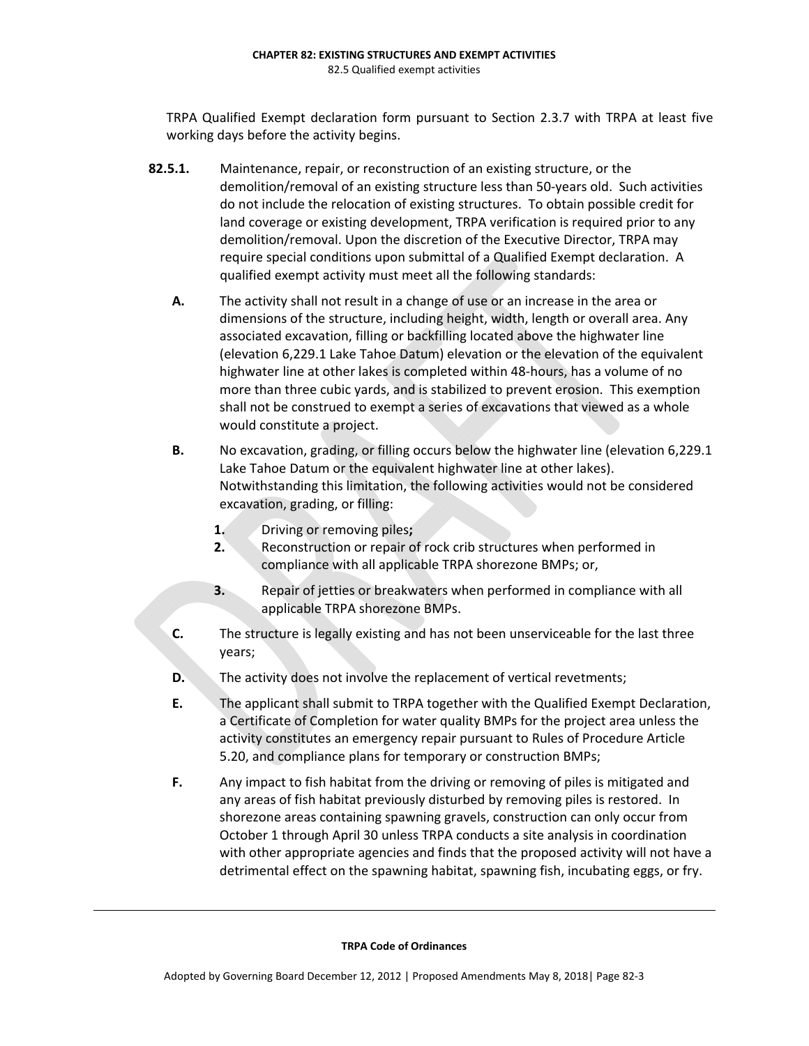TRPA Qualified Exempt declaration form pursuant to Section 2.3.7 with TRPA at least five working days before the activity begins.

**82.5.1.** Maintenance, repair, or reconstruction of an existing structure, or the demolition/removal of an existing structure less than 50-years old. Such activities do not include the relocation of existing structures. To obtain possible credit for land coverage or existing development, TRPA verification is required prior to any demolition/removal. Upon the discretion of the Executive Director, TRPA may require special conditions upon submittal of a Qualified Exempt declaration. A qualified exempt activity must meet all the following standards:

**A.** The activity shall not result in a change of use or an increase in the area or dimensions of the structure, including height, width, length or overall area. Any associated excavation, filling or backfilling located above the highwater line (elevation 6,229.1 Lake Tahoe Datum) elevation or the elevation of the equivalent highwater line at other lakes is completed within 48-hours, has a volume of no more than three cubic yards, and is stabilized to prevent erosion. This exemption shall not be construed to exempt a series of excavations that viewed as a whole would constitute a project.

**B.** No excavation, grading, or filling occurs below the highwater line (elevation 6,229.1 Lake Tahoe Datum or the equivalent highwater line at other lakes). Notwithstanding this limitation, the following activities would not be considered excavation, grading, or filling:

1. Driving or removing piles**;**
2. Reconstruction or repair of rock crib structures when performed in compliance with all applicable TRPA shorezone BMPs; or,
3. Repair of jetties or breakwaters when performed in compliance with all applicable TRPA shorezone BMPs.

**C.** The structure is legally existing and has not been unserviceable for the last three years;

**D.** The activity does not involve the replacement of vertical revetments;

**E.** The applicant shall submit to TRPA together with the Qualified Exempt Declaration, a Certificate of Completion for water quality BMPs for the project area unless the activity constitutes an emergency repair pursuant to Rules of Procedure Article 5.20, and compliance plans for temporary or construction BMPs;

**F.** Any impact to fish habitat from the driving or removing of piles is mitigated and any areas of fish habitat previously disturbed by removing piles is restored. In shorezone areas containing spawning gravels, construction can only occur from October 1 through April 30 unless TRPA conducts a site analysis in coordination with other appropriate agencies and finds that the proposed activity will not have a detrimental effect on the spawning habitat, spawning fish, incubating eggs, or fry.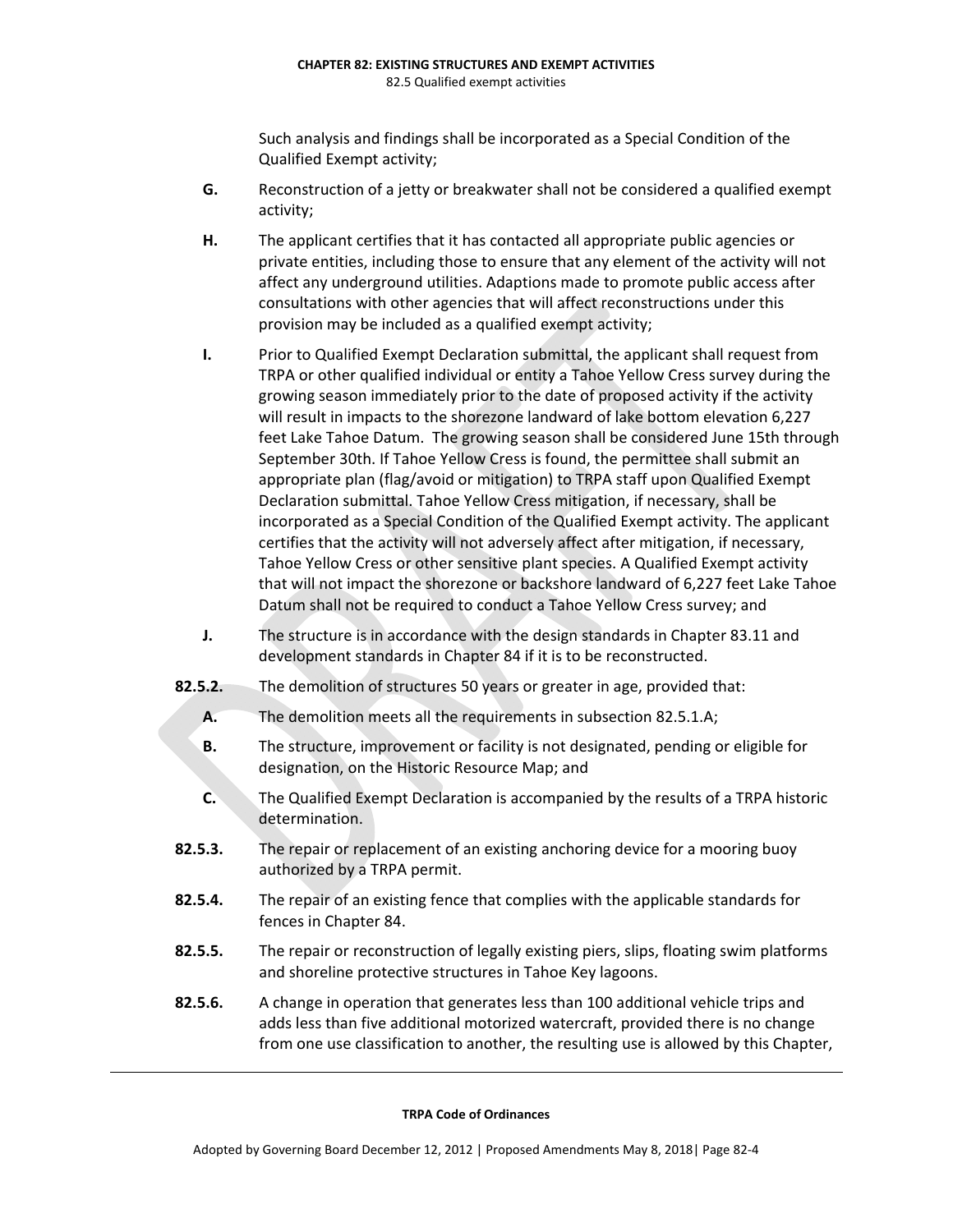Such analysis and findings shall be incorporated as a Special Condition of the Qualified Exempt activity;

**G.** Reconstruction of a jetty or breakwater shall not be considered a qualified exempt activity;

**H.** The applicant certifies that it has contacted all appropriate public agencies or private entities, including those to ensure that any element of the activity will not affect any underground utilities. Adaptions made to promote public access after consultations with other agencies that will affect reconstructions under this provision may be included as a qualified exempt activity;

**I.** Prior to Qualified Exempt Declaration submittal, the applicant shall request from TRPA or other qualified individual or entity a Tahoe Yellow Cress survey during the growing season immediately prior to the date of proposed activity if the activity will result in impacts to the shorezone landward of lake bottom elevation 6,227 feet Lake Tahoe Datum. The growing season shall be considered June 15th through September 30th. If Tahoe Yellow Cress is found, the permittee shall submit an appropriate plan (flag/avoid or mitigation) to TRPA staff upon Qualified Exempt Declaration submittal. Tahoe Yellow Cress mitigation, if necessary, shall be incorporated as a Special Condition of the Qualified Exempt activity. The applicant certifies that the activity will not adversely affect after mitigation, if necessary, Tahoe Yellow Cress or other sensitive plant species. A Qualified Exempt activity that will not impact the shorezone or backshore landward of 6,227 feet Lake Tahoe Datum shall not be required to conduct a Tahoe Yellow Cress survey; and

**J.** The structure is in accordance with the design standards in Chapter 83.11 and development standards in Chapter 84 if it is to be reconstructed.

**82.5.2.** The demolition of structures 50 years or greater in age, provided that:

**A.** The demolition meets all the requirements in subsection 82.5.1.A;

**B.** The structure, improvement or facility is not designated, pending or eligible for designation, on the Historic Resource Map; and

**C.** The Qualified Exempt Declaration is accompanied by the results of a TRPA historic determination.

**82.5.3.** The repair or replacement of an existing anchoring device for a mooring buoy authorized by a TRPA permit.

**82.5.4.** The repair of an existing fence that complies with the applicable standards for fences in Chapter 84.

**82.5.5.** The repair or reconstruction of legally existing piers, slips, floating swim platforms and shoreline protective structures in Tahoe Key lagoons.

**82.5.6.** A change in operation that generates less than 100 additional vehicle trips and adds less than five additional motorized watercraft, provided there is no change from one use classification to another, the resulting use is allowed by this Chapter,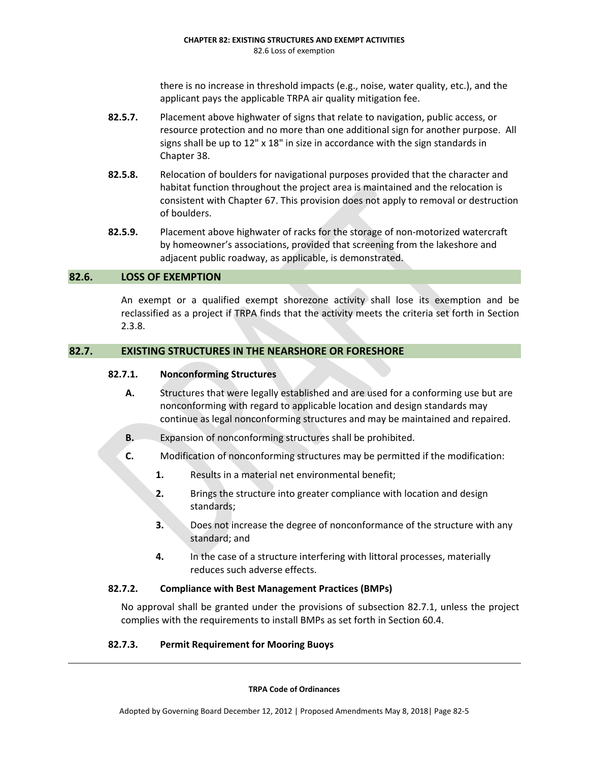there is no increase in threshold impacts (e.g., noise, water quality, etc.), and the applicant pays the applicable TRPA air quality mitigation fee.

**82.5.7.** Placement above highwater of signs that relate to navigation, public access, or resource protection and no more than one additional sign for another purpose. All signs shall be up to 12" x 18" in size in accordance with the sign standards in Chapter 38.

**82.5.8.** Relocation of boulders for navigational purposes provided that the character and habitat function throughout the project area is maintained and the relocation is consistent with Chapter 67. This provision does not apply to removal or destruction of boulders.

**82.5.9.** Placement above highwater of racks for the storage of non-motorized watercraft by homeowner's associations, provided that screening from the lakeshore and adjacent public roadway, as applicable, is demonstrated.

## 82.6. LOSS OF EXEMPTION

An exempt or a qualified exempt shorezone activity shall lose its exemption and be reclassified as a project if TRPA finds that the activity meets the criteria set forth in Section 2.3.8.

## 82.7. EXISTING STRUCTURES IN THE NEARSHORE OR FORESHORE

### 82.7.1. Nonconforming Structures

**A.** Structures that were legally established and are used for a conforming use but are nonconforming with regard to applicable location and design standards may continue as legal nonconforming structures and may be maintained and repaired.

**B.** Expansion of nonconforming structures shall be prohibited.

**C.** Modification of nonconforming structures may be permitted if the modification:

1. Results in a material net environmental benefit;
2. Brings the structure into greater compliance with location and design standards;
3. Does not increase the degree of nonconformance of the structure with any standard; and
4. In the case of a structure interfering with littoral processes, materially reduces such adverse effects.

### 82.7.2. Compliance with Best Management Practices (BMPs)

No approval shall be granted under the provisions of subsection 82.7.1, unless the project complies with the requirements to install BMPs as set forth in Section 60.4.

### 82.7.3. Permit Requirement for Mooring Buoys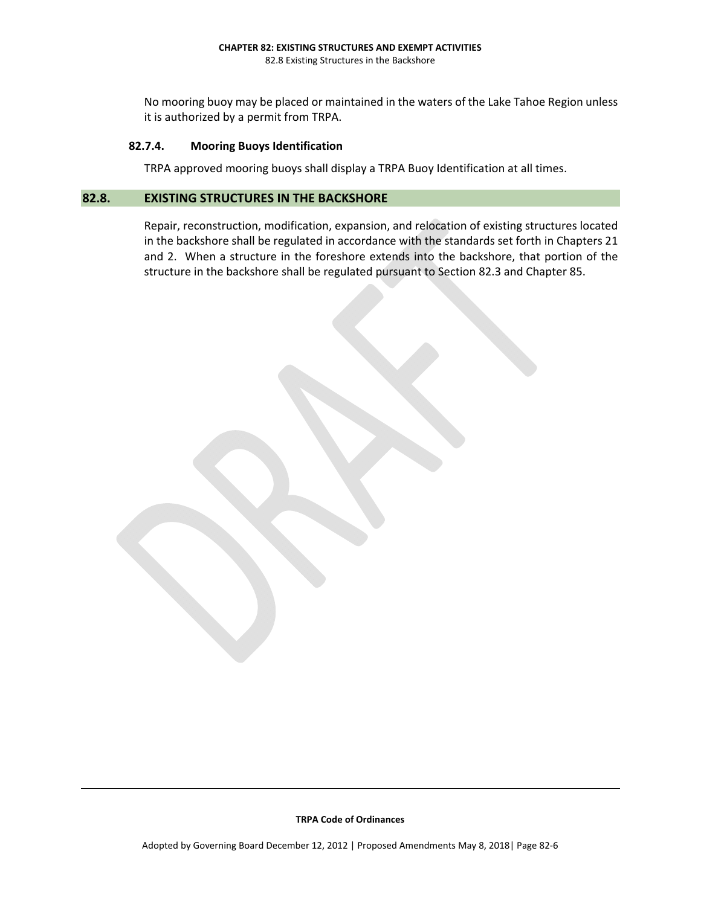No mooring buoy may be placed or maintained in the waters of the Lake Tahoe Region unless it is authorized by a permit from TRPA.

#### 82.7.4. Mooring Buoys Identification

TRPA approved mooring buoys shall display a TRPA Buoy Identification at all times.

## 82.8. EXISTING STRUCTURES IN THE BACKSHORE

Repair, reconstruction, modification, expansion, and relocation of existing structures located in the backshore shall be regulated in accordance with the standards set forth in Chapters 21 and 2. When a structure in the foreshore extends into the backshore, that portion of the structure in the backshore shall be regulated pursuant to Section 82.3 and Chapter 85.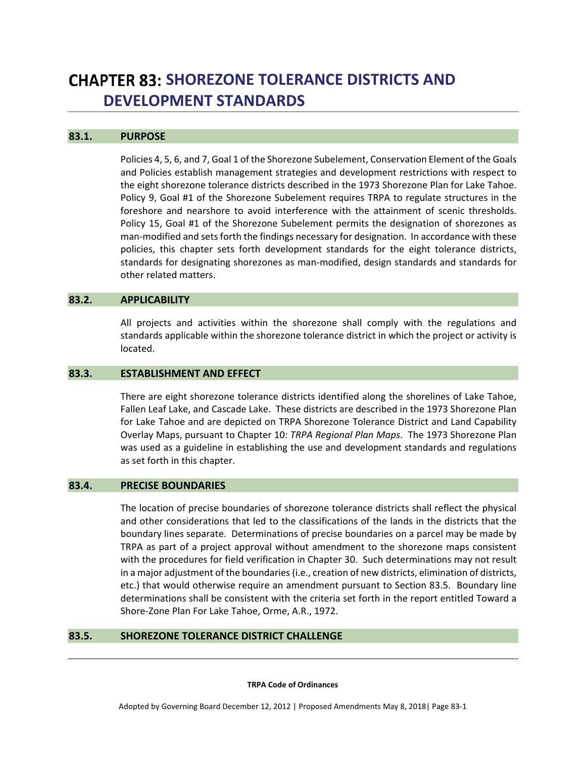# CHAPTER 83: SHOREZONE TOLERANCE DISTRICTS AND DEVELOPMENT STANDARDS

## 83.1. PURPOSE

Policies 4, 5, 6, and 7, Goal 1 of the Shorezone Subelement, Conservation Element of the Goals and Policies establish management strategies and development restrictions with respect to the eight shorezone tolerance districts described in the 1973 Shorezone Plan for Lake Tahoe. Policy 9, Goal #1 of the Shorezone Subelement requires TRPA to regulate structures in the foreshore and nearshore to avoid interference with the attainment of scenic thresholds. Policy 15, Goal #1 of the Shorezone Subelement permits the designation of shorezones as man-modified and sets forth the findings necessary for designation. In accordance with these policies, this chapter sets forth development standards for the eight tolerance districts, standards for designating shorezones as man-modified, design standards and standards for other related matters.

## 83.2. APPLICABILITY

All projects and activities within the shorezone shall comply with the regulations and standards applicable within the shorezone tolerance district in which the project or activity is located.

## 83.3. ESTABLISHMENT AND EFFECT

There are eight shorezone tolerance districts identified along the shorelines of Lake Tahoe, Fallen Leaf Lake, and Cascade Lake. These districts are described in the 1973 Shorezone Plan for Lake Tahoe and are depicted on TRPA Shorezone Tolerance District and Land Capability Overlay Maps, pursuant to Chapter 10: *TRPA Regional Plan Maps*. The 1973 Shorezone Plan was used as a guideline in establishing the use and development standards and regulations as set forth in this chapter.

## 83.4. PRECISE BOUNDARIES

The location of precise boundaries of shorezone tolerance districts shall reflect the physical and other considerations that led to the classifications of the lands in the districts that the boundary lines separate. Determinations of precise boundaries on a parcel may be made by TRPA as part of a project approval without amendment to the shorezone maps consistent with the procedures for field verification in Chapter 30. Such determinations may not result in a major adjustment of the boundaries (i.e., creation of new districts, elimination of districts, etc.) that would otherwise require an amendment pursuant to Section 83.5. Boundary line determinations shall be consistent with the criteria set forth in the report entitled Toward a Shore-Zone Plan For Lake Tahoe, Orme, A.R., 1972.

## 83.5. SHOREZONE TOLERANCE DISTRICT CHALLENGE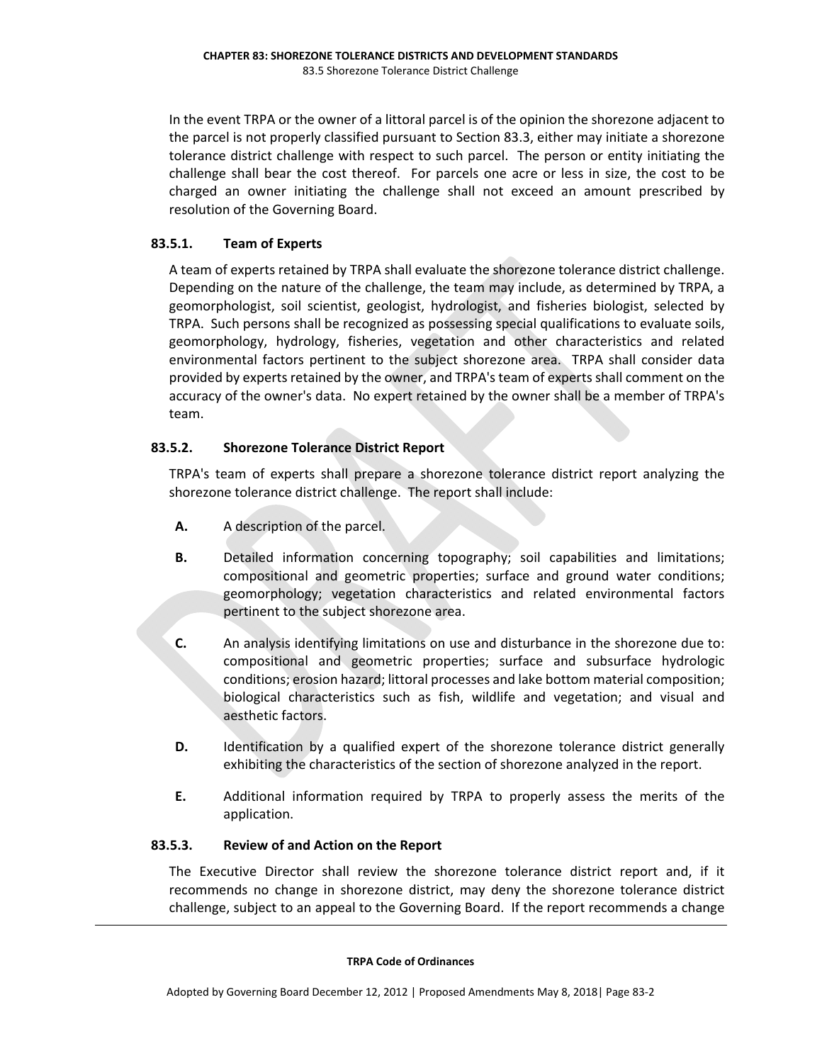In the event TRPA or the owner of a littoral parcel is of the opinion the shorezone adjacent to the parcel is not properly classified pursuant to Section 83.3, either may initiate a shorezone tolerance district challenge with respect to such parcel. The person or entity initiating the challenge shall bear the cost thereof. For parcels one acre or less in size, the cost to be charged an owner initiating the challenge shall not exceed an amount prescribed by resolution of the Governing Board.

### 83.5.1. Team of Experts

A team of experts retained by TRPA shall evaluate the shorezone tolerance district challenge. Depending on the nature of the challenge, the team may include, as determined by TRPA, a geomorphologist, soil scientist, geologist, hydrologist, and fisheries biologist, selected by TRPA. Such persons shall be recognized as possessing special qualifications to evaluate soils, geomorphology, hydrology, fisheries, vegetation and other characteristics and related environmental factors pertinent to the subject shorezone area. TRPA shall consider data provided by experts retained by the owner, and TRPA's team of experts shall comment on the accuracy of the owner's data. No expert retained by the owner shall be a member of TRPA's team.

### 83.5.2. Shorezone Tolerance District Report

TRPA's team of experts shall prepare a shorezone tolerance district report analyzing the shorezone tolerance district challenge. The report shall include:

**A.** A description of the parcel.

**B.** Detailed information concerning topography; soil capabilities and limitations; compositional and geometric properties; surface and ground water conditions; geomorphology; vegetation characteristics and related environmental factors pertinent to the subject shorezone area.

**C.** An analysis identifying limitations on use and disturbance in the shorezone due to: compositional and geometric properties; surface and subsurface hydrologic conditions; erosion hazard; littoral processes and lake bottom material composition; biological characteristics such as fish, wildlife and vegetation; and visual and aesthetic factors.

**D.** Identification by a qualified expert of the shorezone tolerance district generally exhibiting the characteristics of the section of shorezone analyzed in the report.

**E.** Additional information required by TRPA to properly assess the merits of the application.

### 83.5.3. Review of and Action on the Report

The Executive Director shall review the shorezone tolerance district report and, if it recommends no change in shorezone district, may deny the shorezone tolerance district challenge, subject to an appeal to the Governing Board. If the report recommends a change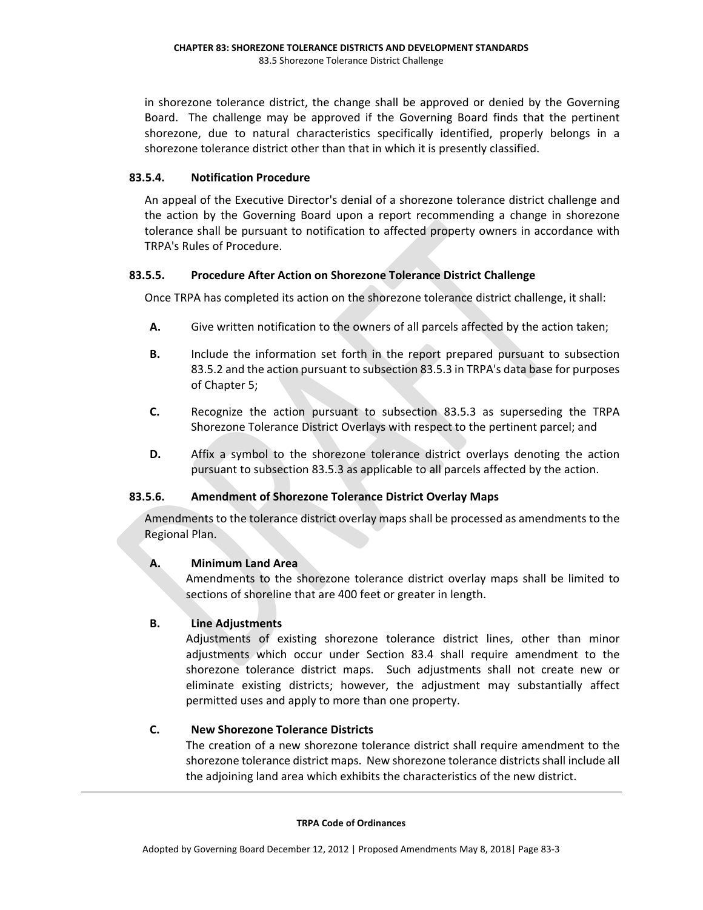in shorezone tolerance district, the change shall be approved or denied by the Governing Board. The challenge may be approved if the Governing Board finds that the pertinent shorezone, due to natural characteristics specifically identified, properly belongs in a shorezone tolerance district other than that in which it is presently classified.

### 83.5.4. Notification Procedure

An appeal of the Executive Director's denial of a shorezone tolerance district challenge and the action by the Governing Board upon a report recommending a change in shorezone tolerance shall be pursuant to notification to affected property owners in accordance with TRPA's Rules of Procedure.

### 83.5.5. Procedure After Action on Shorezone Tolerance District Challenge

Once TRPA has completed its action on the shorezone tolerance district challenge, it shall:

**A.** Give written notification to the owners of all parcels affected by the action taken;

**B.** Include the information set forth in the report prepared pursuant to subsection 83.5.2 and the action pursuant to subsection 83.5.3 in TRPA's data base for purposes of Chapter 5;

**C.** Recognize the action pursuant to subsection 83.5.3 as superseding the TRPA Shorezone Tolerance District Overlays with respect to the pertinent parcel; and

**D.** Affix a symbol to the shorezone tolerance district overlays denoting the action pursuant to subsection 83.5.3 as applicable to all parcels affected by the action.

### 83.5.6. Amendment of Shorezone Tolerance District Overlay Maps

Amendments to the tolerance district overlay maps shall be processed as amendments to the Regional Plan.

**A. Minimum Land Area**

Amendments to the shorezone tolerance district overlay maps shall be limited to sections of shoreline that are 400 feet or greater in length.

**B. Line Adjustments**

Adjustments of existing shorezone tolerance district lines, other than minor adjustments which occur under Section 83.4 shall require amendment to the shorezone tolerance district maps. Such adjustments shall not create new or eliminate existing districts; however, the adjustment may substantially affect permitted uses and apply to more than one property.

**C. New Shorezone Tolerance Districts**

The creation of a new shorezone tolerance district shall require amendment to the shorezone tolerance district maps. New shorezone tolerance districts shall include all the adjoining land area which exhibits the characteristics of the new district.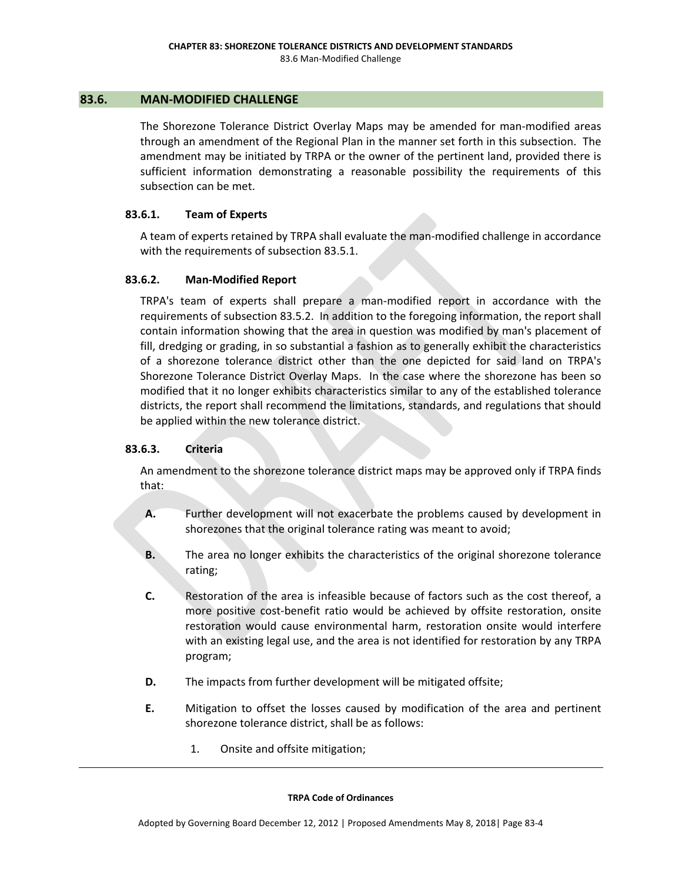## 83.6. MAN-MODIFIED CHALLENGE

The Shorezone Tolerance District Overlay Maps may be amended for man-modified areas through an amendment of the Regional Plan in the manner set forth in this subsection. The amendment may be initiated by TRPA or the owner of the pertinent land, provided there is sufficient information demonstrating a reasonable possibility the requirements of this subsection can be met.

### 83.6.1. Team of Experts

A team of experts retained by TRPA shall evaluate the man-modified challenge in accordance with the requirements of subsection 83.5.1.

### 83.6.2. Man-Modified Report

TRPA's team of experts shall prepare a man-modified report in accordance with the requirements of subsection 83.5.2. In addition to the foregoing information, the report shall contain information showing that the area in question was modified by man's placement of fill, dredging or grading, in so substantial a fashion as to generally exhibit the characteristics of a shorezone tolerance district other than the one depicted for said land on TRPA's Shorezone Tolerance District Overlay Maps. In the case where the shorezone has been so modified that it no longer exhibits characteristics similar to any of the established tolerance districts, the report shall recommend the limitations, standards, and regulations that should be applied within the new tolerance district.

### 83.6.3. Criteria

An amendment to the shorezone tolerance district maps may be approved only if TRPA finds that:

**A.** Further development will not exacerbate the problems caused by development in shorezones that the original tolerance rating was meant to avoid;

**B.** The area no longer exhibits the characteristics of the original shorezone tolerance rating;

**C.** Restoration of the area is infeasible because of factors such as the cost thereof, a more positive cost-benefit ratio would be achieved by offsite restoration, onsite restoration would cause environmental harm, restoration onsite would interfere with an existing legal use, and the area is not identified for restoration by any TRPA program;

**D.** The impacts from further development will be mitigated offsite;

**E.** Mitigation to offset the losses caused by modification of the area and pertinent shorezone tolerance district, shall be as follows:

1. Onsite and offsite mitigation;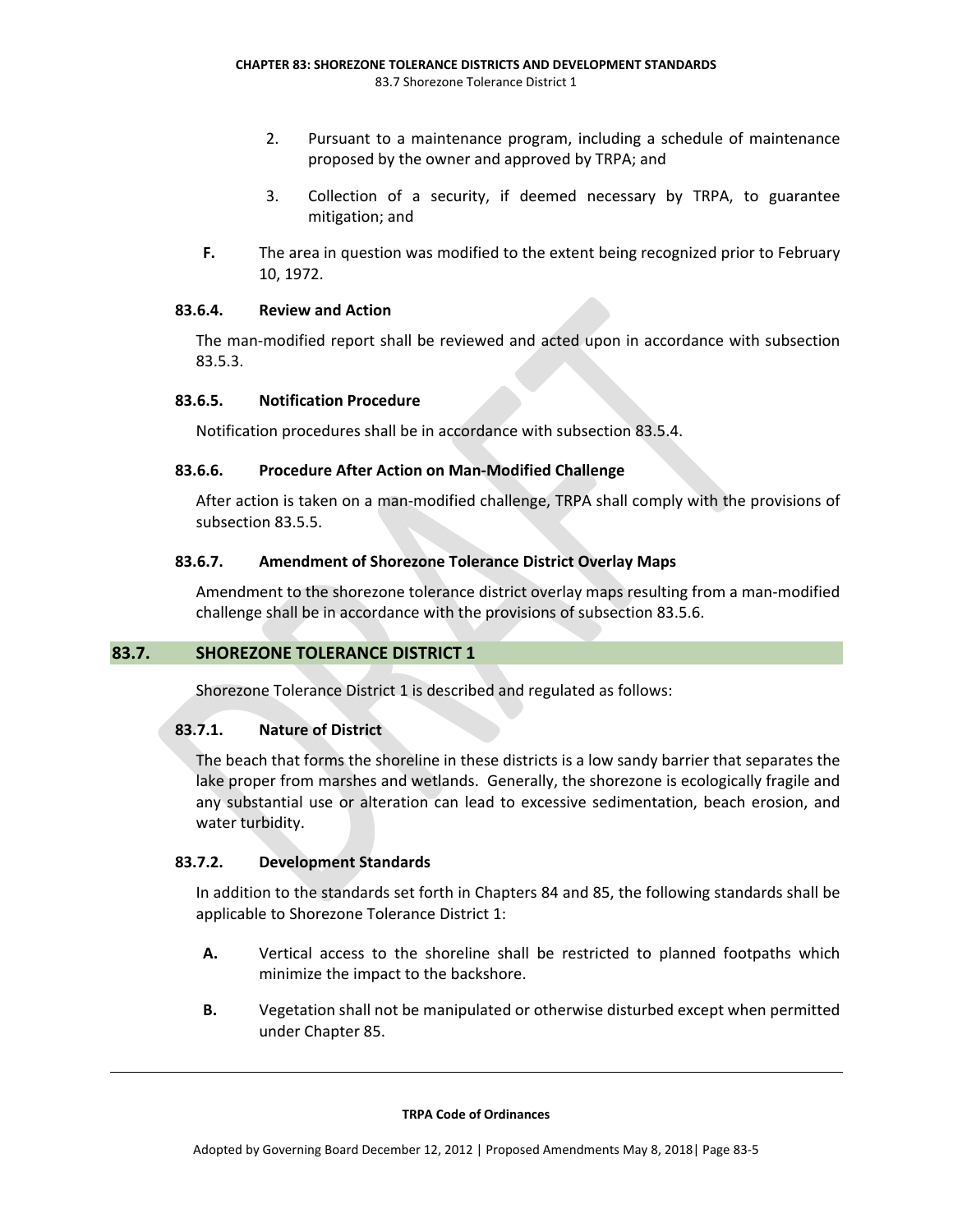2. Pursuant to a maintenance program, including a schedule of maintenance proposed by the owner and approved by TRPA; and

3. Collection of a security, if deemed necessary by TRPA, to guarantee mitigation; and

**F.** The area in question was modified to the extent being recognized prior to February 10, 1972.

### 83.6.4. Review and Action

The man-modified report shall be reviewed and acted upon in accordance with subsection 83.5.3.

### 83.6.5. Notification Procedure

Notification procedures shall be in accordance with subsection 83.5.4.

### 83.6.6. Procedure After Action on Man-Modified Challenge

After action is taken on a man-modified challenge, TRPA shall comply with the provisions of subsection 83.5.5.

### 83.6.7. Amendment of Shorezone Tolerance District Overlay Maps

Amendment to the shorezone tolerance district overlay maps resulting from a man-modified challenge shall be in accordance with the provisions of subsection 83.5.6.

## 83.7. SHOREZONE TOLERANCE DISTRICT 1

Shorezone Tolerance District 1 is described and regulated as follows:

### 83.7.1. Nature of District

The beach that forms the shoreline in these districts is a low sandy barrier that separates the lake proper from marshes and wetlands. Generally, the shorezone is ecologically fragile and any substantial use or alteration can lead to excessive sedimentation, beach erosion, and water turbidity.

### 83.7.2. Development Standards

In addition to the standards set forth in Chapters 84 and 85, the following standards shall be applicable to Shorezone Tolerance District 1:

**A.** Vertical access to the shoreline shall be restricted to planned footpaths which minimize the impact to the backshore.

**B.** Vegetation shall not be manipulated or otherwise disturbed except when permitted under Chapter 85.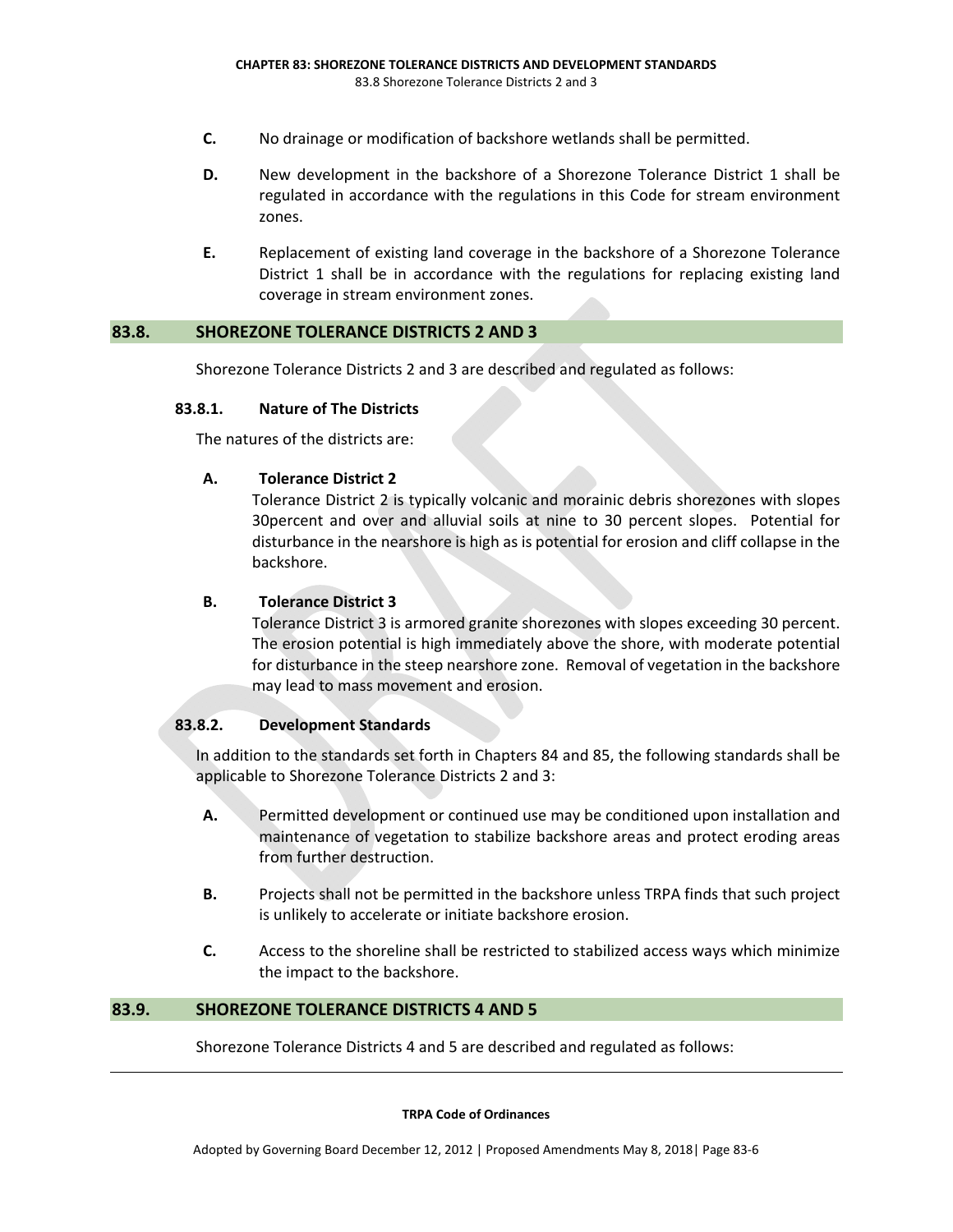**C.** No drainage or modification of backshore wetlands shall be permitted.

**D.** New development in the backshore of a Shorezone Tolerance District 1 shall be regulated in accordance with the regulations in this Code for stream environment zones.

**E.** Replacement of existing land coverage in the backshore of a Shorezone Tolerance District 1 shall be in accordance with the regulations for replacing existing land coverage in stream environment zones.

## 83.8. SHOREZONE TOLERANCE DISTRICTS 2 AND 3

Shorezone Tolerance Districts 2 and 3 are described and regulated as follows:

### 83.8.1. Nature of The Districts

The natures of the districts are:

**A. Tolerance District 2**

Tolerance District 2 is typically volcanic and morainic debris shorezones with slopes 30percent and over and alluvial soils at nine to 30 percent slopes. Potential for disturbance in the nearshore is high as is potential for erosion and cliff collapse in the backshore.

**B. Tolerance District 3**

Tolerance District 3 is armored granite shorezones with slopes exceeding 30 percent. The erosion potential is high immediately above the shore, with moderate potential for disturbance in the steep nearshore zone. Removal of vegetation in the backshore may lead to mass movement and erosion.

### 83.8.2. Development Standards

In addition to the standards set forth in Chapters 84 and 85, the following standards shall be applicable to Shorezone Tolerance Districts 2 and 3:

**A.** Permitted development or continued use may be conditioned upon installation and maintenance of vegetation to stabilize backshore areas and protect eroding areas from further destruction.

**B.** Projects shall not be permitted in the backshore unless TRPA finds that such project is unlikely to accelerate or initiate backshore erosion.

**C.** Access to the shoreline shall be restricted to stabilized access ways which minimize the impact to the backshore.

## 83.9. SHOREZONE TOLERANCE DISTRICTS 4 AND 5

Shorezone Tolerance Districts 4 and 5 are described and regulated as follows: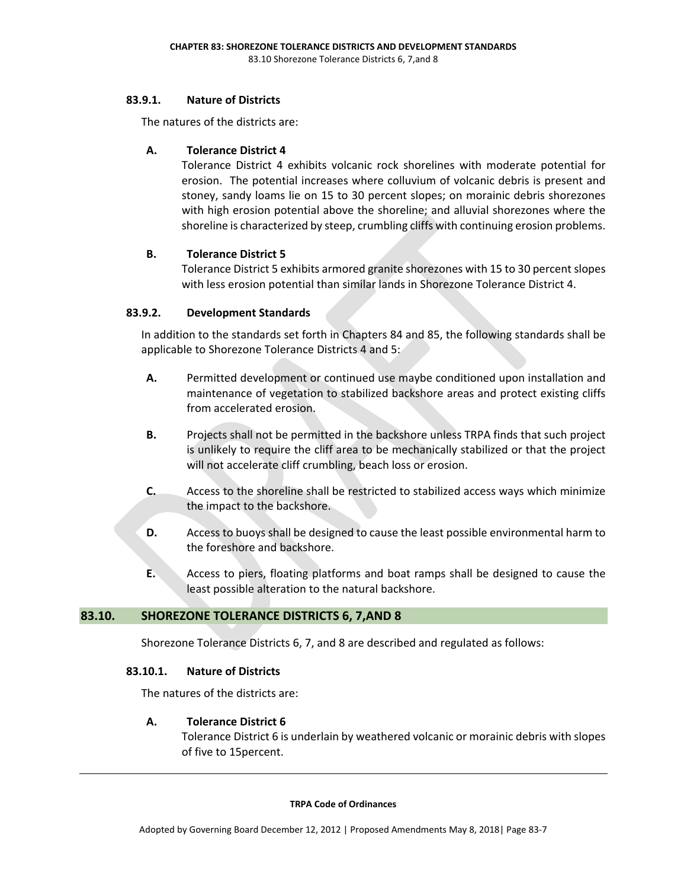#### 83.9.1. Nature of Districts

The natures of the districts are:

**A. Tolerance District 4**

Tolerance District 4 exhibits volcanic rock shorelines with moderate potential for erosion. The potential increases where colluvium of volcanic debris is present and stoney, sandy loams lie on 15 to 30 percent slopes; on morainic debris shorezones with high erosion potential above the shoreline; and alluvial shorezones where the shoreline is characterized by steep, crumbling cliffs with continuing erosion problems.

**B. Tolerance District 5**

Tolerance District 5 exhibits armored granite shorezones with 15 to 30 percent slopes with less erosion potential than similar lands in Shorezone Tolerance District 4.

#### 83.9.2. Development Standards

In addition to the standards set forth in Chapters 84 and 85, the following standards shall be applicable to Shorezone Tolerance Districts 4 and 5:

**A.** Permitted development or continued use maybe conditioned upon installation and maintenance of vegetation to stabilized backshore areas and protect existing cliffs from accelerated erosion.

**B.** Projects shall not be permitted in the backshore unless TRPA finds that such project is unlikely to require the cliff area to be mechanically stabilized or that the project will not accelerate cliff crumbling, beach loss or erosion.

**C.** Access to the shoreline shall be restricted to stabilized access ways which minimize the impact to the backshore.

**D.** Access to buoys shall be designed to cause the least possible environmental harm to the foreshore and backshore.

**E.** Access to piers, floating platforms and boat ramps shall be designed to cause the least possible alteration to the natural backshore.

## 83.10. SHOREZONE TOLERANCE DISTRICTS 6, 7,AND 8

Shorezone Tolerance Districts 6, 7, and 8 are described and regulated as follows:

#### 83.10.1. Nature of Districts

The natures of the districts are:

**A. Tolerance District 6**

Tolerance District 6 is underlain by weathered volcanic or morainic debris with slopes of five to 15percent.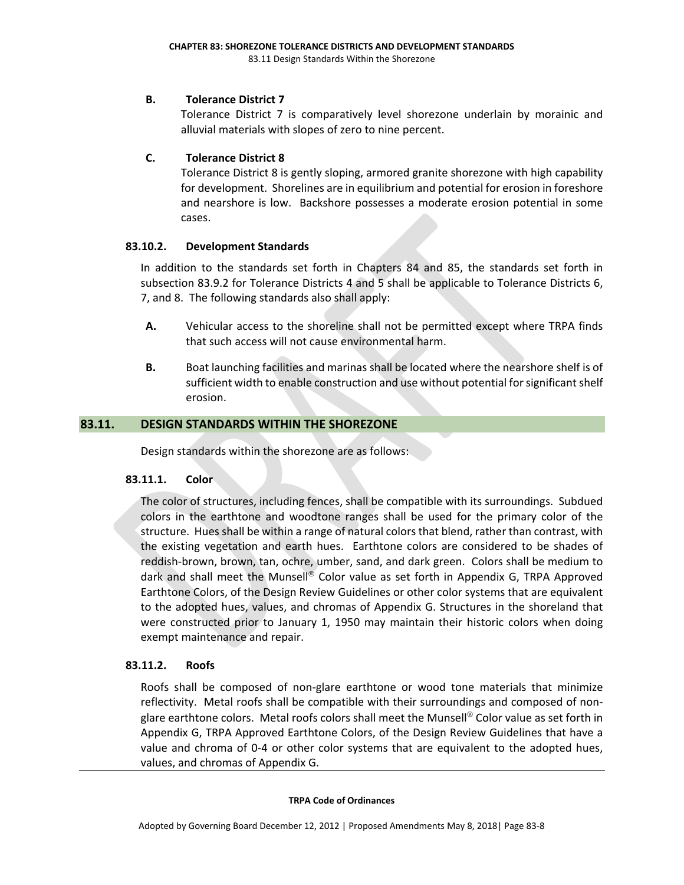**B. Tolerance District 7**

Tolerance District 7 is comparatively level shorezone underlain by morainic and alluvial materials with slopes of zero to nine percent.

**C. Tolerance District 8**

Tolerance District 8 is gently sloping, armored granite shorezone with high capability for development. Shorelines are in equilibrium and potential for erosion in foreshore and nearshore is low. Backshore possesses a moderate erosion potential in some cases.

### 83.10.2. Development Standards

In addition to the standards set forth in Chapters 84 and 85, the standards set forth in subsection 83.9.2 for Tolerance Districts 4 and 5 shall be applicable to Tolerance Districts 6, 7, and 8. The following standards also shall apply:

**A.** Vehicular access to the shoreline shall not be permitted except where TRPA finds that such access will not cause environmental harm.

**B.** Boat launching facilities and marinas shall be located where the nearshore shelf is of sufficient width to enable construction and use without potential for significant shelf erosion.

## 83.11. DESIGN STANDARDS WITHIN THE SHOREZONE

Design standards within the shorezone are as follows:

### 83.11.1. Color

The color of structures, including fences, shall be compatible with its surroundings. Subdued colors in the earthtone and woodtone ranges shall be used for the primary color of the structure. Hues shall be within a range of natural colors that blend, rather than contrast, with the existing vegetation and earth hues. Earthtone colors are considered to be shades of reddish-brown, brown, tan, ochre, umber, sand, and dark green. Colors shall be medium to dark and shall meet the Munsell® Color value as set forth in Appendix G, TRPA Approved Earthtone Colors, of the Design Review Guidelines or other color systems that are equivalent to the adopted hues, values, and chromas of Appendix G. Structures in the shoreland that were constructed prior to January 1, 1950 may maintain their historic colors when doing exempt maintenance and repair.

### 83.11.2. Roofs

Roofs shall be composed of non-glare earthtone or wood tone materials that minimize reflectivity. Metal roofs shall be compatible with their surroundings and composed of non-glare earthtone colors. Metal roofs colors shall meet the Munsell® Color value as set forth in Appendix G, TRPA Approved Earthtone Colors, of the Design Review Guidelines that have a value and chroma of 0-4 or other color systems that are equivalent to the adopted hues, values, and chromas of Appendix G.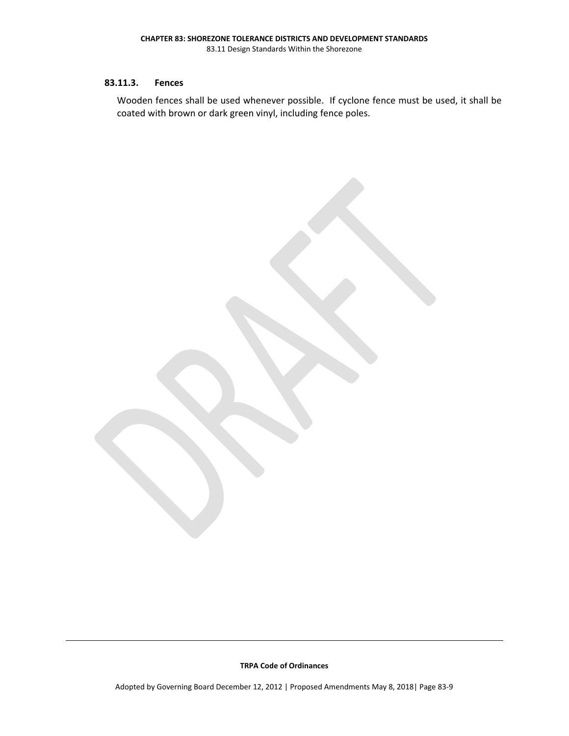### 83.11.3. Fences

Wooden fences shall be used whenever possible. If cyclone fence must be used, it shall be coated with brown or dark green vinyl, including fence poles.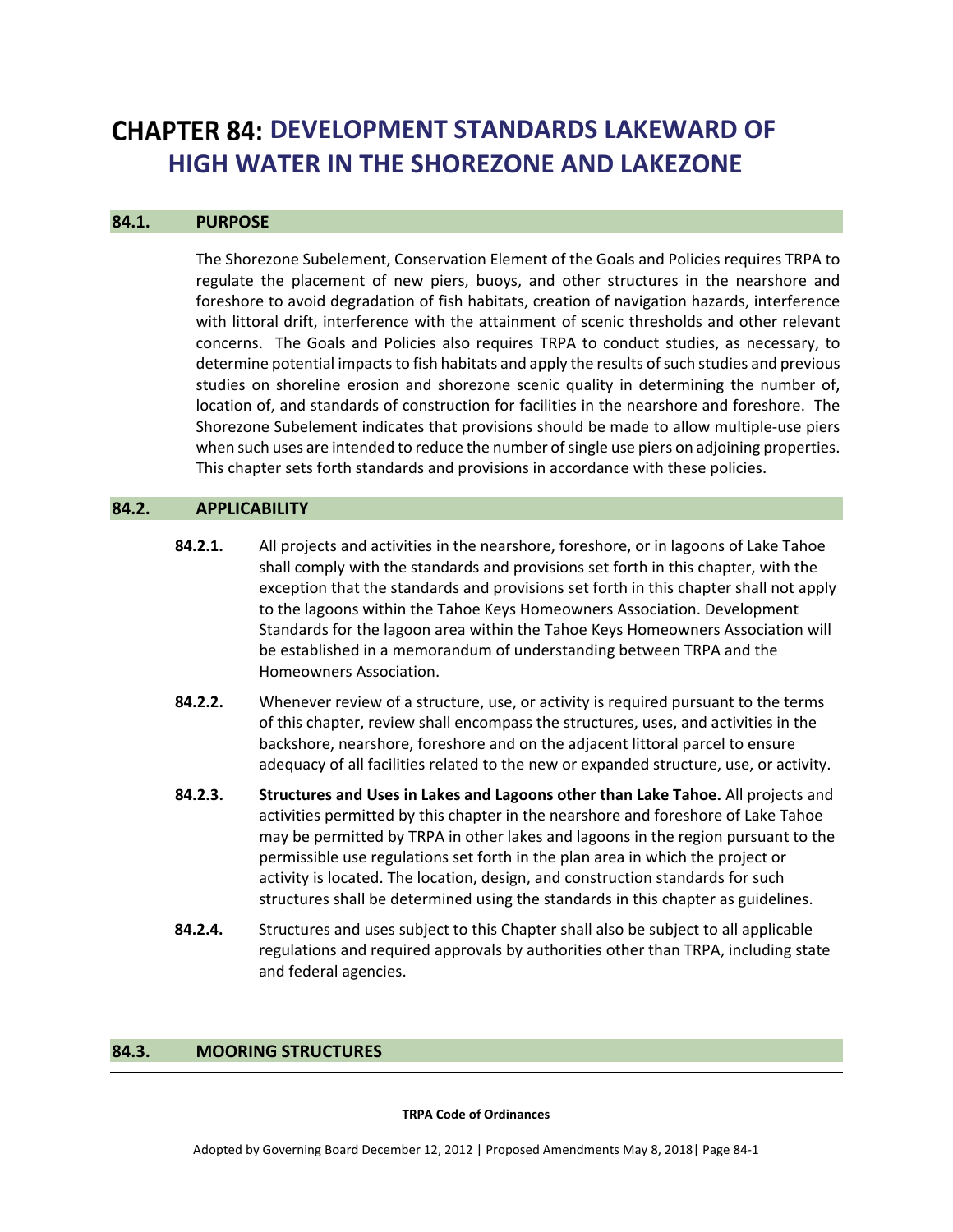# CHAPTER 84: DEVELOPMENT STANDARDS LAKEWARD OF HIGH WATER IN THE SHOREZONE AND LAKEZONE

## 84.1. PURPOSE

The Shorezone Subelement, Conservation Element of the Goals and Policies requires TRPA to regulate the placement of new piers, buoys, and other structures in the nearshore and foreshore to avoid degradation of fish habitats, creation of navigation hazards, interference with littoral drift, interference with the attainment of scenic thresholds and other relevant concerns. The Goals and Policies also requires TRPA to conduct studies, as necessary, to determine potential impacts to fish habitats and apply the results of such studies and previous studies on shoreline erosion and shorezone scenic quality in determining the number of, location of, and standards of construction for facilities in the nearshore and foreshore. The Shorezone Subelement indicates that provisions should be made to allow multiple-use piers when such uses are intended to reduce the number of single use piers on adjoining properties. This chapter sets forth standards and provisions in accordance with these policies.

## 84.2. APPLICABILITY

**84.2.1.** All projects and activities in the nearshore, foreshore, or in lagoons of Lake Tahoe shall comply with the standards and provisions set forth in this chapter, with the exception that the standards and provisions set forth in this chapter shall not apply to the lagoons within the Tahoe Keys Homeowners Association. Development Standards for the lagoon area within the Tahoe Keys Homeowners Association will be established in a memorandum of understanding between TRPA and the Homeowners Association.

**84.2.2.** Whenever review of a structure, use, or activity is required pursuant to the terms of this chapter, review shall encompass the structures, uses, and activities in the backshore, nearshore, foreshore and on the adjacent littoral parcel to ensure adequacy of all facilities related to the new or expanded structure, use, or activity.

**84.2.3.** **Structures and Uses in Lakes and Lagoons other than Lake Tahoe.** All projects and activities permitted by this chapter in the nearshore and foreshore of Lake Tahoe may be permitted by TRPA in other lakes and lagoons in the region pursuant to the permissible use regulations set forth in the plan area in which the project or activity is located. The location, design, and construction standards for such structures shall be determined using the standards in this chapter as guidelines.

**84.2.4.** Structures and uses subject to this Chapter shall also be subject to all applicable regulations and required approvals by authorities other than TRPA, including state and federal agencies.

## 84.3. MOORING STRUCTURES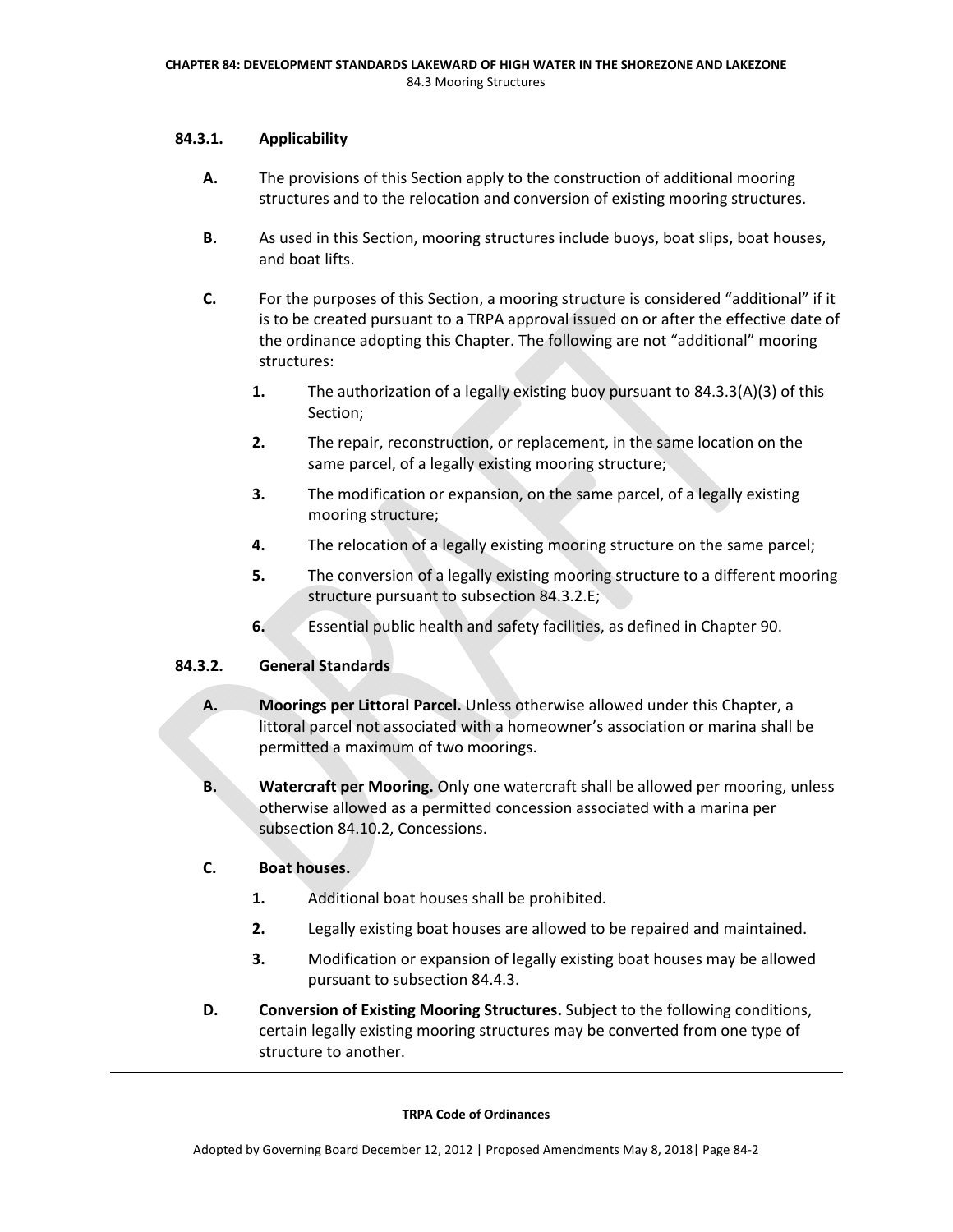### 84.3.1. Applicability

**A.** The provisions of this Section apply to the construction of additional mooring structures and to the relocation and conversion of existing mooring structures.

**B.** As used in this Section, mooring structures include buoys, boat slips, boat houses, and boat lifts.

**C.** For the purposes of this Section, a mooring structure is considered "additional" if it is to be created pursuant to a TRPA approval issued on or after the effective date of the ordinance adopting this Chapter. The following are not "additional" mooring structures:

1. The authorization of a legally existing buoy pursuant to 84.3.3(A)(3) of this Section;
2. The repair, reconstruction, or replacement, in the same location on the same parcel, of a legally existing mooring structure;
3. The modification or expansion, on the same parcel, of a legally existing mooring structure;
4. The relocation of a legally existing mooring structure on the same parcel;
5. The conversion of a legally existing mooring structure to a different mooring structure pursuant to subsection 84.3.2.E;
6. Essential public health and safety facilities, as defined in Chapter 90.

### 84.3.2. General Standards

**A.** **Moorings per Littoral Parcel.** Unless otherwise allowed under this Chapter, a littoral parcel not associated with a homeowner's association or marina shall be permitted a maximum of two moorings.

**B.** **Watercraft per Mooring.** Only one watercraft shall be allowed per mooring, unless otherwise allowed as a permitted concession associated with a marina per subsection 84.10.2, Concessions.

**C.** **Boat houses.**

1. Additional boat houses shall be prohibited.
2. Legally existing boat houses are allowed to be repaired and maintained.
3. Modification or expansion of legally existing boat houses may be allowed pursuant to subsection 84.4.3.

**D.** **Conversion of Existing Mooring Structures.** Subject to the following conditions, certain legally existing mooring structures may be converted from one type of structure to another.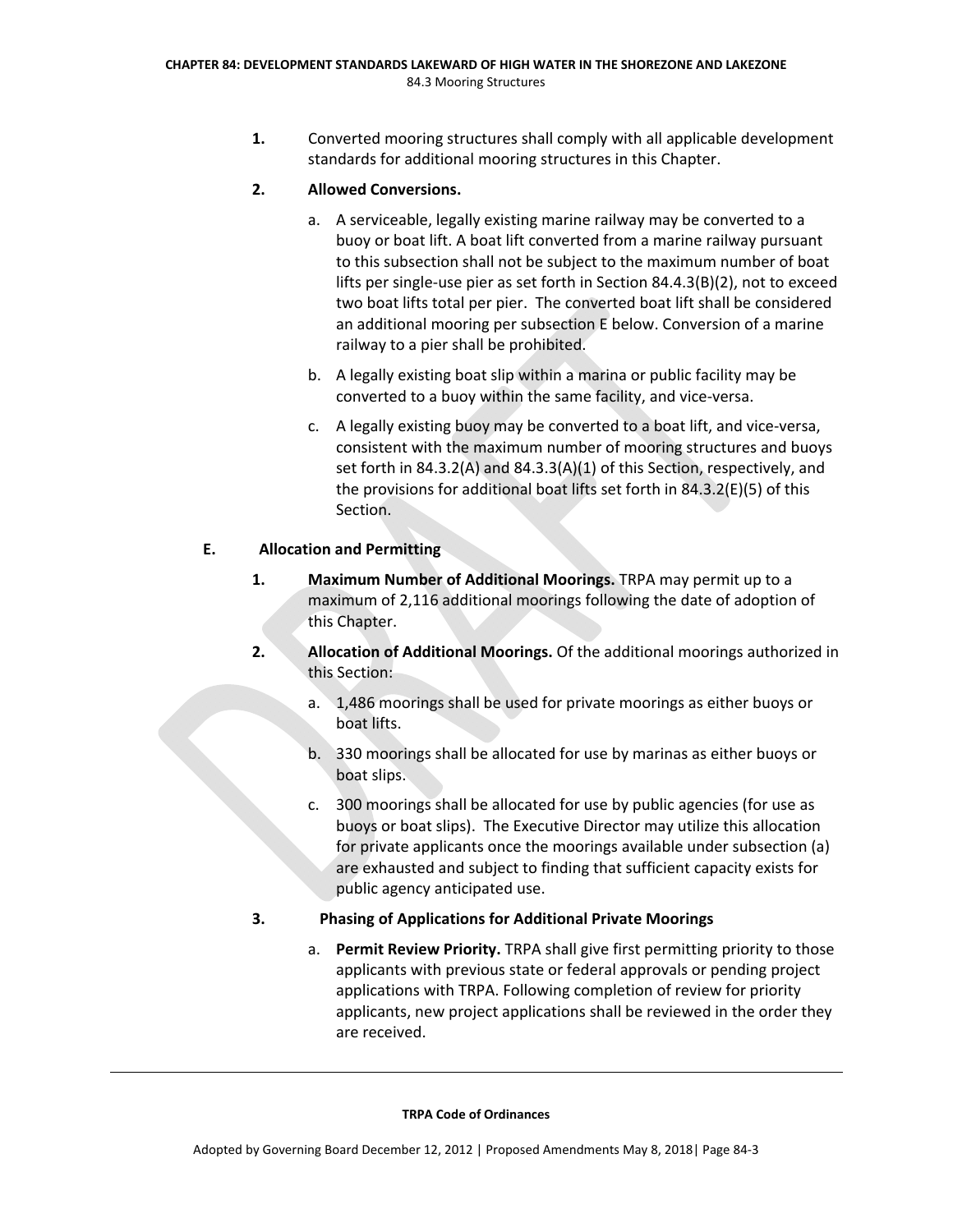1. Converted mooring structures shall comply with all applicable development standards for additional mooring structures in this Chapter.

2. **Allowed Conversions.**

   a. A serviceable, legally existing marine railway may be converted to a buoy or boat lift. A boat lift converted from a marine railway pursuant to this subsection shall not be subject to the maximum number of boat lifts per single-use pier as set forth in Section 84.4.3(B)(2), not to exceed two boat lifts total per pier. The converted boat lift shall be considered an additional mooring per subsection E below. Conversion of a marine railway to a pier shall be prohibited.

   b. A legally existing boat slip within a marina or public facility may be converted to a buoy within the same facility, and vice-versa.

   c. A legally existing buoy may be converted to a boat lift, and vice-versa, consistent with the maximum number of mooring structures and buoys set forth in 84.3.2(A) and 84.3.3(A)(1) of this Section, respectively, and the provisions for additional boat lifts set forth in 84.3.2(E)(5) of this Section.

**E. Allocation and Permitting**

1. **Maximum Number of Additional Moorings.** TRPA may permit up to a maximum of 2,116 additional moorings following the date of adoption of this Chapter.

2. **Allocation of Additional Moorings.** Of the additional moorings authorized in this Section:

   a. 1,486 moorings shall be used for private moorings as either buoys or boat lifts.

   b. 330 moorings shall be allocated for use by marinas as either buoys or boat slips.

   c. 300 moorings shall be allocated for use by public agencies (for use as buoys or boat slips). The Executive Director may utilize this allocation for private applicants once the moorings available under subsection (a) are exhausted and subject to finding that sufficient capacity exists for public agency anticipated use.

3. **Phasing of Applications for Additional Private Moorings**

   a. **Permit Review Priority.** TRPA shall give first permitting priority to those applicants with previous state or federal approvals or pending project applications with TRPA. Following completion of review for priority applicants, new project applications shall be reviewed in the order they are received.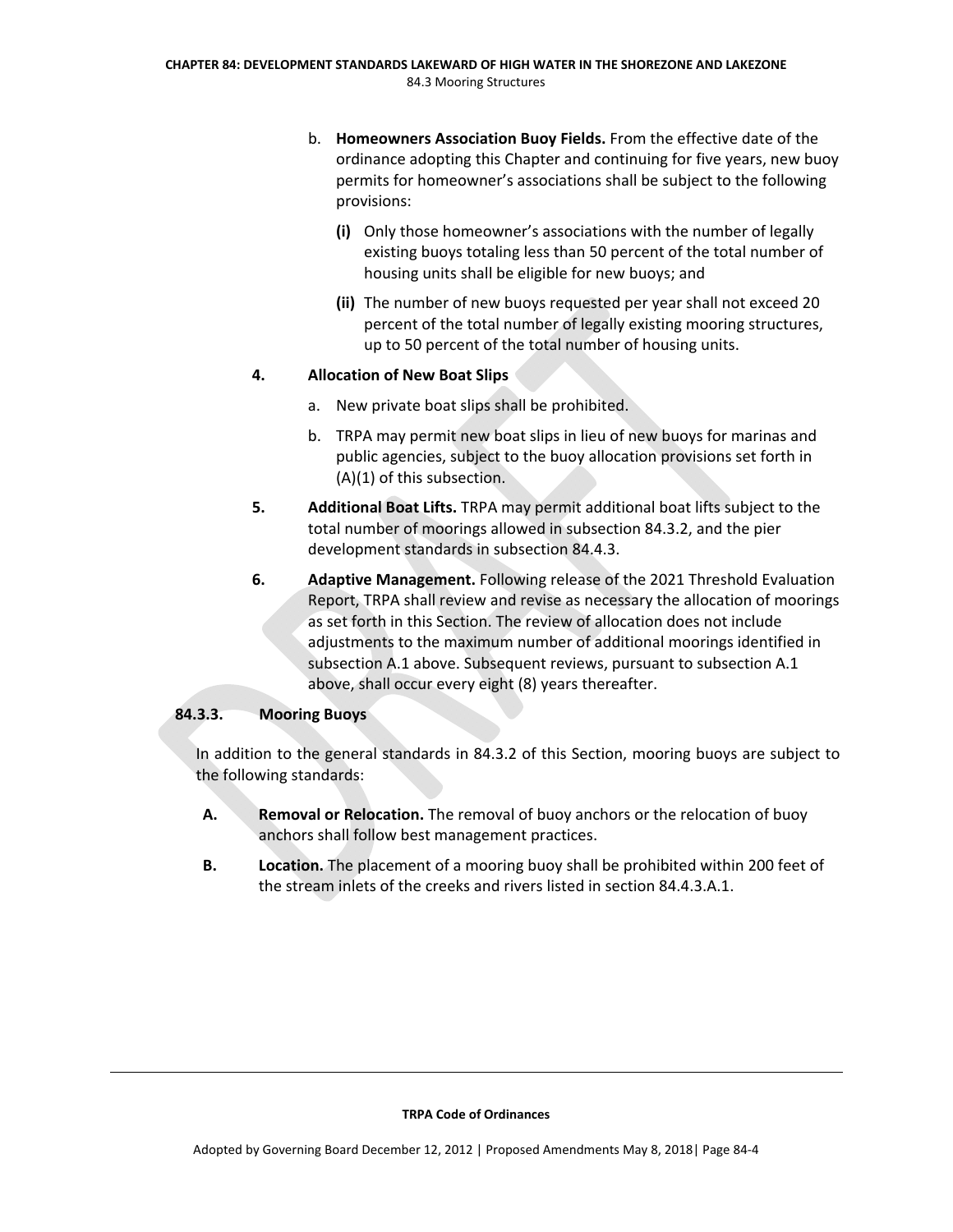b. **Homeowners Association Buoy Fields.** From the effective date of the ordinance adopting this Chapter and continuing for five years, new buoy permits for homeowner's associations shall be subject to the following provisions:

   **(i)** Only those homeowner's associations with the number of legally existing buoys totaling less than 50 percent of the total number of housing units shall be eligible for new buoys; and

   **(ii)** The number of new buoys requested per year shall not exceed 20 percent of the total number of legally existing mooring structures, up to 50 percent of the total number of housing units.

**4. Allocation of New Boat Slips**

a. New private boat slips shall be prohibited.

b. TRPA may permit new boat slips in lieu of new buoys for marinas and public agencies, subject to the buoy allocation provisions set forth in (A)(1) of this subsection.

**5. Additional Boat Lifts.** TRPA may permit additional boat lifts subject to the total number of moorings allowed in subsection 84.3.2, and the pier development standards in subsection 84.4.3.

**6. Adaptive Management.** Following release of the 2021 Threshold Evaluation Report, TRPA shall review and revise as necessary the allocation of moorings as set forth in this Section. The review of allocation does not include adjustments to the maximum number of additional moorings identified in subsection A.1 above. Subsequent reviews, pursuant to subsection A.1 above, shall occur every eight (8) years thereafter.

### 84.3.3. Mooring Buoys

In addition to the general standards in 84.3.2 of this Section, mooring buoys are subject to the following standards:

**A. Removal or Relocation.** The removal of buoy anchors or the relocation of buoy anchors shall follow best management practices.

**B. Location.** The placement of a mooring buoy shall be prohibited within 200 feet of the stream inlets of the creeks and rivers listed in section 84.4.3.A.1.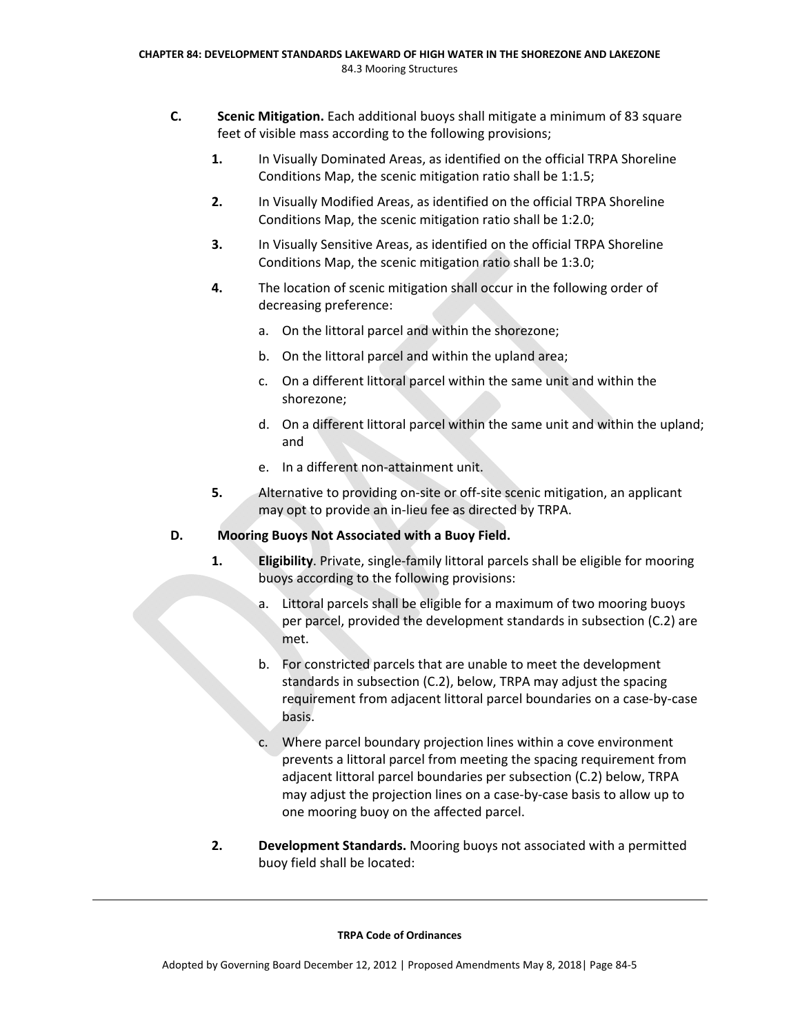**C. Scenic Mitigation.** Each additional buoys shall mitigate a minimum of 83 square feet of visible mass according to the following provisions;

1. In Visually Dominated Areas, as identified on the official TRPA Shoreline Conditions Map, the scenic mitigation ratio shall be 1:1.5;

2. In Visually Modified Areas, as identified on the official TRPA Shoreline Conditions Map, the scenic mitigation ratio shall be 1:2.0;

3. In Visually Sensitive Areas, as identified on the official TRPA Shoreline Conditions Map, the scenic mitigation ratio shall be 1:3.0;

4. The location of scenic mitigation shall occur in the following order of decreasing preference:

   a. On the littoral parcel and within the shorezone;

   b. On the littoral parcel and within the upland area;

   c. On a different littoral parcel within the same unit and within the shorezone;

   d. On a different littoral parcel within the same unit and within the upland; and

   e. In a different non-attainment unit.

5. Alternative to providing on-site or off-site scenic mitigation, an applicant may opt to provide an in-lieu fee as directed by TRPA.

**D. Mooring Buoys Not Associated with a Buoy Field.**

1. **Eligibility**. Private, single-family littoral parcels shall be eligible for mooring buoys according to the following provisions:

   a. Littoral parcels shall be eligible for a maximum of two mooring buoys per parcel, provided the development standards in subsection (C.2) are met.

   b. For constricted parcels that are unable to meet the development standards in subsection (C.2), below, TRPA may adjust the spacing requirement from adjacent littoral parcel boundaries on a case-by-case basis.

   c. Where parcel boundary projection lines within a cove environment prevents a littoral parcel from meeting the spacing requirement from adjacent littoral parcel boundaries per subsection (C.2) below, TRPA may adjust the projection lines on a case-by-case basis to allow up to one mooring buoy on the affected parcel.

2. **Development Standards.** Mooring buoys not associated with a permitted buoy field shall be located: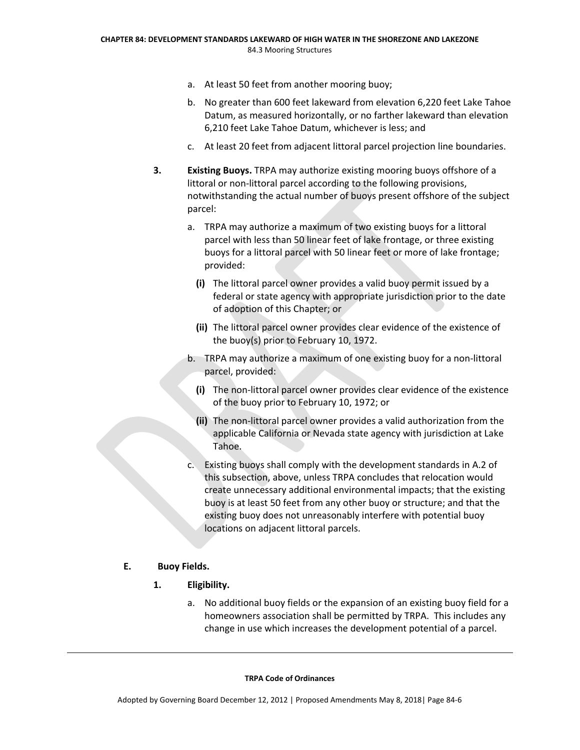a. At least 50 feet from another mooring buoy;

b. No greater than 600 feet lakeward from elevation 6,220 feet Lake Tahoe Datum, as measured horizontally, or no farther lakeward than elevation 6,210 feet Lake Tahoe Datum, whichever is less; and

c. At least 20 feet from adjacent littoral parcel projection line boundaries.

**3. Existing Buoys.** TRPA may authorize existing mooring buoys offshore of a littoral or non-littoral parcel according to the following provisions, notwithstanding the actual number of buoys present offshore of the subject parcel:

a. TRPA may authorize a maximum of two existing buoys for a littoral parcel with less than 50 linear feet of lake frontage, or three existing buoys for a littoral parcel with 50 linear feet or more of lake frontage; provided:

**(i)** The littoral parcel owner provides a valid buoy permit issued by a federal or state agency with appropriate jurisdiction prior to the date of adoption of this Chapter; or

**(ii)** The littoral parcel owner provides clear evidence of the existence of the buoy(s) prior to February 10, 1972.

b. TRPA may authorize a maximum of one existing buoy for a non-littoral parcel, provided:

**(i)** The non-littoral parcel owner provides clear evidence of the existence of the buoy prior to February 10, 1972; or

**(ii)** The non-littoral parcel owner provides a valid authorization from the applicable California or Nevada state agency with jurisdiction at Lake Tahoe.

c. Existing buoys shall comply with the development standards in A.2 of this subsection, above, unless TRPA concludes that relocation would create unnecessary additional environmental impacts; that the existing buoy is at least 50 feet from any other buoy or structure; and that the existing buoy does not unreasonably interfere with potential buoy locations on adjacent littoral parcels.

**E. Buoy Fields.**

**1. Eligibility.**

a. No additional buoy fields or the expansion of an existing buoy field for a homeowners association shall be permitted by TRPA. This includes any change in use which increases the development potential of a parcel.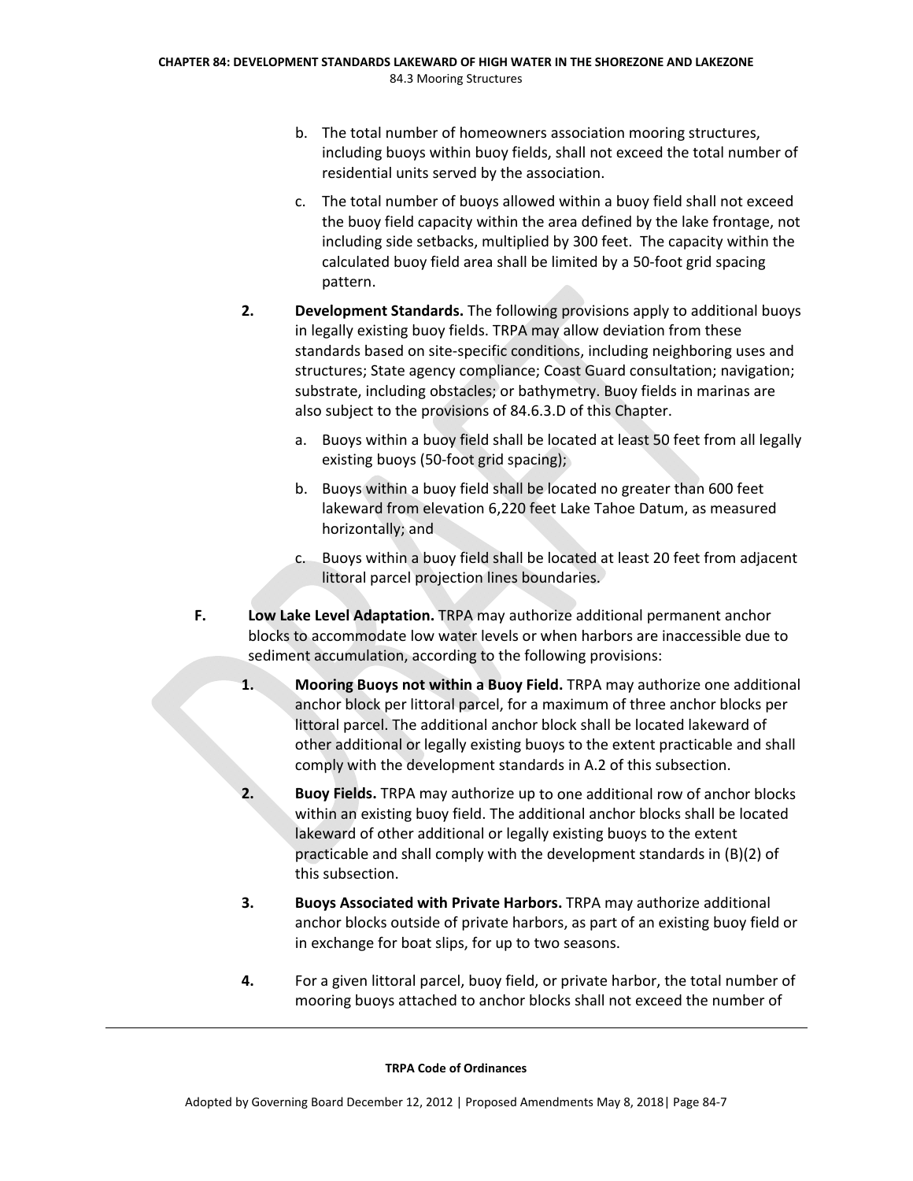b. The total number of homeowners association mooring structures, including buoys within buoy fields, shall not exceed the total number of residential units served by the association.

c. The total number of buoys allowed within a buoy field shall not exceed the buoy field capacity within the area defined by the lake frontage, not including side setbacks, multiplied by 300 feet. The capacity within the calculated buoy field area shall be limited by a 50-foot grid spacing pattern.

**2. Development Standards.** The following provisions apply to additional buoys in legally existing buoy fields. TRPA may allow deviation from these standards based on site-specific conditions, including neighboring uses and structures; State agency compliance; Coast Guard consultation; navigation; substrate, including obstacles; or bathymetry. Buoy fields in marinas are also subject to the provisions of 84.6.3.D of this Chapter.

a. Buoys within a buoy field shall be located at least 50 feet from all legally existing buoys (50-foot grid spacing);

b. Buoys within a buoy field shall be located no greater than 600 feet lakeward from elevation 6,220 feet Lake Tahoe Datum, as measured horizontally; and

c. Buoys within a buoy field shall be located at least 20 feet from adjacent littoral parcel projection lines boundaries.

**F. Low Lake Level Adaptation.** TRPA may authorize additional permanent anchor blocks to accommodate low water levels or when harbors are inaccessible due to sediment accumulation, according to the following provisions:

**1. Mooring Buoys not within a Buoy Field.** TRPA may authorize one additional anchor block per littoral parcel, for a maximum of three anchor blocks per littoral parcel. The additional anchor block shall be located lakeward of other additional or legally existing buoys to the extent practicable and shall comply with the development standards in A.2 of this subsection.

**2. Buoy Fields.** TRPA may authorize up to one additional row of anchor blocks within an existing buoy field. The additional anchor blocks shall be located lakeward of other additional or legally existing buoys to the extent practicable and shall comply with the development standards in (B)(2) of this subsection.

**3. Buoys Associated with Private Harbors.** TRPA may authorize additional anchor blocks outside of private harbors, as part of an existing buoy field or in exchange for boat slips, for up to two seasons.

**4.** For a given littoral parcel, buoy field, or private harbor, the total number of mooring buoys attached to anchor blocks shall not exceed the number of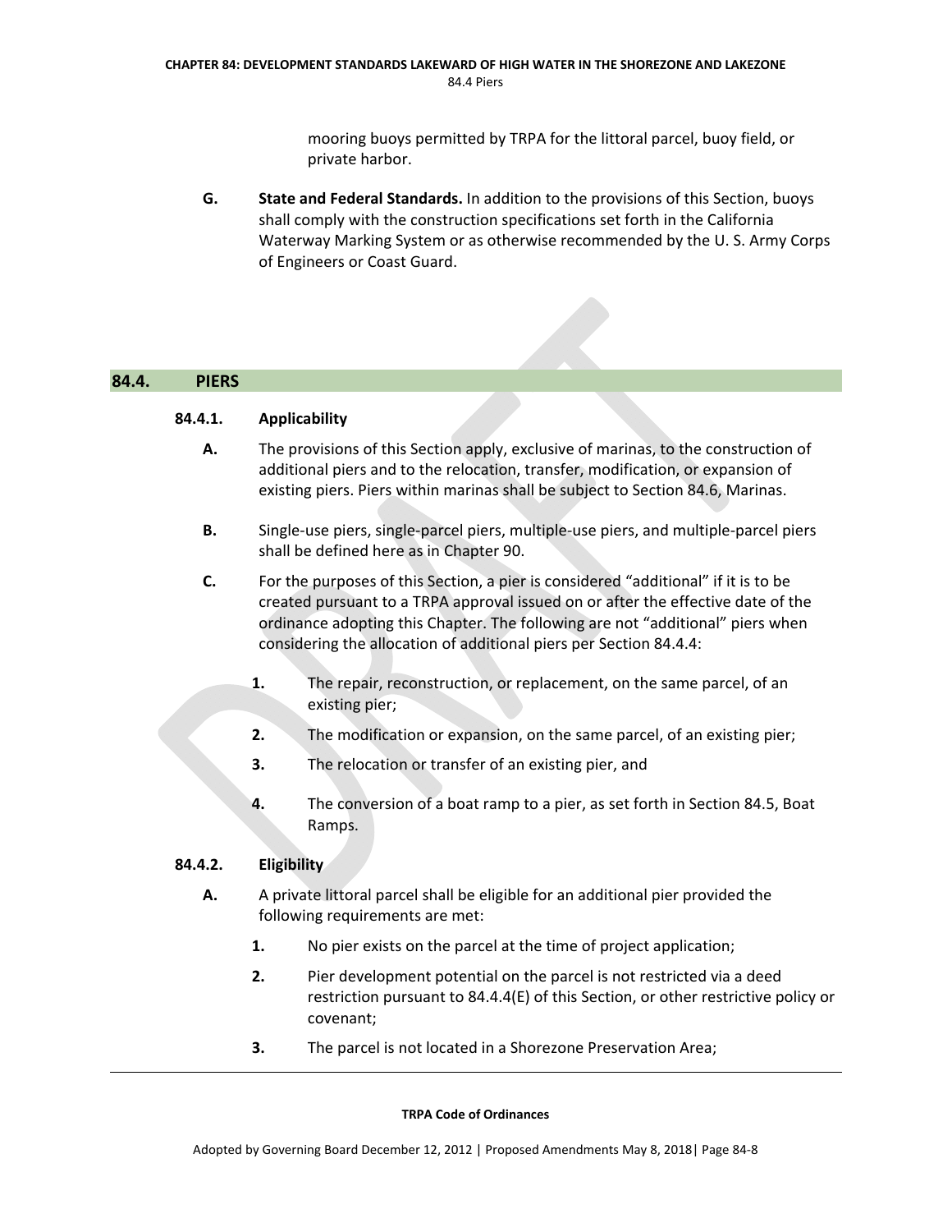mooring buoys permitted by TRPA for the littoral parcel, buoy field, or private harbor.

**G.** **State and Federal Standards.** In addition to the provisions of this Section, buoys shall comply with the construction specifications set forth in the California Waterway Marking System or as otherwise recommended by the U. S. Army Corps of Engineers or Coast Guard.

## 84.4. PIERS

### 84.4.1. Applicability

**A.** The provisions of this Section apply, exclusive of marinas, to the construction of additional piers and to the relocation, transfer, modification, or expansion of existing piers. Piers within marinas shall be subject to Section 84.6, Marinas.

**B.** Single-use piers, single-parcel piers, multiple-use piers, and multiple-parcel piers shall be defined here as in Chapter 90.

**C.** For the purposes of this Section, a pier is considered "additional" if it is to be created pursuant to a TRPA approval issued on or after the effective date of the ordinance adopting this Chapter. The following are not "additional" piers when considering the allocation of additional piers per Section 84.4.4:

1. The repair, reconstruction, or replacement, on the same parcel, of an existing pier;
2. The modification or expansion, on the same parcel, of an existing pier;
3. The relocation or transfer of an existing pier, and
4. The conversion of a boat ramp to a pier, as set forth in Section 84.5, Boat Ramps.

### 84.4.2. Eligibility

**A.** A private littoral parcel shall be eligible for an additional pier provided the following requirements are met:

1. No pier exists on the parcel at the time of project application;
2. Pier development potential on the parcel is not restricted via a deed restriction pursuant to 84.4.4(E) of this Section, or other restrictive policy or covenant;
3. The parcel is not located in a Shorezone Preservation Area;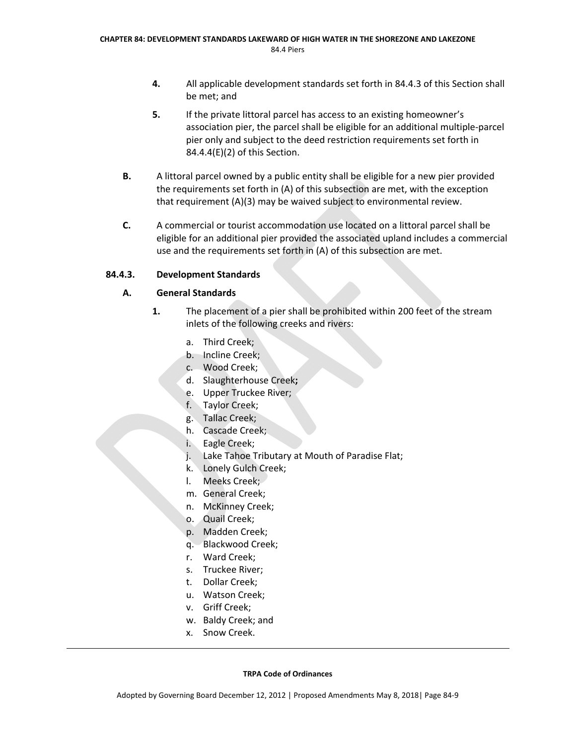4. All applicable development standards set forth in 84.4.3 of this Section shall be met; and

5. If the private littoral parcel has access to an existing homeowner's association pier, the parcel shall be eligible for an additional multiple-parcel pier only and subject to the deed restriction requirements set forth in 84.4.4(E)(2) of this Section.

**B.** A littoral parcel owned by a public entity shall be eligible for a new pier provided the requirements set forth in (A) of this subsection are met, with the exception that requirement (A)(3) may be waived subject to environmental review.

**C.** A commercial or tourist accommodation use located on a littoral parcel shall be eligible for an additional pier provided the associated upland includes a commercial use and the requirements set forth in (A) of this subsection are met.

### 84.4.3. Development Standards

#### A. General Standards

**1.** The placement of a pier shall be prohibited within 200 feet of the stream inlets of the following creeks and rivers:

a. Third Creek;
b. Incline Creek;
c. Wood Creek;
d. Slaughterhouse Creek**;**
e. Upper Truckee River;
f. Taylor Creek;
g. Tallac Creek;
h. Cascade Creek;
i. Eagle Creek;
j. Lake Tahoe Tributary at Mouth of Paradise Flat;
k. Lonely Gulch Creek;
l. Meeks Creek;
m. General Creek;
n. McKinney Creek;
o. Quail Creek;
p. Madden Creek;
q. Blackwood Creek;
r. Ward Creek;
s. Truckee River;
t. Dollar Creek;
u. Watson Creek;
v. Griff Creek;
w. Baldy Creek; and
x. Snow Creek.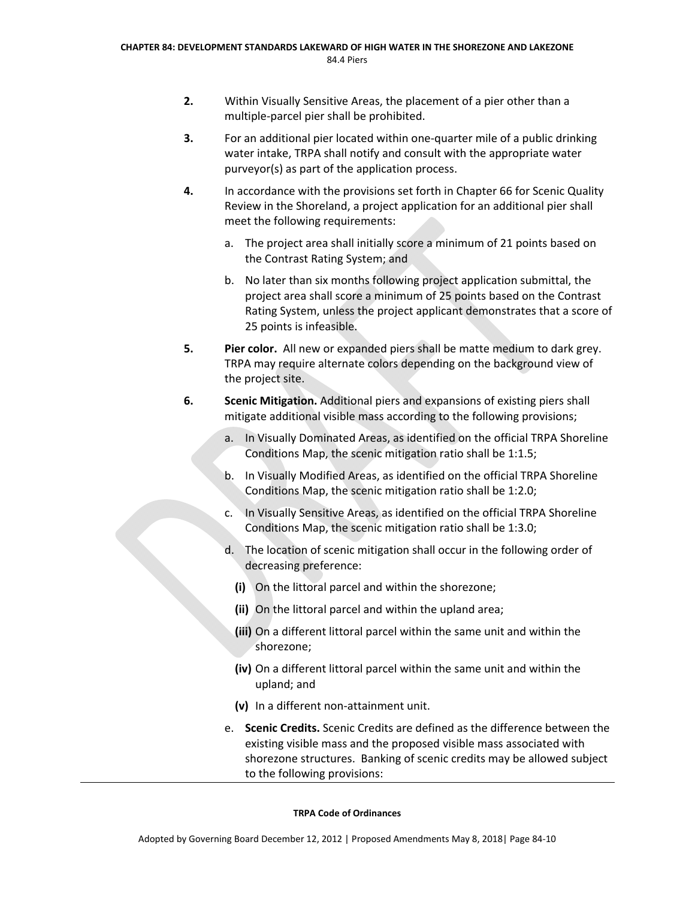2. Within Visually Sensitive Areas, the placement of a pier other than a multiple-parcel pier shall be prohibited.

3. For an additional pier located within one-quarter mile of a public drinking water intake, TRPA shall notify and consult with the appropriate water purveyor(s) as part of the application process.

4. In accordance with the provisions set forth in Chapter 66 for Scenic Quality Review in the Shoreland, a project application for an additional pier shall meet the following requirements:

   a. The project area shall initially score a minimum of 21 points based on the Contrast Rating System; and

   b. No later than six months following project application submittal, the project area shall score a minimum of 25 points based on the Contrast Rating System, unless the project applicant demonstrates that a score of 25 points is infeasible.

5. **Pier color.** All new or expanded piers shall be matte medium to dark grey. TRPA may require alternate colors depending on the background view of the project site.

6. **Scenic Mitigation.** Additional piers and expansions of existing piers shall mitigate additional visible mass according to the following provisions;

   a. In Visually Dominated Areas, as identified on the official TRPA Shoreline Conditions Map, the scenic mitigation ratio shall be 1:1.5;

   b. In Visually Modified Areas, as identified on the official TRPA Shoreline Conditions Map, the scenic mitigation ratio shall be 1:2.0;

   c. In Visually Sensitive Areas, as identified on the official TRPA Shoreline Conditions Map, the scenic mitigation ratio shall be 1:3.0;

   d. The location of scenic mitigation shall occur in the following order of decreasing preference:

      **(i)** On the littoral parcel and within the shorezone;

      **(ii)** On the littoral parcel and within the upland area;

      **(iii)** On a different littoral parcel within the same unit and within the shorezone;

      **(iv)** On a different littoral parcel within the same unit and within the upland; and

      **(v)** In a different non-attainment unit.

   e. **Scenic Credits.** Scenic Credits are defined as the difference between the existing visible mass and the proposed visible mass associated with shorezone structures. Banking of scenic credits may be allowed subject to the following provisions: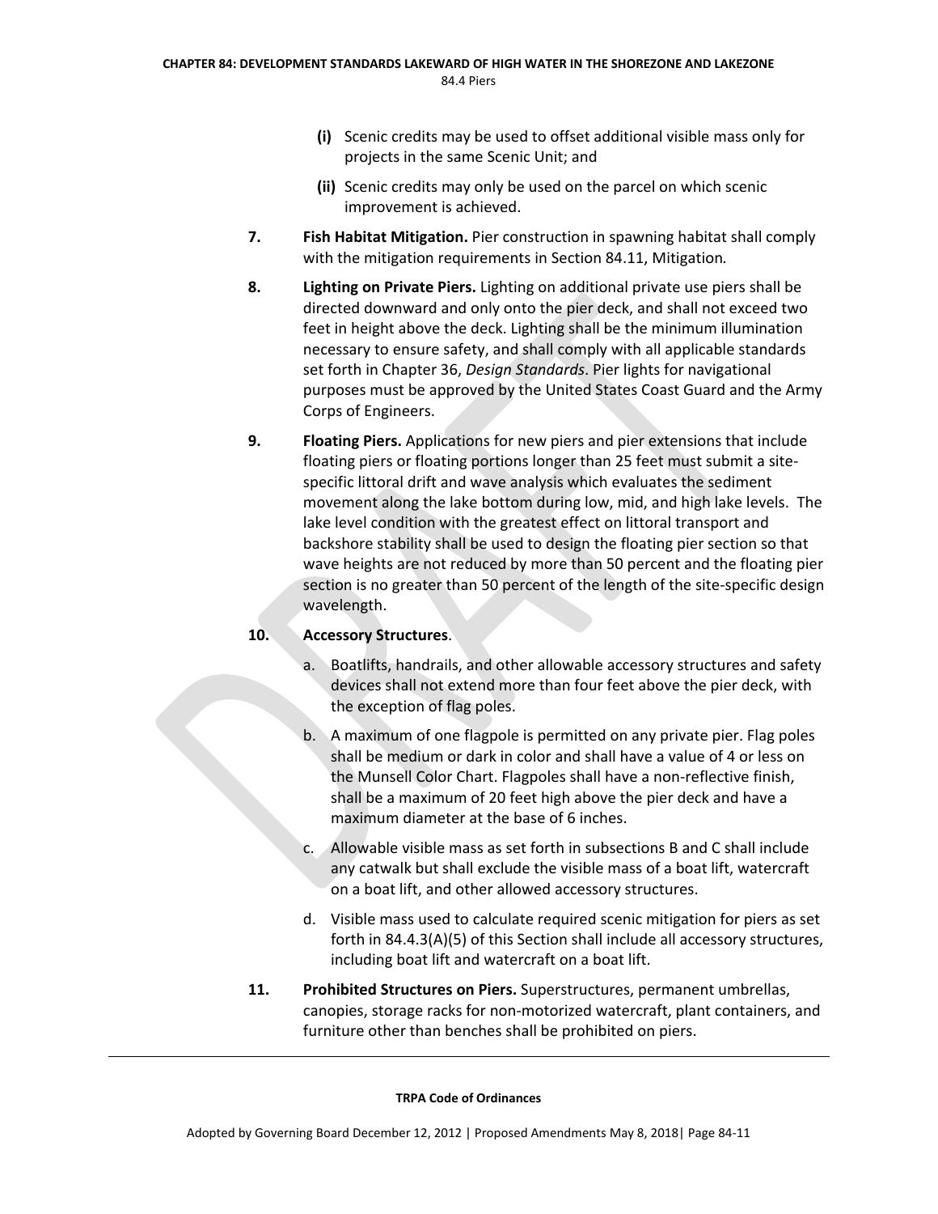(i) Scenic credits may be used to offset additional visible mass only for projects in the same Scenic Unit; and

(ii) Scenic credits may only be used on the parcel on which scenic improvement is achieved.

7. **Fish Habitat Mitigation.** Pier construction in spawning habitat shall comply with the mitigation requirements in Section 84.11, Mitigation*.*

8. **Lighting on Private Piers.** Lighting on additional private use piers shall be directed downward and only onto the pier deck, and shall not exceed two feet in height above the deck. Lighting shall be the minimum illumination necessary to ensure safety, and shall comply with all applicable standards set forth in Chapter 36, *Design Standards*. Pier lights for navigational purposes must be approved by the United States Coast Guard and the Army Corps of Engineers.

9. **Floating Piers.** Applications for new piers and pier extensions that include floating piers or floating portions longer than 25 feet must submit a site-specific littoral drift and wave analysis which evaluates the sediment movement along the lake bottom during low, mid, and high lake levels. The lake level condition with the greatest effect on littoral transport and backshore stability shall be used to design the floating pier section so that wave heights are not reduced by more than 50 percent and the floating pier section is no greater than 50 percent of the length of the site-specific design wavelength.

10. **Accessory Structures**.

   a. Boatlifts, handrails, and other allowable accessory structures and safety devices shall not extend more than four feet above the pier deck, with the exception of flag poles.

   b. A maximum of one flagpole is permitted on any private pier. Flag poles shall be medium or dark in color and shall have a value of 4 or less on the Munsell Color Chart. Flagpoles shall have a non-reflective finish, shall be a maximum of 20 feet high above the pier deck and have a maximum diameter at the base of 6 inches.

   c. Allowable visible mass as set forth in subsections B and C shall include any catwalk but shall exclude the visible mass of a boat lift, watercraft on a boat lift, and other allowed accessory structures.

   d. Visible mass used to calculate required scenic mitigation for piers as set forth in 84.4.3(A)(5) of this Section shall include all accessory structures, including boat lift and watercraft on a boat lift.

11. **Prohibited Structures on Piers.** Superstructures, permanent umbrellas, canopies, storage racks for non-motorized watercraft, plant containers, and furniture other than benches shall be prohibited on piers.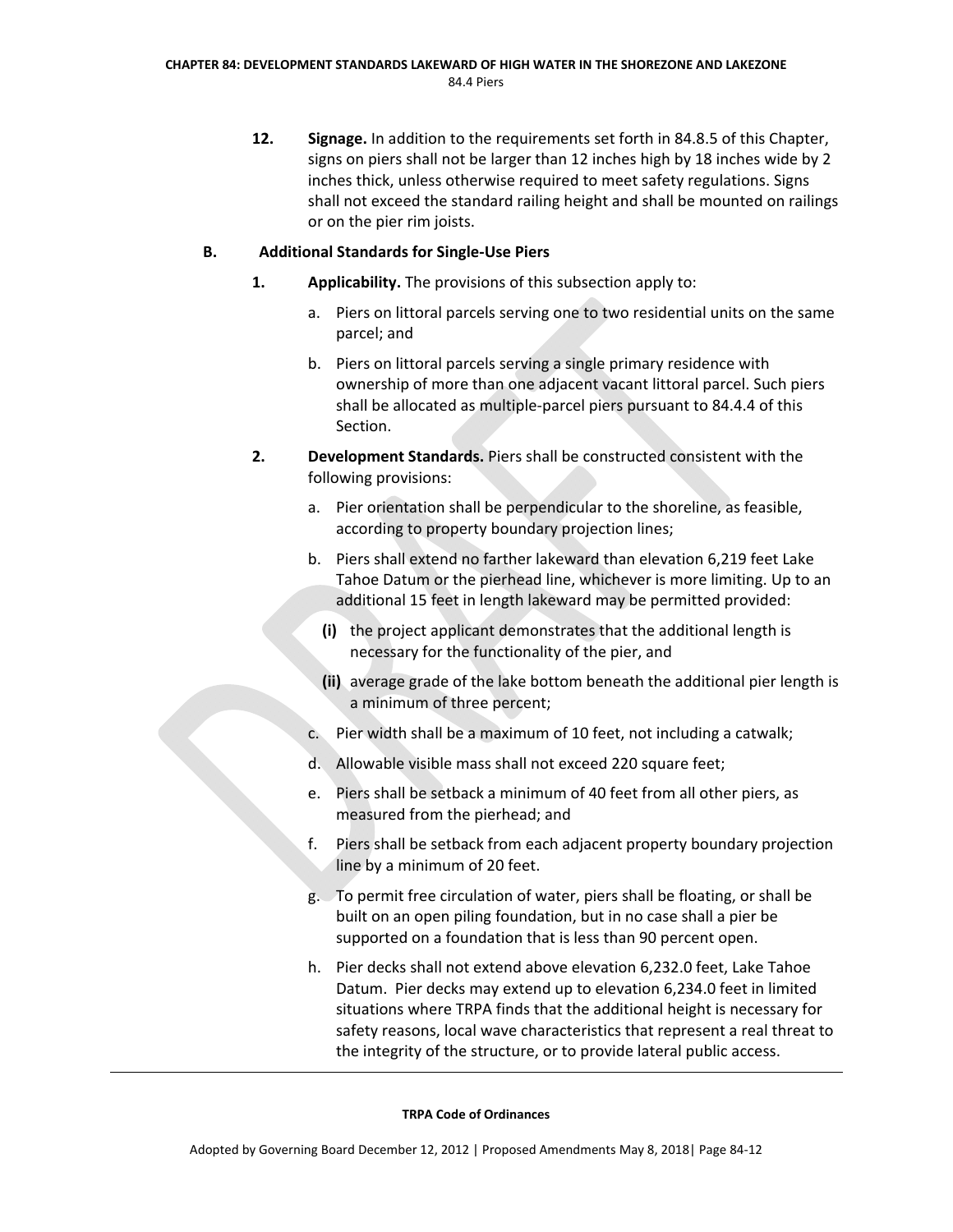12. **Signage.** In addition to the requirements set forth in 84.8.5 of this Chapter, signs on piers shall not be larger than 12 inches high by 18 inches wide by 2 inches thick, unless otherwise required to meet safety regulations. Signs shall not exceed the standard railing height and shall be mounted on railings or on the pier rim joists.

### B. Additional Standards for Single-Use Piers

1. **Applicability.** The provisions of this subsection apply to:

   a. Piers on littoral parcels serving one to two residential units on the same parcel; and

   b. Piers on littoral parcels serving a single primary residence with ownership of more than one adjacent vacant littoral parcel. Such piers shall be allocated as multiple-parcel piers pursuant to 84.4.4 of this Section.

2. **Development Standards.** Piers shall be constructed consistent with the following provisions:

   a. Pier orientation shall be perpendicular to the shoreline, as feasible, according to property boundary projection lines;

   b. Piers shall extend no farther lakeward than elevation 6,219 feet Lake Tahoe Datum or the pierhead line, whichever is more limiting. Up to an additional 15 feet in length lakeward may be permitted provided:

      **(i)** the project applicant demonstrates that the additional length is necessary for the functionality of the pier, and

      **(ii)** average grade of the lake bottom beneath the additional pier length is a minimum of three percent;

   c. Pier width shall be a maximum of 10 feet, not including a catwalk;

   d. Allowable visible mass shall not exceed 220 square feet;

   e. Piers shall be setback a minimum of 40 feet from all other piers, as measured from the pierhead; and

   f. Piers shall be setback from each adjacent property boundary projection line by a minimum of 20 feet.

   g. To permit free circulation of water, piers shall be floating, or shall be built on an open piling foundation, but in no case shall a pier be supported on a foundation that is less than 90 percent open.

   h. Pier decks shall not extend above elevation 6,232.0 feet, Lake Tahoe Datum. Pier decks may extend up to elevation 6,234.0 feet in limited situations where TRPA finds that the additional height is necessary for safety reasons, local wave characteristics that represent a real threat to the integrity of the structure, or to provide lateral public access.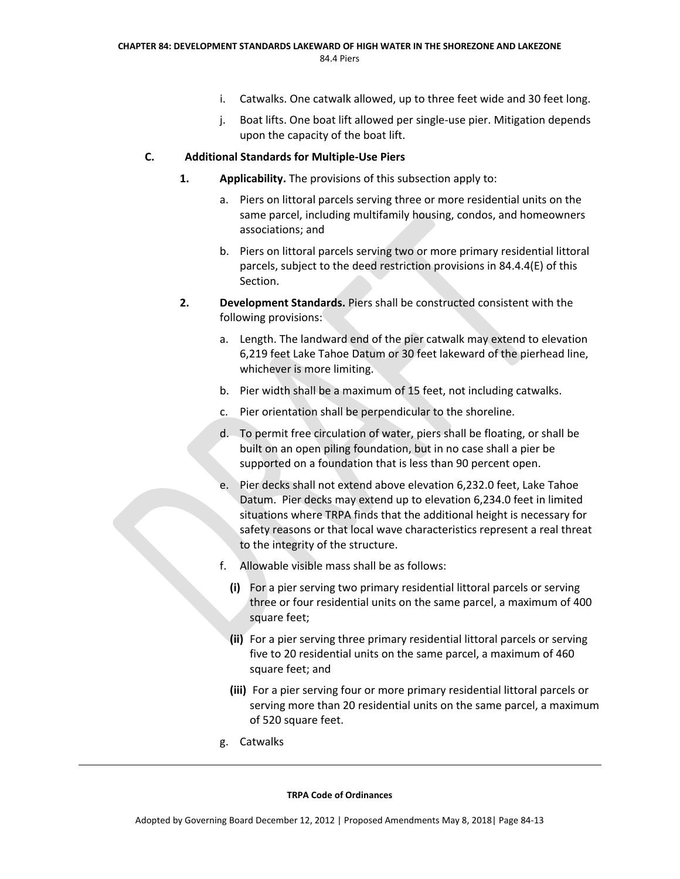i. Catwalks. One catwalk allowed, up to three feet wide and 30 feet long.

j. Boat lifts. One boat lift allowed per single-use pier. Mitigation depends upon the capacity of the boat lift.

### C. Additional Standards for Multiple-Use Piers

**1. Applicability.** The provisions of this subsection apply to:

a. Piers on littoral parcels serving three or more residential units on the same parcel, including multifamily housing, condos, and homeowners associations; and

b. Piers on littoral parcels serving two or more primary residential littoral parcels, subject to the deed restriction provisions in 84.4.4(E) of this Section.

**2. Development Standards.** Piers shall be constructed consistent with the following provisions:

a. Length. The landward end of the pier catwalk may extend to elevation 6,219 feet Lake Tahoe Datum or 30 feet lakeward of the pierhead line, whichever is more limiting.

b. Pier width shall be a maximum of 15 feet, not including catwalks.

c. Pier orientation shall be perpendicular to the shoreline.

d. To permit free circulation of water, piers shall be floating, or shall be built on an open piling foundation, but in no case shall a pier be supported on a foundation that is less than 90 percent open.

e. Pier decks shall not extend above elevation 6,232.0 feet, Lake Tahoe Datum. Pier decks may extend up to elevation 6,234.0 feet in limited situations where TRPA finds that the additional height is necessary for safety reasons or that local wave characteristics represent a real threat to the integrity of the structure.

f. Allowable visible mass shall be as follows:

**(i)** For a pier serving two primary residential littoral parcels or serving three or four residential units on the same parcel, a maximum of 400 square feet;

**(ii)** For a pier serving three primary residential littoral parcels or serving five to 20 residential units on the same parcel, a maximum of 460 square feet; and

**(iii)** For a pier serving four or more primary residential littoral parcels or serving more than 20 residential units on the same parcel, a maximum of 520 square feet.

g. Catwalks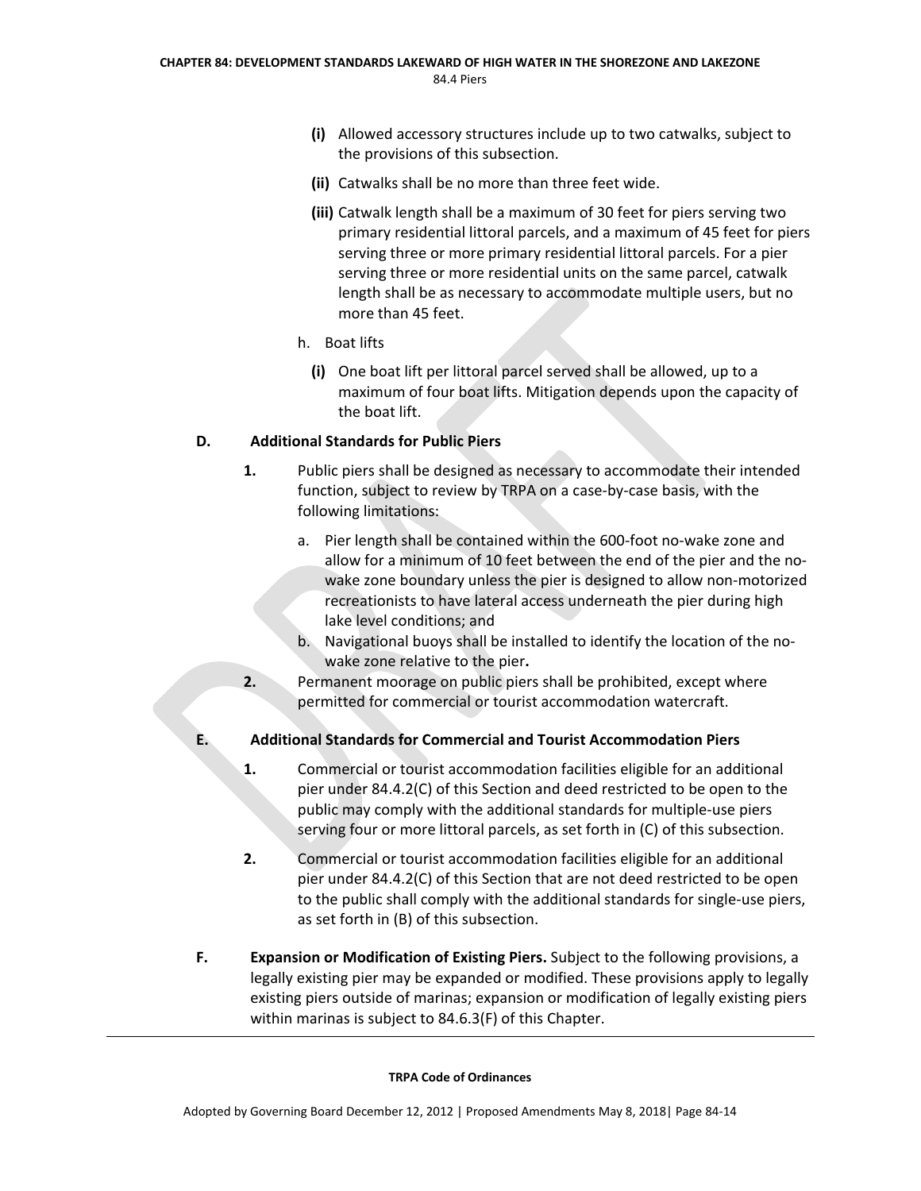**(i)** Allowed accessory structures include up to two catwalks, subject to the provisions of this subsection.

**(ii)** Catwalks shall be no more than three feet wide.

**(iii)** Catwalk length shall be a maximum of 30 feet for piers serving two primary residential littoral parcels, and a maximum of 45 feet for piers serving three or more primary residential littoral parcels. For a pier serving three or more residential units on the same parcel, catwalk length shall be as necessary to accommodate multiple users, but no more than 45 feet.

h. Boat lifts

**(i)** One boat lift per littoral parcel served shall be allowed, up to a maximum of four boat lifts. Mitigation depends upon the capacity of the boat lift.

**D. Additional Standards for Public Piers**

**1.** Public piers shall be designed as necessary to accommodate their intended function, subject to review by TRPA on a case-by-case basis, with the following limitations:

a. Pier length shall be contained within the 600-foot no-wake zone and allow for a minimum of 10 feet between the end of the pier and the no-wake zone boundary unless the pier is designed to allow non-motorized recreationists to have lateral access underneath the pier during high lake level conditions; and

b. Navigational buoys shall be installed to identify the location of the no-wake zone relative to the pier**.**

**2.** Permanent moorage on public piers shall be prohibited, except where permitted for commercial or tourist accommodation watercraft.

**E. Additional Standards for Commercial and Tourist Accommodation Piers**

**1.** Commercial or tourist accommodation facilities eligible for an additional pier under 84.4.2(C) of this Section and deed restricted to be open to the public may comply with the additional standards for multiple-use piers serving four or more littoral parcels, as set forth in (C) of this subsection.

**2.** Commercial or tourist accommodation facilities eligible for an additional pier under 84.4.2(C) of this Section that are not deed restricted to be open to the public shall comply with the additional standards for single-use piers, as set forth in (B) of this subsection.

**F. Expansion or Modification of Existing Piers.** Subject to the following provisions, a legally existing pier may be expanded or modified. These provisions apply to legally existing piers outside of marinas; expansion or modification of legally existing piers within marinas is subject to 84.6.3(F) of this Chapter.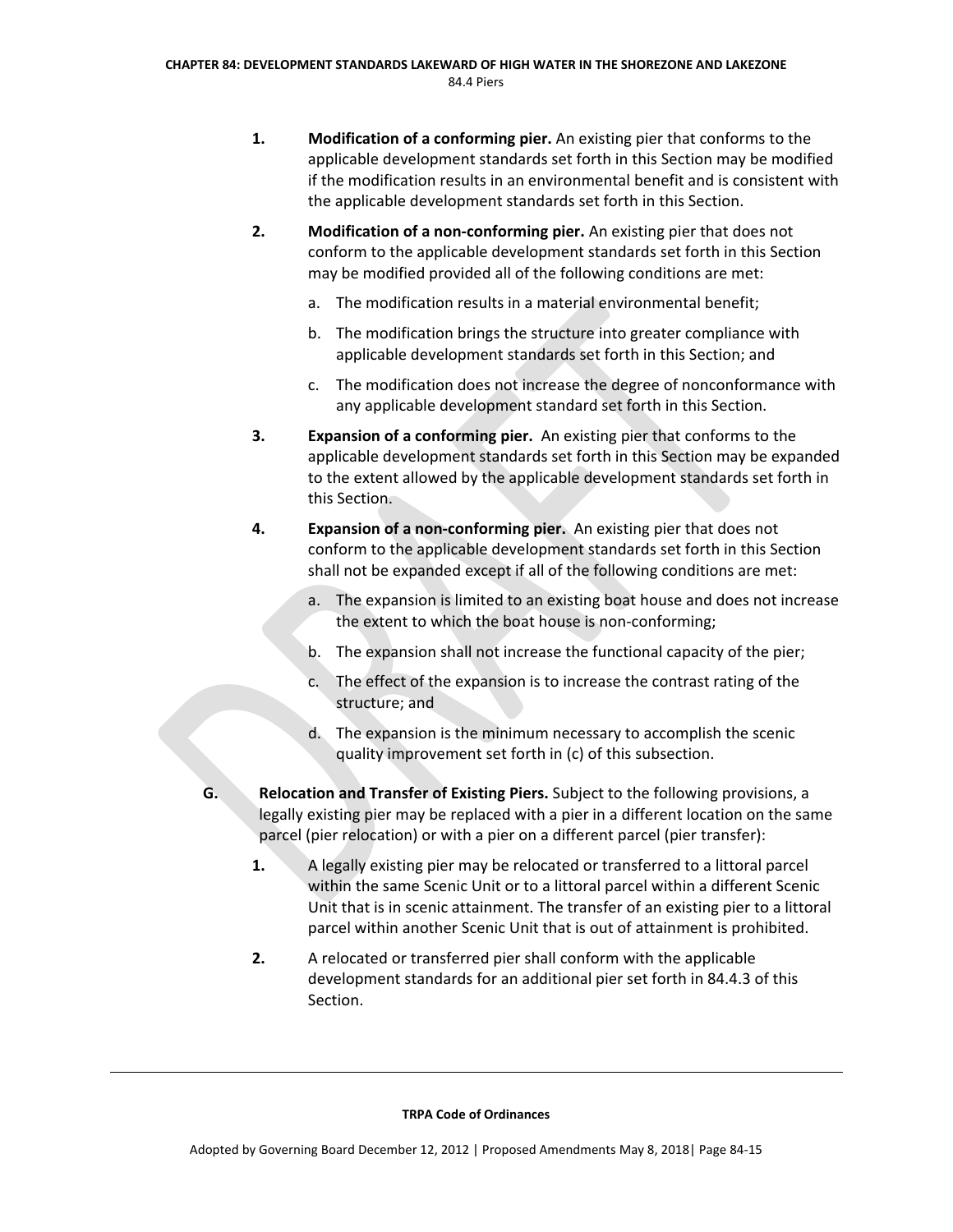1. **Modification of a conforming pier.** An existing pier that conforms to the applicable development standards set forth in this Section may be modified if the modification results in an environmental benefit and is consistent with the applicable development standards set forth in this Section.

2. **Modification of a non-conforming pier.** An existing pier that does not conform to the applicable development standards set forth in this Section may be modified provided all of the following conditions are met:

   a. The modification results in a material environmental benefit;

   b. The modification brings the structure into greater compliance with applicable development standards set forth in this Section; and

   c. The modification does not increase the degree of nonconformance with any applicable development standard set forth in this Section.

3. **Expansion of a conforming pier.** An existing pier that conforms to the applicable development standards set forth in this Section may be expanded to the extent allowed by the applicable development standards set forth in this Section.

4. **Expansion of a non-conforming pier.** An existing pier that does not conform to the applicable development standards set forth in this Section shall not be expanded except if all of the following conditions are met:

   a. The expansion is limited to an existing boat house and does not increase the extent to which the boat house is non-conforming;

   b. The expansion shall not increase the functional capacity of the pier;

   c. The effect of the expansion is to increase the contrast rating of the structure; and

   d. The expansion is the minimum necessary to accomplish the scenic quality improvement set forth in (c) of this subsection.

**G. Relocation and Transfer of Existing Piers.** Subject to the following provisions, a legally existing pier may be replaced with a pier in a different location on the same parcel (pier relocation) or with a pier on a different parcel (pier transfer):

1. A legally existing pier may be relocated or transferred to a littoral parcel within the same Scenic Unit or to a littoral parcel within a different Scenic Unit that is in scenic attainment. The transfer of an existing pier to a littoral parcel within another Scenic Unit that is out of attainment is prohibited.

2. A relocated or transferred pier shall conform with the applicable development standards for an additional pier set forth in 84.4.3 of this Section.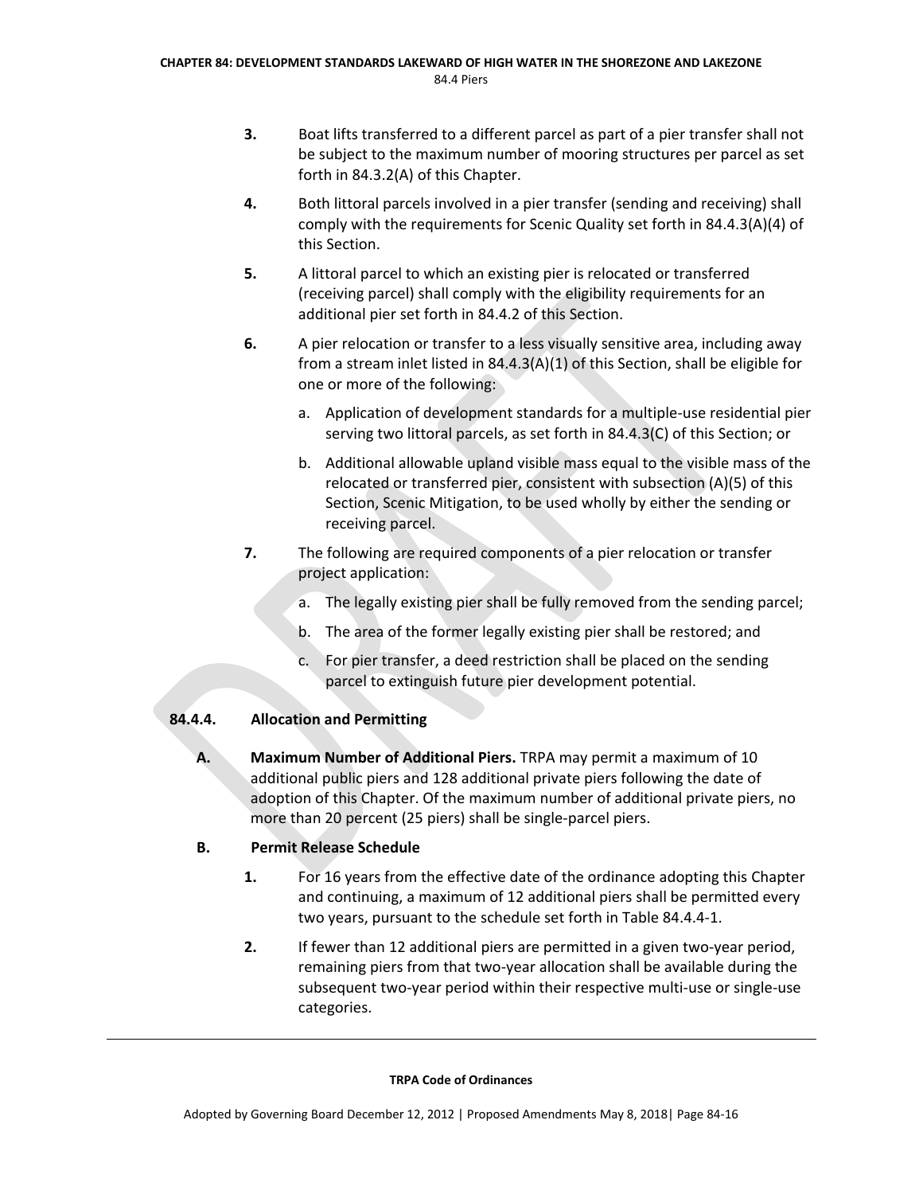3. Boat lifts transferred to a different parcel as part of a pier transfer shall not be subject to the maximum number of mooring structures per parcel as set forth in 84.3.2(A) of this Chapter.

4. Both littoral parcels involved in a pier transfer (sending and receiving) shall comply with the requirements for Scenic Quality set forth in 84.4.3(A)(4) of this Section.

5. A littoral parcel to which an existing pier is relocated or transferred (receiving parcel) shall comply with the eligibility requirements for an additional pier set forth in 84.4.2 of this Section.

6. A pier relocation or transfer to a less visually sensitive area, including away from a stream inlet listed in 84.4.3(A)(1) of this Section, shall be eligible for one or more of the following:

   a. Application of development standards for a multiple-use residential pier serving two littoral parcels, as set forth in 84.4.3(C) of this Section; or

   b. Additional allowable upland visible mass equal to the visible mass of the relocated or transferred pier, consistent with subsection (A)(5) of this Section, Scenic Mitigation, to be used wholly by either the sending or receiving parcel.

7. The following are required components of a pier relocation or transfer project application:

   a. The legally existing pier shall be fully removed from the sending parcel;

   b. The area of the former legally existing pier shall be restored; and

   c. For pier transfer, a deed restriction shall be placed on the sending parcel to extinguish future pier development potential.

### 84.4.4. Allocation and Permitting

**A. Maximum Number of Additional Piers.** TRPA may permit a maximum of 10 additional public piers and 128 additional private piers following the date of adoption of this Chapter. Of the maximum number of additional private piers, no more than 20 percent (25 piers) shall be single-parcel piers.

**B. Permit Release Schedule**

1. For 16 years from the effective date of the ordinance adopting this Chapter and continuing, a maximum of 12 additional piers shall be permitted every two years, pursuant to the schedule set forth in Table 84.4.4-1.

2. If fewer than 12 additional piers are permitted in a given two-year period, remaining piers from that two-year allocation shall be available during the subsequent two-year period within their respective multi-use or single-use categories.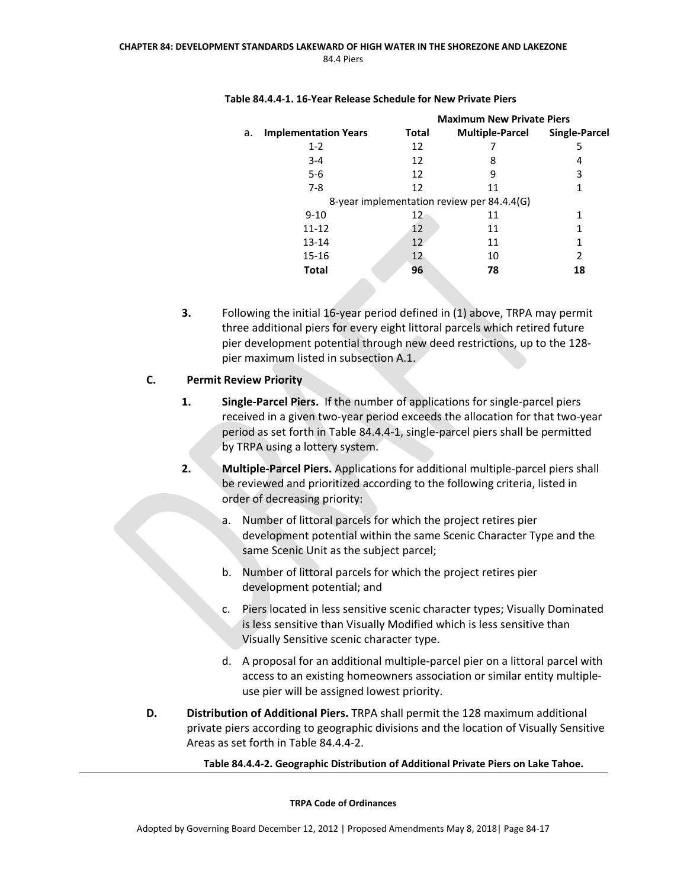**Table 84.4.4-1. 16-Year Release Schedule for New Private Piers**

| a. Implementation Years | Total | Maximum New Private Piers Multiple-Parcel | Single-Parcel |
|---|---|---|---|
| 1-2 | 12 | 7 | 5 |
| 3-4 | 12 | 8 | 4 |
| 5-6 | 12 | 9 | 3 |
| 7-8 | 12 | 11 | 1 |
| 8-year implementation review per 84.4.4(G) | | | |
| 9-10 | 12 | 11 | 1 |
| 11-12 | 12 | 11 | 1 |
| 13-14 | 12 | 11 | 1 |
| 15-16 | 12 | 10 | 2 |
| **Total** | **96** | **78** | **18** |

3. Following the initial 16-year period defined in (1) above, TRPA may permit three additional piers for every eight littoral parcels which retired future pier development potential through new deed restrictions, up to the 128-pier maximum listed in subsection A.1.

**C. Permit Review Priority**

1. **Single-Parcel Piers.** If the number of applications for single-parcel piers received in a given two-year period exceeds the allocation for that two-year period as set forth in Table 84.4.4-1, single-parcel piers shall be permitted by TRPA using a lottery system.

2. **Multiple-Parcel Piers.** Applications for additional multiple-parcel piers shall be reviewed and prioritized according to the following criteria, listed in order of decreasing priority:

   a. Number of littoral parcels for which the project retires pier development potential within the same Scenic Character Type and the same Scenic Unit as the subject parcel;

   b. Number of littoral parcels for which the project retires pier development potential; and

   c. Piers located in less sensitive scenic character types; Visually Dominated is less sensitive than Visually Modified which is less sensitive than Visually Sensitive scenic character type.

   d. A proposal for an additional multiple-parcel pier on a littoral parcel with access to an existing homeowners association or similar entity multiple-use pier will be assigned lowest priority.

**D. Distribution of Additional Piers.** TRPA shall permit the 128 maximum additional private piers according to geographic divisions and the location of Visually Sensitive Areas as set forth in Table 84.4.4-2.

**Table 84.4.4-2. Geographic Distribution of Additional Private Piers on Lake Tahoe.**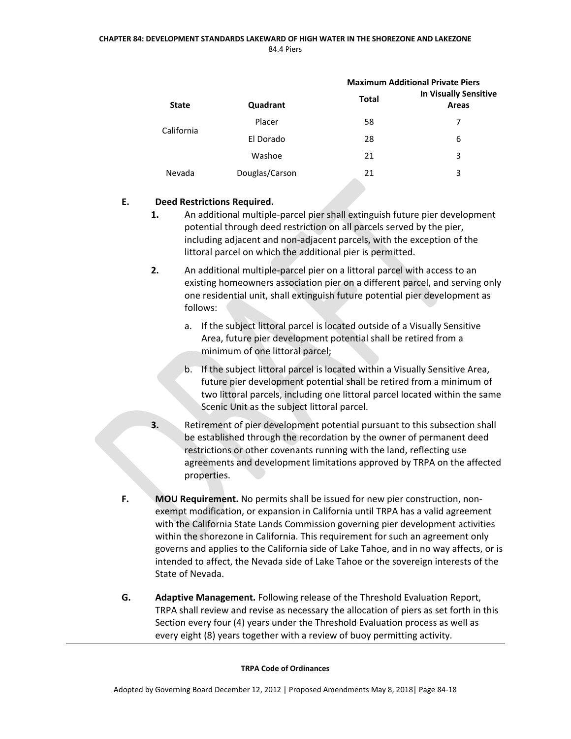| State | Quadrant | Maximum Additional Private Piers | |
|---|---|---|---|
| | | Total | In Visually Sensitive Areas |
| California | Placer | 58 | 7 |
| | El Dorado | 28 | 6 |
| Nevada | Washoe | 21 | 3 |
| | Douglas/Carson | 21 | 3 |

**E. Deed Restrictions Required.**

1. An additional multiple-parcel pier shall extinguish future pier development potential through deed restriction on all parcels served by the pier, including adjacent and non-adjacent parcels, with the exception of the littoral parcel on which the additional pier is permitted.

2. An additional multiple-parcel pier on a littoral parcel with access to an existing homeowners association pier on a different parcel, and serving only one residential unit, shall extinguish future potential pier development as follows:

   a. If the subject littoral parcel is located outside of a Visually Sensitive Area, future pier development potential shall be retired from a minimum of one littoral parcel;

   b. If the subject littoral parcel is located within a Visually Sensitive Area, future pier development potential shall be retired from a minimum of two littoral parcels, including one littoral parcel located within the same Scenic Unit as the subject littoral parcel.

3. Retirement of pier development potential pursuant to this subsection shall be established through the recordation by the owner of permanent deed restrictions or other covenants running with the land, reflecting use agreements and development limitations approved by TRPA on the affected properties.

**F. MOU Requirement.** No permits shall be issued for new pier construction, non-exempt modification, or expansion in California until TRPA has a valid agreement with the California State Lands Commission governing pier development activities within the shorezone in California. This requirement for such an agreement only governs and applies to the California side of Lake Tahoe, and in no way affects, or is intended to affect, the Nevada side of Lake Tahoe or the sovereign interests of the State of Nevada.

**G. Adaptive Management.** Following release of the Threshold Evaluation Report, TRPA shall review and revise as necessary the allocation of piers as set forth in this Section every four (4) years under the Threshold Evaluation process as well as every eight (8) years together with a review of buoy permitting activity.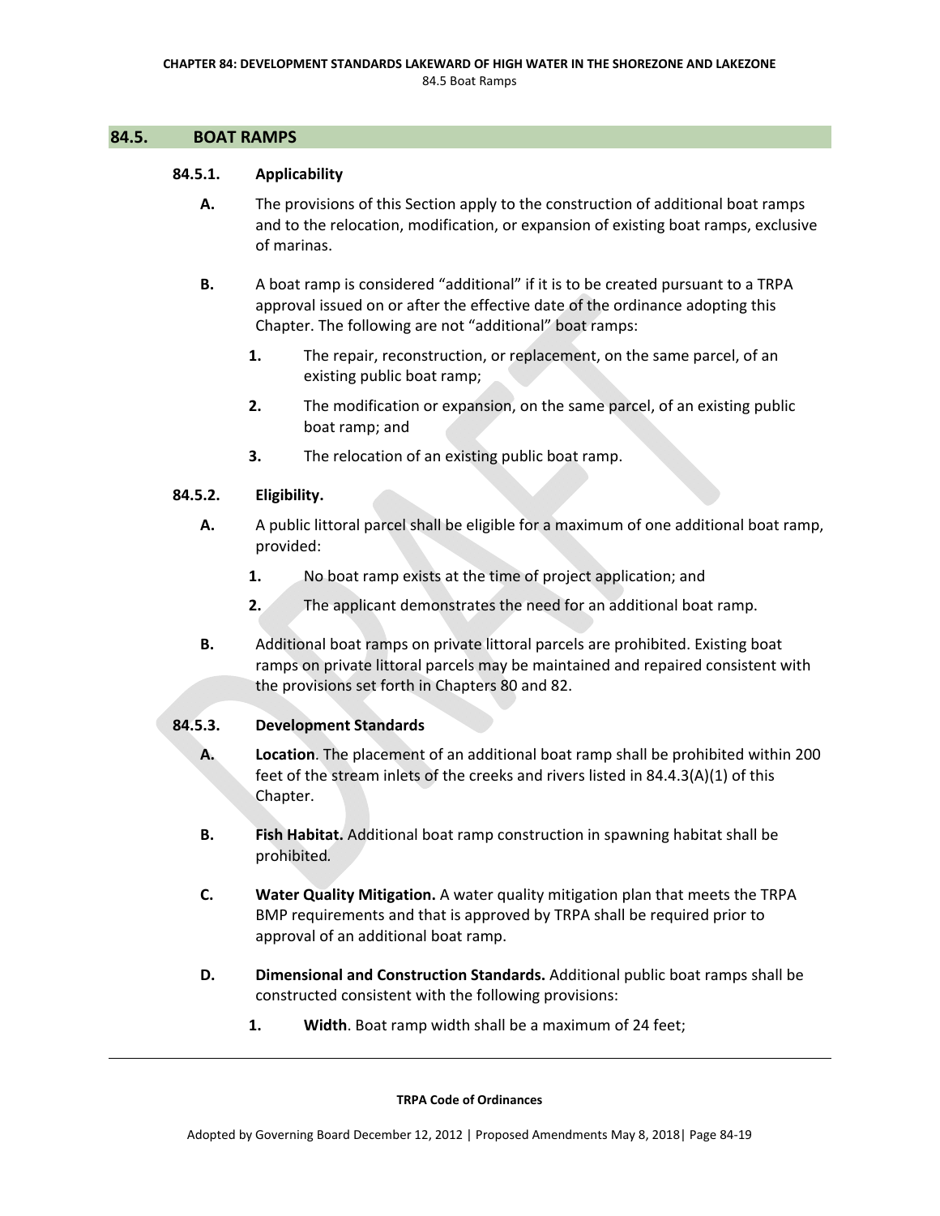## 84.5. BOAT RAMPS

### 84.5.1. Applicability

**A.** The provisions of this Section apply to the construction of additional boat ramps and to the relocation, modification, or expansion of existing boat ramps, exclusive of marinas.

**B.** A boat ramp is considered "additional" if it is to be created pursuant to a TRPA approval issued on or after the effective date of the ordinance adopting this Chapter. The following are not "additional" boat ramps:

1. The repair, reconstruction, or replacement, on the same parcel, of an existing public boat ramp;
2. The modification or expansion, on the same parcel, of an existing public boat ramp; and
3. The relocation of an existing public boat ramp.

### 84.5.2. Eligibility.

**A.** A public littoral parcel shall be eligible for a maximum of one additional boat ramp, provided:

1. No boat ramp exists at the time of project application; and
2. The applicant demonstrates the need for an additional boat ramp.

**B.** Additional boat ramps on private littoral parcels are prohibited. Existing boat ramps on private littoral parcels may be maintained and repaired consistent with the provisions set forth in Chapters 80 and 82.

### 84.5.3. Development Standards

**A.** **Location**. The placement of an additional boat ramp shall be prohibited within 200 feet of the stream inlets of the creeks and rivers listed in 84.4.3(A)(1) of this Chapter.

**B.** **Fish Habitat.** Additional boat ramp construction in spawning habitat shall be prohibited.

**C.** **Water Quality Mitigation.** A water quality mitigation plan that meets the TRPA BMP requirements and that is approved by TRPA shall be required prior to approval of an additional boat ramp.

**D.** **Dimensional and Construction Standards.** Additional public boat ramps shall be constructed consistent with the following provisions:

1. **Width**. Boat ramp width shall be a maximum of 24 feet;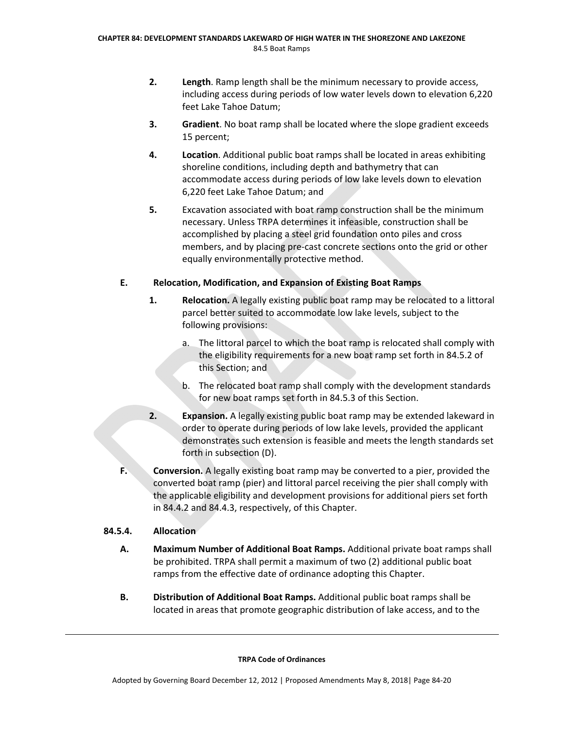2. **Length**. Ramp length shall be the minimum necessary to provide access, including access during periods of low water levels down to elevation 6,220 feet Lake Tahoe Datum;

3. **Gradient**. No boat ramp shall be located where the slope gradient exceeds 15 percent;

4. **Location**. Additional public boat ramps shall be located in areas exhibiting shoreline conditions, including depth and bathymetry that can accommodate access during periods of low lake levels down to elevation 6,220 feet Lake Tahoe Datum; and

5. Excavation associated with boat ramp construction shall be the minimum necessary. Unless TRPA determines it infeasible, construction shall be accomplished by placing a steel grid foundation onto piles and cross members, and by placing pre-cast concrete sections onto the grid or other equally environmentally protective method.

**E. Relocation, Modification, and Expansion of Existing Boat Ramps**

1. **Relocation.** A legally existing public boat ramp may be relocated to a littoral parcel better suited to accommodate low lake levels, subject to the following provisions:

   a. The littoral parcel to which the boat ramp is relocated shall comply with the eligibility requirements for a new boat ramp set forth in 84.5.2 of this Section; and

   b. The relocated boat ramp shall comply with the development standards for new boat ramps set forth in 84.5.3 of this Section.

2. **Expansion.** A legally existing public boat ramp may be extended lakeward in order to operate during periods of low lake levels, provided the applicant demonstrates such extension is feasible and meets the length standards set forth in subsection (D).

**F. Conversion.** A legally existing boat ramp may be converted to a pier, provided the converted boat ramp (pier) and littoral parcel receiving the pier shall comply with the applicable eligibility and development provisions for additional piers set forth in 84.4.2 and 84.4.3, respectively, of this Chapter.

### 84.5.4. Allocation

**A. Maximum Number of Additional Boat Ramps.** Additional private boat ramps shall be prohibited. TRPA shall permit a maximum of two (2) additional public boat ramps from the effective date of ordinance adopting this Chapter.

**B. Distribution of Additional Boat Ramps.** Additional public boat ramps shall be located in areas that promote geographic distribution of lake access, and to the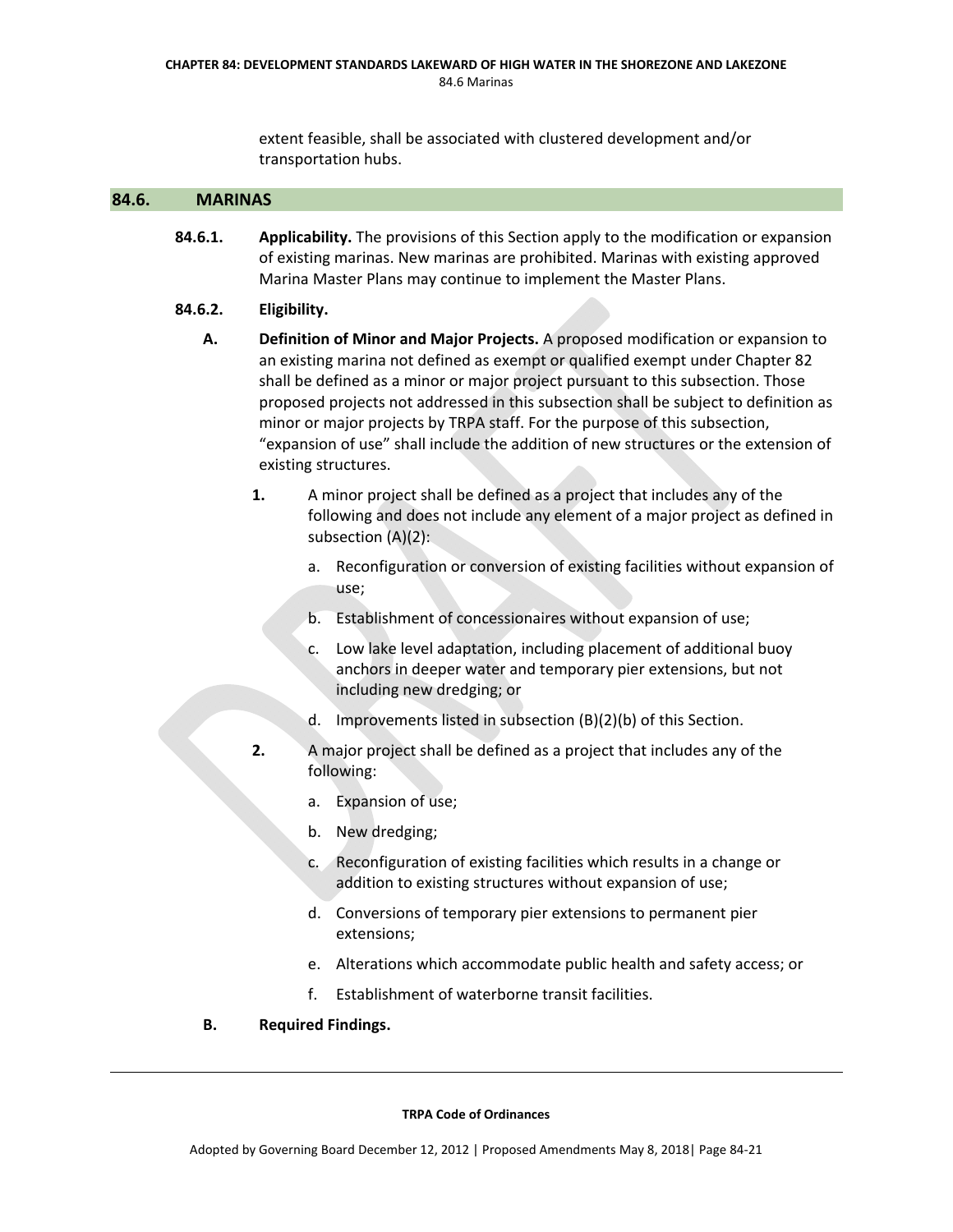extent feasible, shall be associated with clustered development and/or transportation hubs.

## 84.6. MARINAS

**84.6.1. Applicability.** The provisions of this Section apply to the modification or expansion of existing marinas. New marinas are prohibited. Marinas with existing approved Marina Master Plans may continue to implement the Master Plans.

**84.6.2. Eligibility.**

**A. Definition of Minor and Major Projects.** A proposed modification or expansion to an existing marina not defined as exempt or qualified exempt under Chapter 82 shall be defined as a minor or major project pursuant to this subsection. Those proposed projects not addressed in this subsection shall be subject to definition as minor or major projects by TRPA staff. For the purpose of this subsection, "expansion of use" shall include the addition of new structures or the extension of existing structures.

**1.** A minor project shall be defined as a project that includes any of the following and does not include any element of a major project as defined in subsection (A)(2):

a. Reconfiguration or conversion of existing facilities without expansion of use;

b. Establishment of concessionaires without expansion of use;

c. Low lake level adaptation, including placement of additional buoy anchors in deeper water and temporary pier extensions, but not including new dredging; or

d. Improvements listed in subsection (B)(2)(b) of this Section.

**2.** A major project shall be defined as a project that includes any of the following:

a. Expansion of use;

b. New dredging;

c. Reconfiguration of existing facilities which results in a change or addition to existing structures without expansion of use;

d. Conversions of temporary pier extensions to permanent pier extensions;

e. Alterations which accommodate public health and safety access; or

f. Establishment of waterborne transit facilities.

**B. Required Findings.**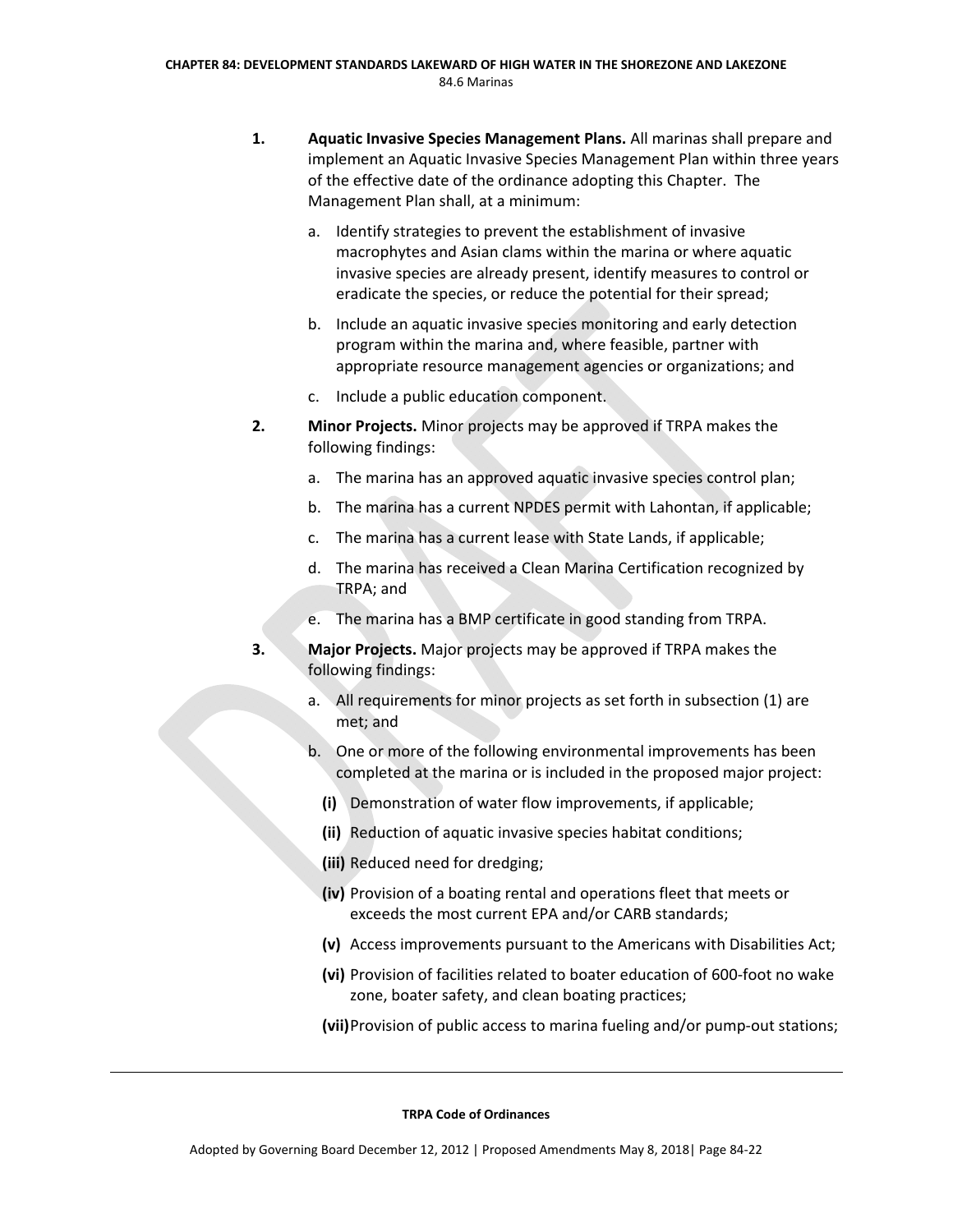1. **Aquatic Invasive Species Management Plans.** All marinas shall prepare and implement an Aquatic Invasive Species Management Plan within three years of the effective date of the ordinance adopting this Chapter. The Management Plan shall, at a minimum:

   a. Identify strategies to prevent the establishment of invasive macrophytes and Asian clams within the marina or where aquatic invasive species are already present, identify measures to control or eradicate the species, or reduce the potential for their spread;

   b. Include an aquatic invasive species monitoring and early detection program within the marina and, where feasible, partner with appropriate resource management agencies or organizations; and

   c. Include a public education component.

2. **Minor Projects.** Minor projects may be approved if TRPA makes the following findings:

   a. The marina has an approved aquatic invasive species control plan;

   b. The marina has a current NPDES permit with Lahontan, if applicable;

   c. The marina has a current lease with State Lands, if applicable;

   d. The marina has received a Clean Marina Certification recognized by TRPA; and

   e. The marina has a BMP certificate in good standing from TRPA.

3. **Major Projects.** Major projects may be approved if TRPA makes the following findings:

   a. All requirements for minor projects as set forth in subsection (1) are met; and

   b. One or more of the following environmental improvements has been completed at the marina or is included in the proposed major project:

      **(i)** Demonstration of water flow improvements, if applicable;

      **(ii)** Reduction of aquatic invasive species habitat conditions;

      **(iii)** Reduced need for dredging;

      **(iv)** Provision of a boating rental and operations fleet that meets or exceeds the most current EPA and/or CARB standards;

      **(v)** Access improvements pursuant to the Americans with Disabilities Act;

      **(vi)** Provision of facilities related to boater education of 600-foot no wake zone, boater safety, and clean boating practices;

      **(vii)** Provision of public access to marina fueling and/or pump-out stations;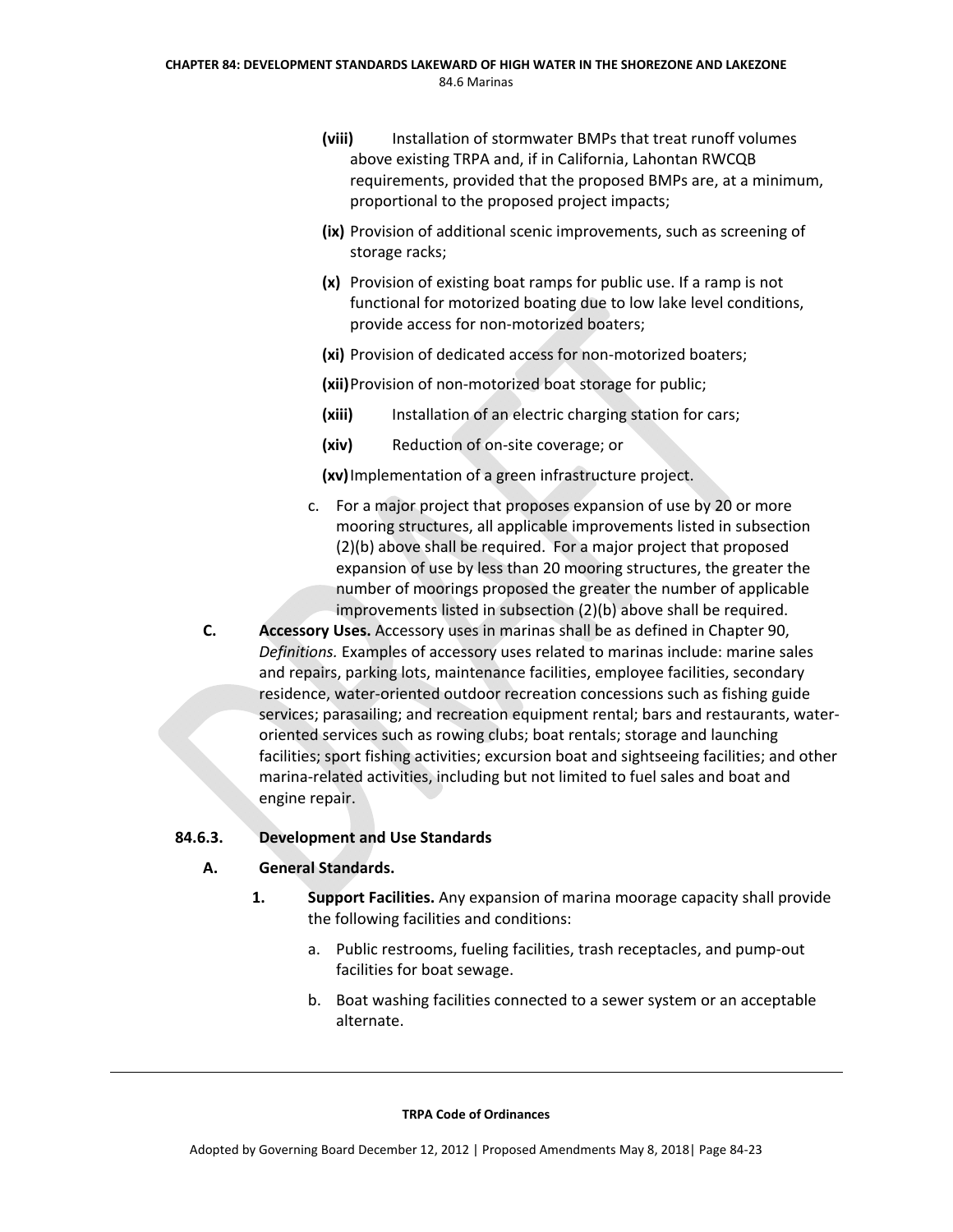(viii) Installation of stormwater BMPs that treat runoff volumes above existing TRPA and, if in California, Lahontan RWCQB requirements, provided that the proposed BMPs are, at a minimum, proportional to the proposed project impacts;

(ix) Provision of additional scenic improvements, such as screening of storage racks;

(x) Provision of existing boat ramps for public use. If a ramp is not functional for motorized boating due to low lake level conditions, provide access for non-motorized boaters;

(xi) Provision of dedicated access for non-motorized boaters;

(xii) Provision of non-motorized boat storage for public;

(xiii) Installation of an electric charging station for cars;

(xiv) Reduction of on-site coverage; or

(xv) Implementation of a green infrastructure project.

c. For a major project that proposes expansion of use by 20 or more mooring structures, all applicable improvements listed in subsection (2)(b) above shall be required. For a major project that proposed expansion of use by less than 20 mooring structures, the greater the number of moorings proposed the greater the number of applicable improvements listed in subsection (2)(b) above shall be required.

**C. Accessory Uses.** Accessory uses in marinas shall be as defined in Chapter 90, *Definitions.* Examples of accessory uses related to marinas include: marine sales and repairs, parking lots, maintenance facilities, employee facilities, secondary residence, water-oriented outdoor recreation concessions such as fishing guide services; parasailing; and recreation equipment rental; bars and restaurants, water-oriented services such as rowing clubs; boat rentals; storage and launching facilities; sport fishing activities; excursion boat and sightseeing facilities; and other marina-related activities, including but not limited to fuel sales and boat and engine repair.

### 84.6.3. Development and Use Standards

**A. General Standards.**

**1. Support Facilities.** Any expansion of marina moorage capacity shall provide the following facilities and conditions:

a. Public restrooms, fueling facilities, trash receptacles, and pump-out facilities for boat sewage.

b. Boat washing facilities connected to a sewer system or an acceptable alternate.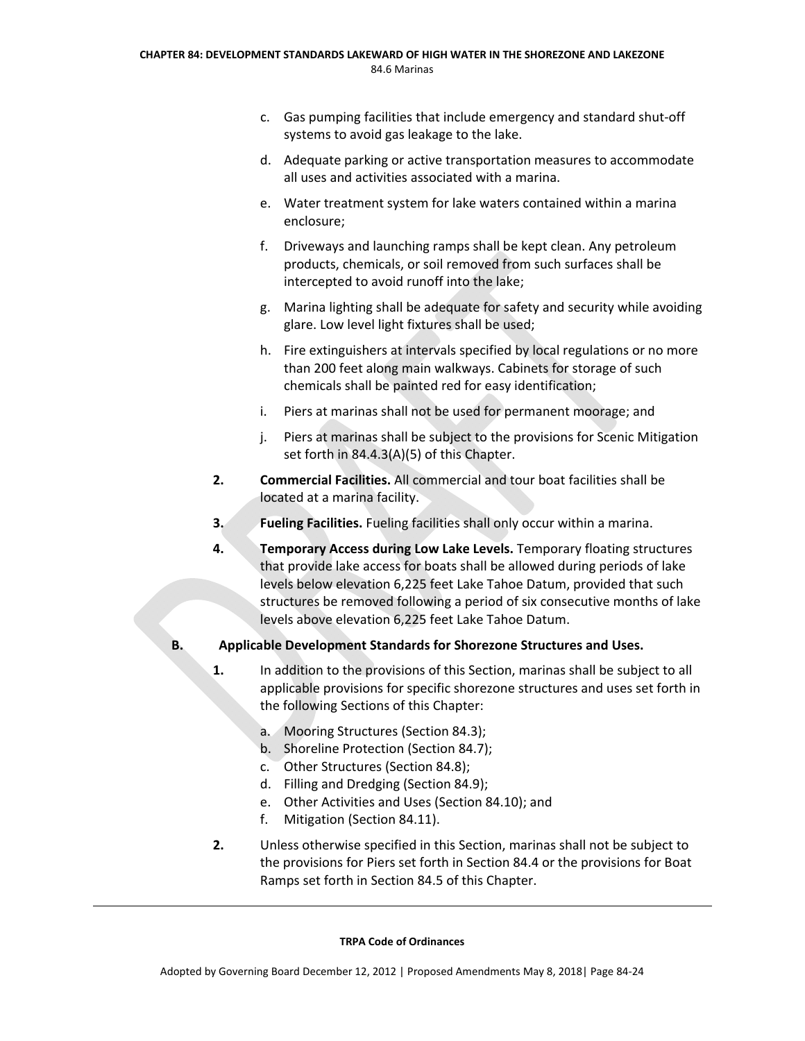c. Gas pumping facilities that include emergency and standard shut-off systems to avoid gas leakage to the lake.

d. Adequate parking or active transportation measures to accommodate all uses and activities associated with a marina.

e. Water treatment system for lake waters contained within a marina enclosure;

f. Driveways and launching ramps shall be kept clean. Any petroleum products, chemicals, or soil removed from such surfaces shall be intercepted to avoid runoff into the lake;

g. Marina lighting shall be adequate for safety and security while avoiding glare. Low level light fixtures shall be used;

h. Fire extinguishers at intervals specified by local regulations or no more than 200 feet along main walkways. Cabinets for storage of such chemicals shall be painted red for easy identification;

i. Piers at marinas shall not be used for permanent moorage; and

j. Piers at marinas shall be subject to the provisions for Scenic Mitigation set forth in 84.4.3(A)(5) of this Chapter.

**2. Commercial Facilities.** All commercial and tour boat facilities shall be located at a marina facility.

**3. Fueling Facilities.** Fueling facilities shall only occur within a marina.

**4. Temporary Access during Low Lake Levels.** Temporary floating structures that provide lake access for boats shall be allowed during periods of lake levels below elevation 6,225 feet Lake Tahoe Datum, provided that such structures be removed following a period of six consecutive months of lake levels above elevation 6,225 feet Lake Tahoe Datum.

**B. Applicable Development Standards for Shorezone Structures and Uses.**

**1.** In addition to the provisions of this Section, marinas shall be subject to all applicable provisions for specific shorezone structures and uses set forth in the following Sections of this Chapter:

a. Mooring Structures (Section 84.3);
b. Shoreline Protection (Section 84.7);
c. Other Structures (Section 84.8);
d. Filling and Dredging (Section 84.9);
e. Other Activities and Uses (Section 84.10); and
f. Mitigation (Section 84.11).

**2.** Unless otherwise specified in this Section, marinas shall not be subject to the provisions for Piers set forth in Section 84.4 or the provisions for Boat Ramps set forth in Section 84.5 of this Chapter.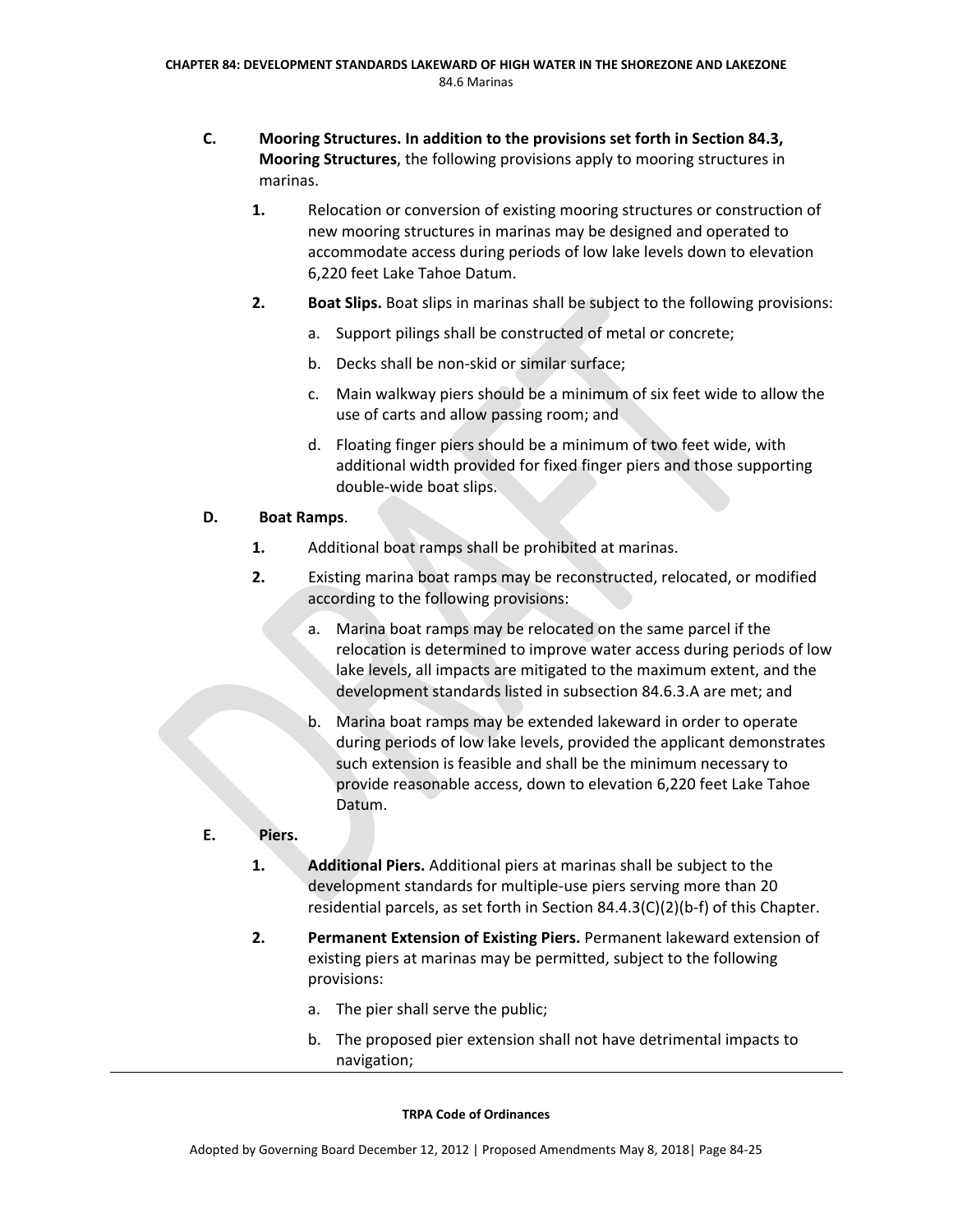**C. Mooring Structures. In addition to the provisions set forth in Section 84.3, Mooring Structures**, the following provisions apply to mooring structures in marinas.

**1.** Relocation or conversion of existing mooring structures or construction of new mooring structures in marinas may be designed and operated to accommodate access during periods of low lake levels down to elevation 6,220 feet Lake Tahoe Datum.

**2. Boat Slips.** Boat slips in marinas shall be subject to the following provisions:

a. Support pilings shall be constructed of metal or concrete;

b. Decks shall be non-skid or similar surface;

c. Main walkway piers should be a minimum of six feet wide to allow the use of carts and allow passing room; and

d. Floating finger piers should be a minimum of two feet wide, with additional width provided for fixed finger piers and those supporting double-wide boat slips.

**D. Boat Ramps**.

**1.** Additional boat ramps shall be prohibited at marinas.

**2.** Existing marina boat ramps may be reconstructed, relocated, or modified according to the following provisions:

a. Marina boat ramps may be relocated on the same parcel if the relocation is determined to improve water access during periods of low lake levels, all impacts are mitigated to the maximum extent, and the development standards listed in subsection 84.6.3.A are met; and

b. Marina boat ramps may be extended lakeward in order to operate during periods of low lake levels, provided the applicant demonstrates such extension is feasible and shall be the minimum necessary to provide reasonable access, down to elevation 6,220 feet Lake Tahoe Datum.

**E. Piers.**

**1. Additional Piers.** Additional piers at marinas shall be subject to the development standards for multiple-use piers serving more than 20 residential parcels, as set forth in Section 84.4.3(C)(2)(b-f) of this Chapter.

**2. Permanent Extension of Existing Piers.** Permanent lakeward extension of existing piers at marinas may be permitted, subject to the following provisions:

a. The pier shall serve the public;

b. The proposed pier extension shall not have detrimental impacts to navigation;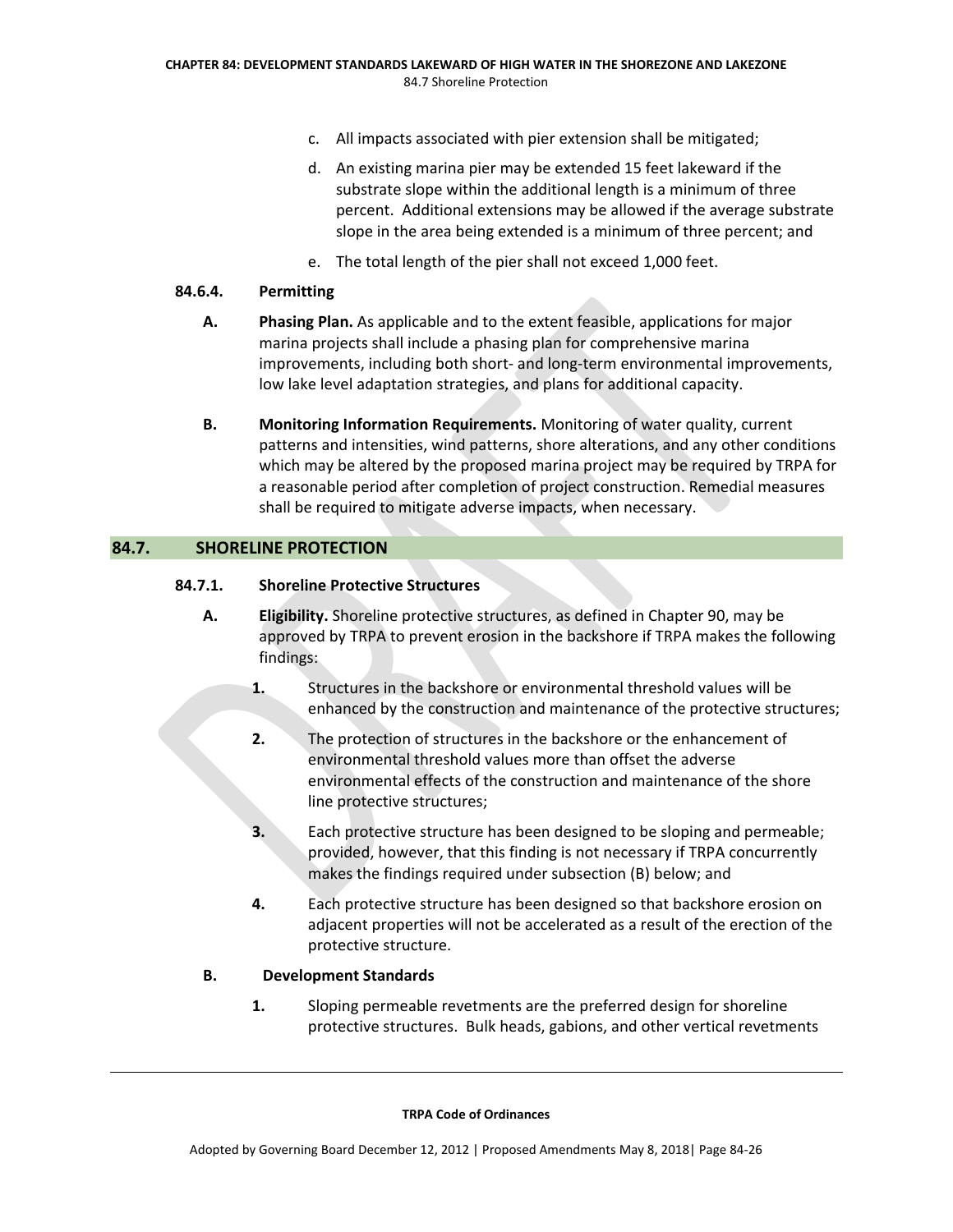c. All impacts associated with pier extension shall be mitigated;

d. An existing marina pier may be extended 15 feet lakeward if the substrate slope within the additional length is a minimum of three percent. Additional extensions may be allowed if the average substrate slope in the area being extended is a minimum of three percent; and

e. The total length of the pier shall not exceed 1,000 feet.

#### 84.6.4. Permitting

**A. Phasing Plan.** As applicable and to the extent feasible, applications for major marina projects shall include a phasing plan for comprehensive marina improvements, including both short- and long-term environmental improvements, low lake level adaptation strategies, and plans for additional capacity.

**B. Monitoring Information Requirements.** Monitoring of water quality, current patterns and intensities, wind patterns, shore alterations, and any other conditions which may be altered by the proposed marina project may be required by TRPA for a reasonable period after completion of project construction. Remedial measures shall be required to mitigate adverse impacts, when necessary.

## 84.7. SHORELINE PROTECTION

#### 84.7.1. Shoreline Protective Structures

**A. Eligibility.** Shoreline protective structures, as defined in Chapter 90, may be approved by TRPA to prevent erosion in the backshore if TRPA makes the following findings:

**1.** Structures in the backshore or environmental threshold values will be enhanced by the construction and maintenance of the protective structures;

**2.** The protection of structures in the backshore or the enhancement of environmental threshold values more than offset the adverse environmental effects of the construction and maintenance of the shore line protective structures;

**3.** Each protective structure has been designed to be sloping and permeable; provided, however, that this finding is not necessary if TRPA concurrently makes the findings required under subsection (B) below; and

**4.** Each protective structure has been designed so that backshore erosion on adjacent properties will not be accelerated as a result of the erection of the protective structure.

**B. Development Standards**

**1.** Sloping permeable revetments are the preferred design for shoreline protective structures. Bulk heads, gabions, and other vertical revetments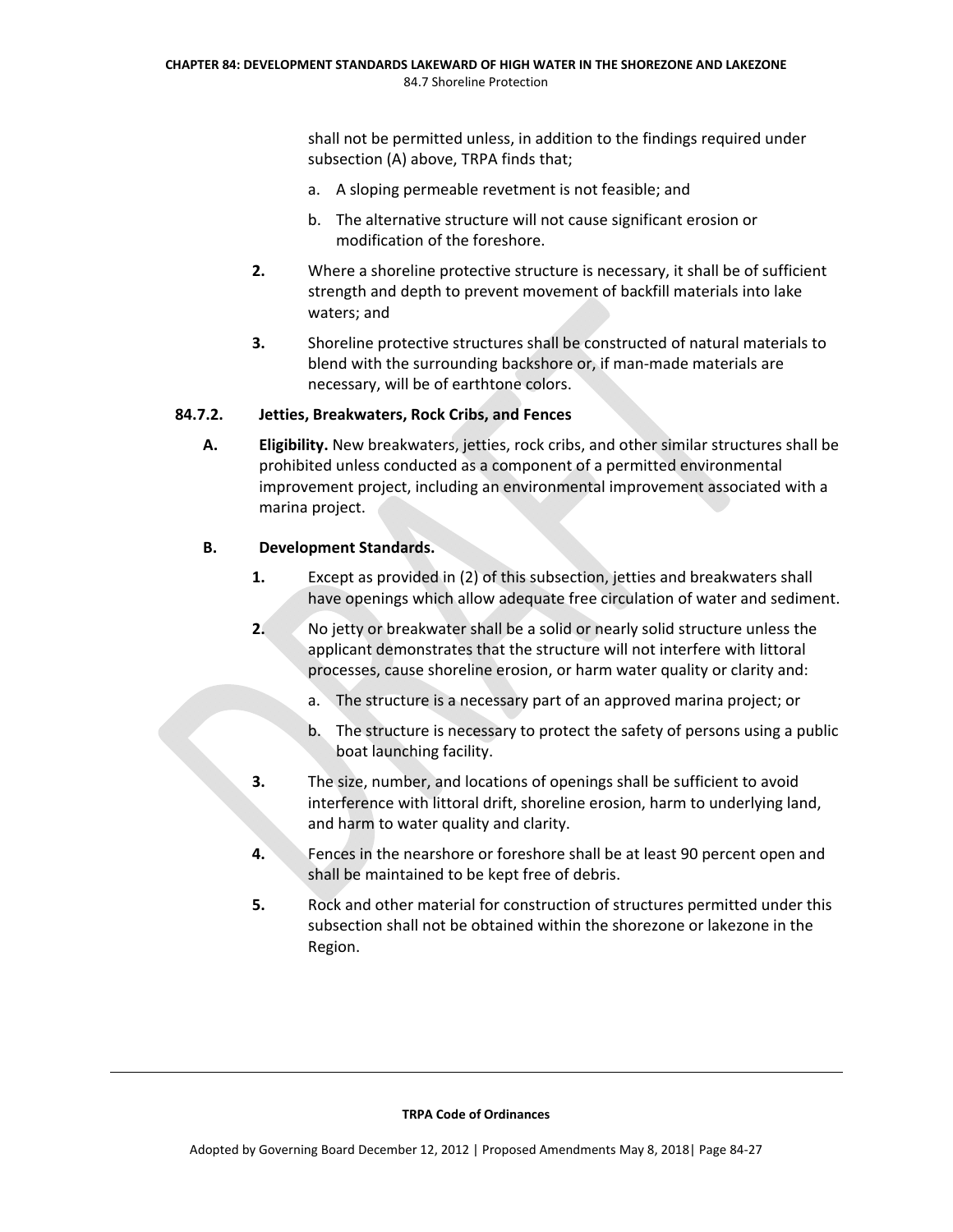shall not be permitted unless, in addition to the findings required under subsection (A) above, TRPA finds that;

a. A sloping permeable revetment is not feasible; and

b. The alternative structure will not cause significant erosion or modification of the foreshore.

**2.** Where a shoreline protective structure is necessary, it shall be of sufficient strength and depth to prevent movement of backfill materials into lake waters; and

**3.** Shoreline protective structures shall be constructed of natural materials to blend with the surrounding backshore or, if man-made materials are necessary, will be of earthtone colors.

### 84.7.2. Jetties, Breakwaters, Rock Cribs, and Fences

**A. Eligibility.** New breakwaters, jetties, rock cribs, and other similar structures shall be prohibited unless conducted as a component of a permitted environmental improvement project, including an environmental improvement associated with a marina project.

**B. Development Standards.**

**1.** Except as provided in (2) of this subsection, jetties and breakwaters shall have openings which allow adequate free circulation of water and sediment.

**2.** No jetty or breakwater shall be a solid or nearly solid structure unless the applicant demonstrates that the structure will not interfere with littoral processes, cause shoreline erosion, or harm water quality or clarity and:

a. The structure is a necessary part of an approved marina project; or

b. The structure is necessary to protect the safety of persons using a public boat launching facility.

**3.** The size, number, and locations of openings shall be sufficient to avoid interference with littoral drift, shoreline erosion, harm to underlying land, and harm to water quality and clarity.

**4.** Fences in the nearshore or foreshore shall be at least 90 percent open and shall be maintained to be kept free of debris.

**5.** Rock and other material for construction of structures permitted under this subsection shall not be obtained within the shorezone or lakezone in the Region.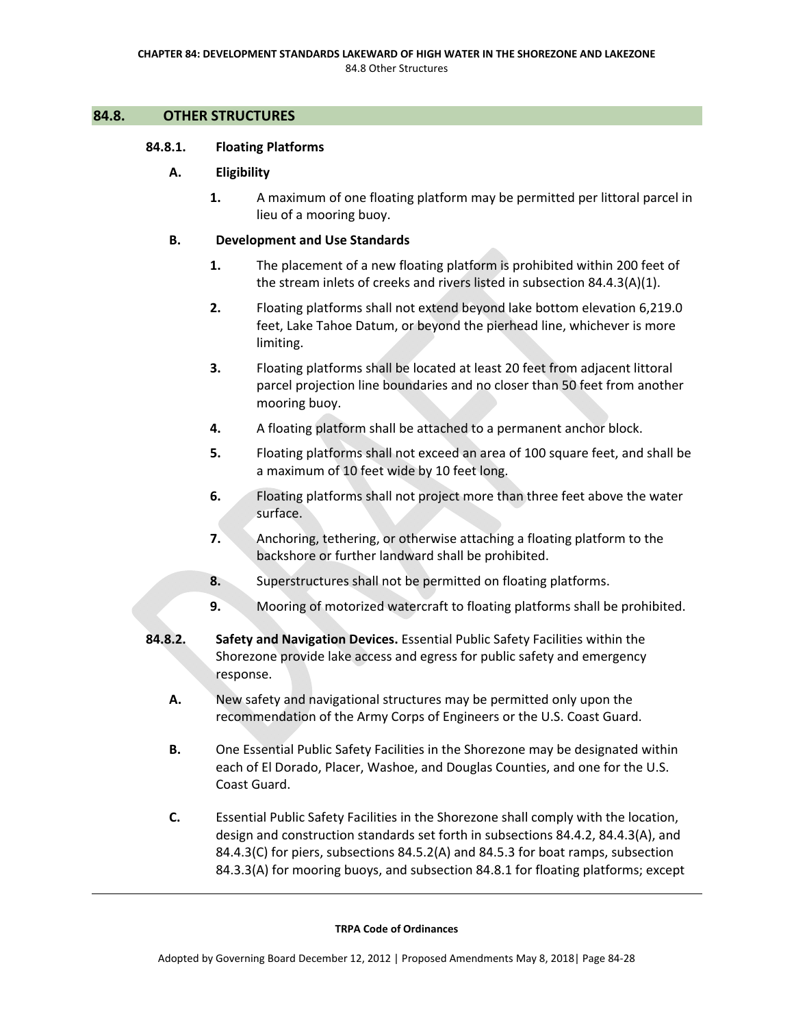## 84.8. OTHER STRUCTURES

### 84.8.1. Floating Platforms

**A. Eligibility**

1. A maximum of one floating platform may be permitted per littoral parcel in lieu of a mooring buoy.

**B. Development and Use Standards**

1. The placement of a new floating platform is prohibited within 200 feet of the stream inlets of creeks and rivers listed in subsection 84.4.3(A)(1).
2. Floating platforms shall not extend beyond lake bottom elevation 6,219.0 feet, Lake Tahoe Datum, or beyond the pierhead line, whichever is more limiting.
3. Floating platforms shall be located at least 20 feet from adjacent littoral parcel projection line boundaries and no closer than 50 feet from another mooring buoy.
4. A floating platform shall be attached to a permanent anchor block.
5. Floating platforms shall not exceed an area of 100 square feet, and shall be a maximum of 10 feet wide by 10 feet long.
6. Floating platforms shall not project more than three feet above the water surface.
7. Anchoring, tethering, or otherwise attaching a floating platform to the backshore or further landward shall be prohibited.
8. Superstructures shall not be permitted on floating platforms.
9. Mooring of motorized watercraft to floating platforms shall be prohibited.

### 84.8.2. Safety and Navigation Devices.

Essential Public Safety Facilities within the Shorezone provide lake access and egress for public safety and emergency response.

**A.** New safety and navigational structures may be permitted only upon the recommendation of the Army Corps of Engineers or the U.S. Coast Guard.

**B.** One Essential Public Safety Facilities in the Shorezone may be designated within each of El Dorado, Placer, Washoe, and Douglas Counties, and one for the U.S. Coast Guard.

**C.** Essential Public Safety Facilities in the Shorezone shall comply with the location, design and construction standards set forth in subsections 84.4.2, 84.4.3(A), and 84.4.3(C) for piers, subsections 84.5.2(A) and 84.5.3 for boat ramps, subsection 84.3.3(A) for mooring buoys, and subsection 84.8.1 for floating platforms; except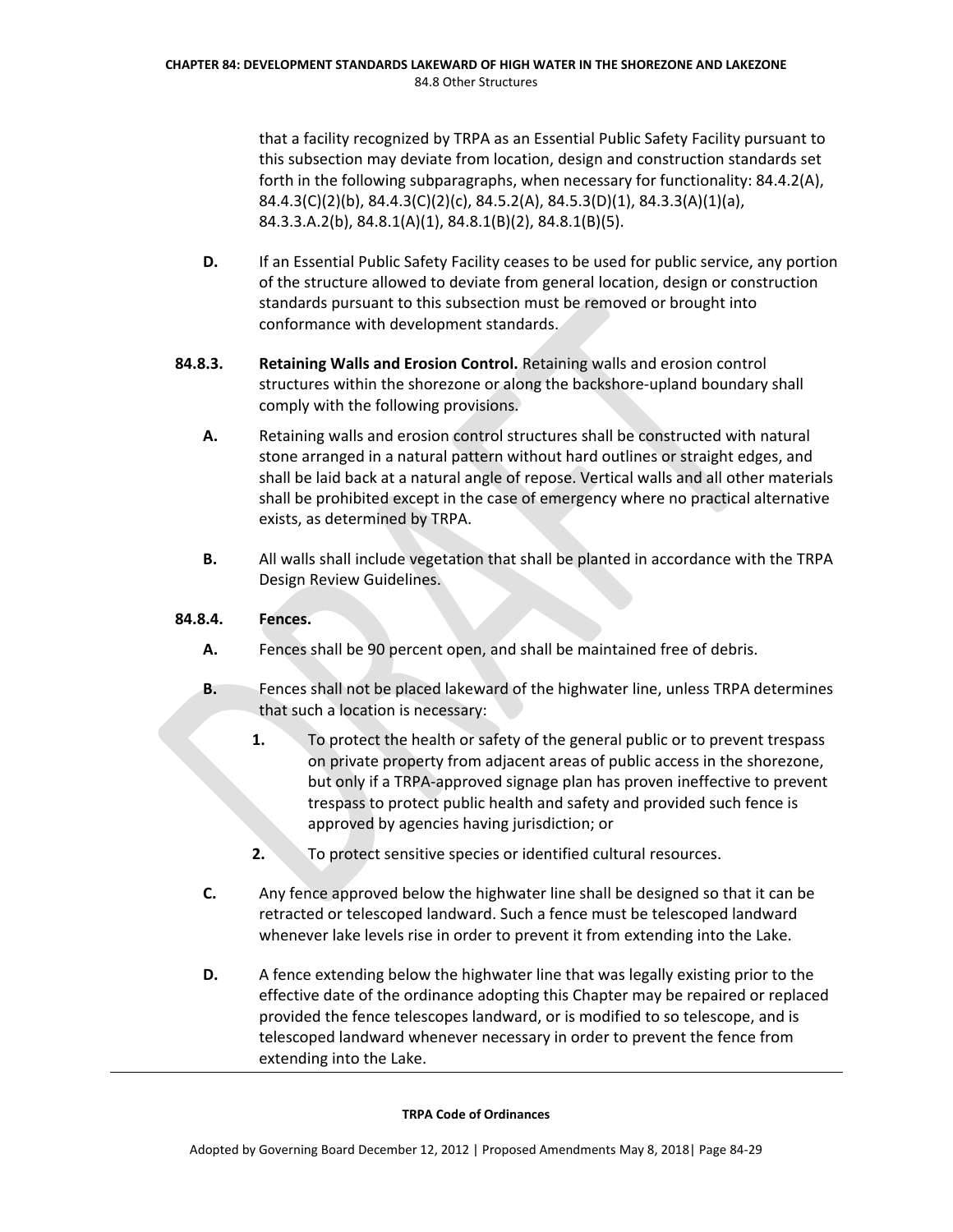that a facility recognized by TRPA as an Essential Public Safety Facility pursuant to this subsection may deviate from location, design and construction standards set forth in the following subparagraphs, when necessary for functionality: 84.4.2(A), 84.4.3(C)(2)(b), 84.4.3(C)(2)(c), 84.5.2(A), 84.5.3(D)(1), 84.3.3(A)(1)(a), 84.3.3.A.2(b), 84.8.1(A)(1), 84.8.1(B)(2), 84.8.1(B)(5).

**D.** If an Essential Public Safety Facility ceases to be used for public service, any portion of the structure allowed to deviate from general location, design or construction standards pursuant to this subsection must be removed or brought into conformance with development standards.

**84.8.3. Retaining Walls and Erosion Control.** Retaining walls and erosion control structures within the shorezone or along the backshore-upland boundary shall comply with the following provisions.

**A.** Retaining walls and erosion control structures shall be constructed with natural stone arranged in a natural pattern without hard outlines or straight edges, and shall be laid back at a natural angle of repose. Vertical walls and all other materials shall be prohibited except in the case of emergency where no practical alternative exists, as determined by TRPA.

**B.** All walls shall include vegetation that shall be planted in accordance with the TRPA Design Review Guidelines.

**84.8.4. Fences.**

**A.** Fences shall be 90 percent open, and shall be maintained free of debris.

**B.** Fences shall not be placed lakeward of the highwater line, unless TRPA determines that such a location is necessary:

**1.** To protect the health or safety of the general public or to prevent trespass on private property from adjacent areas of public access in the shorezone, but only if a TRPA-approved signage plan has proven ineffective to prevent trespass to protect public health and safety and provided such fence is approved by agencies having jurisdiction; or

**2.** To protect sensitive species or identified cultural resources.

**C.** Any fence approved below the highwater line shall be designed so that it can be retracted or telescoped landward. Such a fence must be telescoped landward whenever lake levels rise in order to prevent it from extending into the Lake.

**D.** A fence extending below the highwater line that was legally existing prior to the effective date of the ordinance adopting this Chapter may be repaired or replaced provided the fence telescopes landward, or is modified to so telescope, and is telescoped landward whenever necessary in order to prevent the fence from extending into the Lake.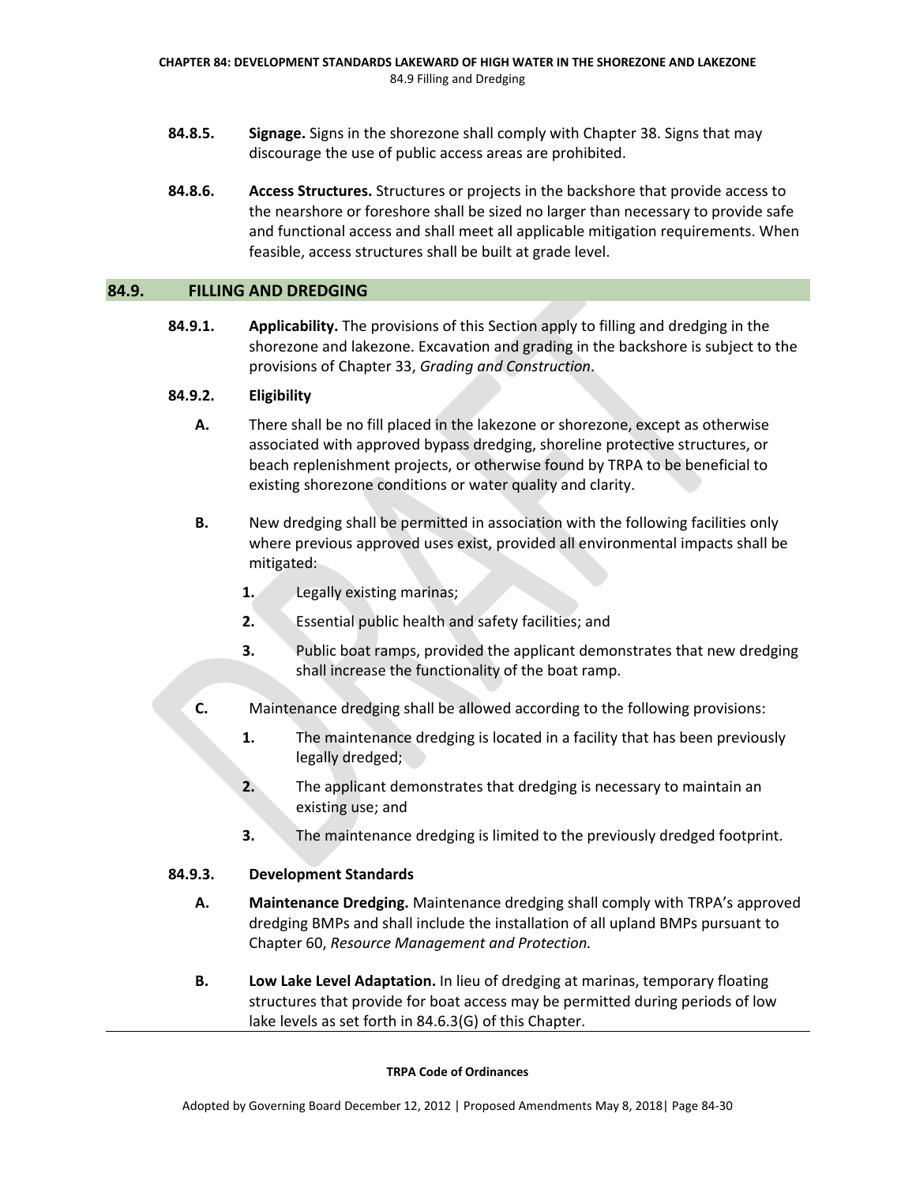**84.8.5. Signage.** Signs in the shorezone shall comply with Chapter 38. Signs that may discourage the use of public access areas are prohibited.

**84.8.6. Access Structures.** Structures or projects in the backshore that provide access to the nearshore or foreshore shall be sized no larger than necessary to provide safe and functional access and shall meet all applicable mitigation requirements. When feasible, access structures shall be built at grade level.

## 84.9. FILLING AND DREDGING

**84.9.1. Applicability.** The provisions of this Section apply to filling and dredging in the shorezone and lakezone. Excavation and grading in the backshore is subject to the provisions of Chapter 33, *Grading and Construction*.

**84.9.2. Eligibility**

**A.** There shall be no fill placed in the lakezone or shorezone, except as otherwise associated with approved bypass dredging, shoreline protective structures, or beach replenishment projects, or otherwise found by TRPA to be beneficial to existing shorezone conditions or water quality and clarity.

**B.** New dredging shall be permitted in association with the following facilities only where previous approved uses exist, provided all environmental impacts shall be mitigated:

1. Legally existing marinas;
2. Essential public health and safety facilities; and
3. Public boat ramps, provided the applicant demonstrates that new dredging shall increase the functionality of the boat ramp.

**C.** Maintenance dredging shall be allowed according to the following provisions:

1. The maintenance dredging is located in a facility that has been previously legally dredged;
2. The applicant demonstrates that dredging is necessary to maintain an existing use; and
3. The maintenance dredging is limited to the previously dredged footprint.

**84.9.3. Development Standards**

**A. Maintenance Dredging.** Maintenance dredging shall comply with TRPA's approved dredging BMPs and shall include the installation of all upland BMPs pursuant to Chapter 60, *Resource Management and Protection.*

**B. Low Lake Level Adaptation.** In lieu of dredging at marinas, temporary floating structures that provide for boat access may be permitted during periods of low lake levels as set forth in 84.6.3(G) of this Chapter.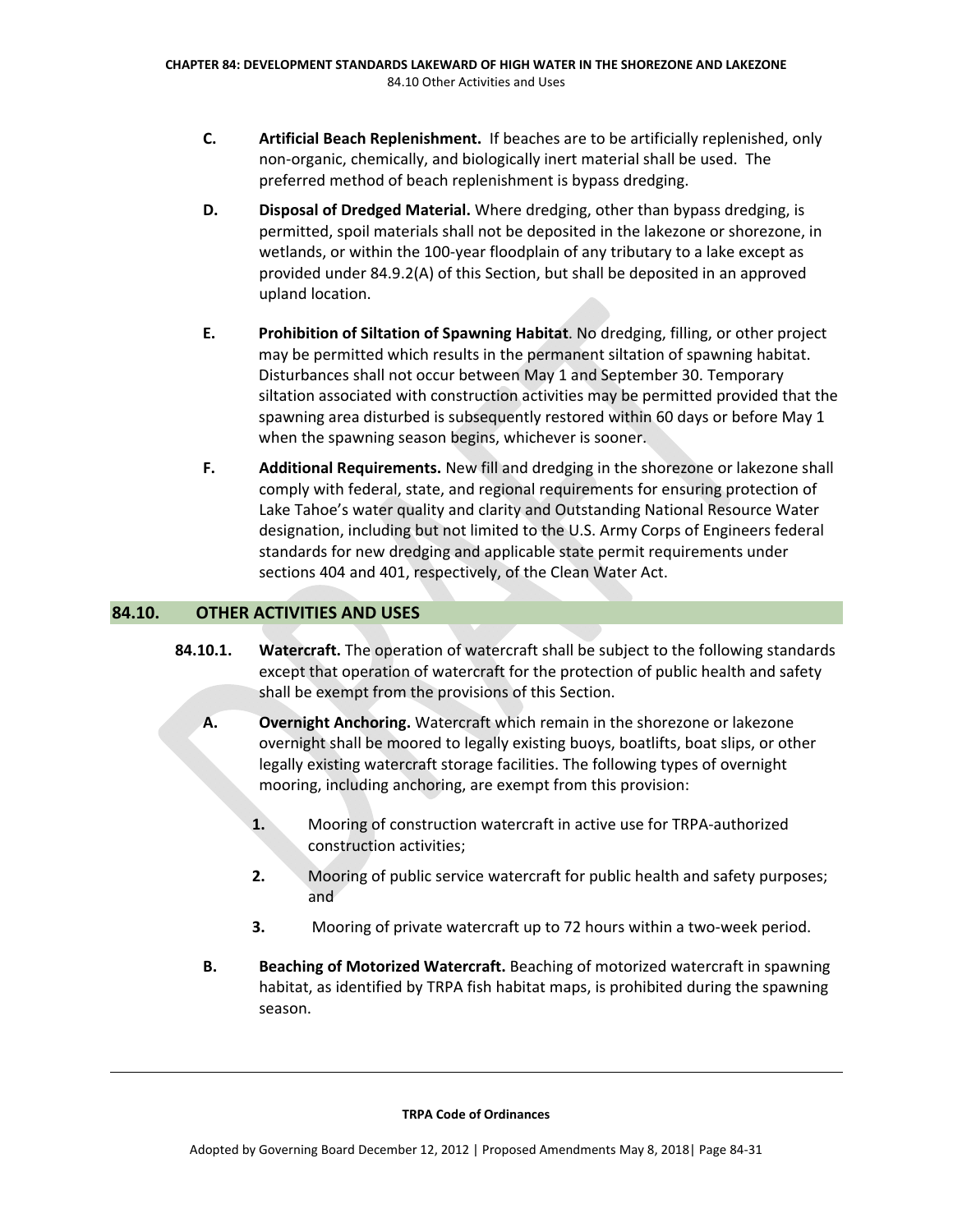**C.** **Artificial Beach Replenishment.** If beaches are to be artificially replenished, only non-organic, chemically, and biologically inert material shall be used. The preferred method of beach replenishment is bypass dredging.

**D.** **Disposal of Dredged Material.** Where dredging, other than bypass dredging, is permitted, spoil materials shall not be deposited in the lakezone or shorezone, in wetlands, or within the 100-year floodplain of any tributary to a lake except as provided under 84.9.2(A) of this Section, but shall be deposited in an approved upland location.

**E.** **Prohibition of Siltation of Spawning Habitat**. No dredging, filling, or other project may be permitted which results in the permanent siltation of spawning habitat. Disturbances shall not occur between May 1 and September 30. Temporary siltation associated with construction activities may be permitted provided that the spawning area disturbed is subsequently restored within 60 days or before May 1 when the spawning season begins, whichever is sooner.

**F.** **Additional Requirements.** New fill and dredging in the shorezone or lakezone shall comply with federal, state, and regional requirements for ensuring protection of Lake Tahoe's water quality and clarity and Outstanding National Resource Water designation, including but not limited to the U.S. Army Corps of Engineers federal standards for new dredging and applicable state permit requirements under sections 404 and 401, respectively, of the Clean Water Act.

## 84.10. OTHER ACTIVITIES AND USES

**84.10.1.** **Watercraft.** The operation of watercraft shall be subject to the following standards except that operation of watercraft for the protection of public health and safety shall be exempt from the provisions of this Section.

**A.** **Overnight Anchoring.** Watercraft which remain in the shorezone or lakezone overnight shall be moored to legally existing buoys, boatlifts, boat slips, or other legally existing watercraft storage facilities. The following types of overnight mooring, including anchoring, are exempt from this provision:

1. Mooring of construction watercraft in active use for TRPA-authorized construction activities;
2. Mooring of public service watercraft for public health and safety purposes; and
3. Mooring of private watercraft up to 72 hours within a two-week period.

**B.** **Beaching of Motorized Watercraft.** Beaching of motorized watercraft in spawning habitat, as identified by TRPA fish habitat maps, is prohibited during the spawning season.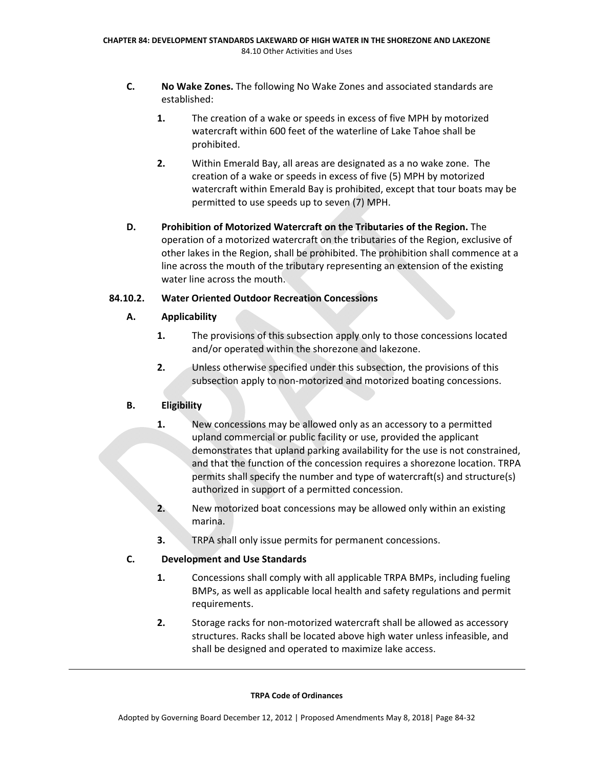**C. No Wake Zones.** The following No Wake Zones and associated standards are established:

1. The creation of a wake or speeds in excess of five MPH by motorized watercraft within 600 feet of the waterline of Lake Tahoe shall be prohibited.

2. Within Emerald Bay, all areas are designated as a no wake zone. The creation of a wake or speeds in excess of five (5) MPH by motorized watercraft within Emerald Bay is prohibited, except that tour boats may be permitted to use speeds up to seven (7) MPH.

**D. Prohibition of Motorized Watercraft on the Tributaries of the Region.** The operation of a motorized watercraft on the tributaries of the Region, exclusive of other lakes in the Region, shall be prohibited. The prohibition shall commence at a line across the mouth of the tributary representing an extension of the existing water line across the mouth.

### 84.10.2. Water Oriented Outdoor Recreation Concessions

**A. Applicability**

1. The provisions of this subsection apply only to those concessions located and/or operated within the shorezone and lakezone.

2. Unless otherwise specified under this subsection, the provisions of this subsection apply to non-motorized and motorized boating concessions.

**B. Eligibility**

1. New concessions may be allowed only as an accessory to a permitted upland commercial or public facility or use, provided the applicant demonstrates that upland parking availability for the use is not constrained, and that the function of the concession requires a shorezone location. TRPA permits shall specify the number and type of watercraft(s) and structure(s) authorized in support of a permitted concession.

2. New motorized boat concessions may be allowed only within an existing marina.

3. TRPA shall only issue permits for permanent concessions.

**C. Development and Use Standards**

1. Concessions shall comply with all applicable TRPA BMPs, including fueling BMPs, as well as applicable local health and safety regulations and permit requirements.

2. Storage racks for non-motorized watercraft shall be allowed as accessory structures. Racks shall be located above high water unless infeasible, and shall be designed and operated to maximize lake access.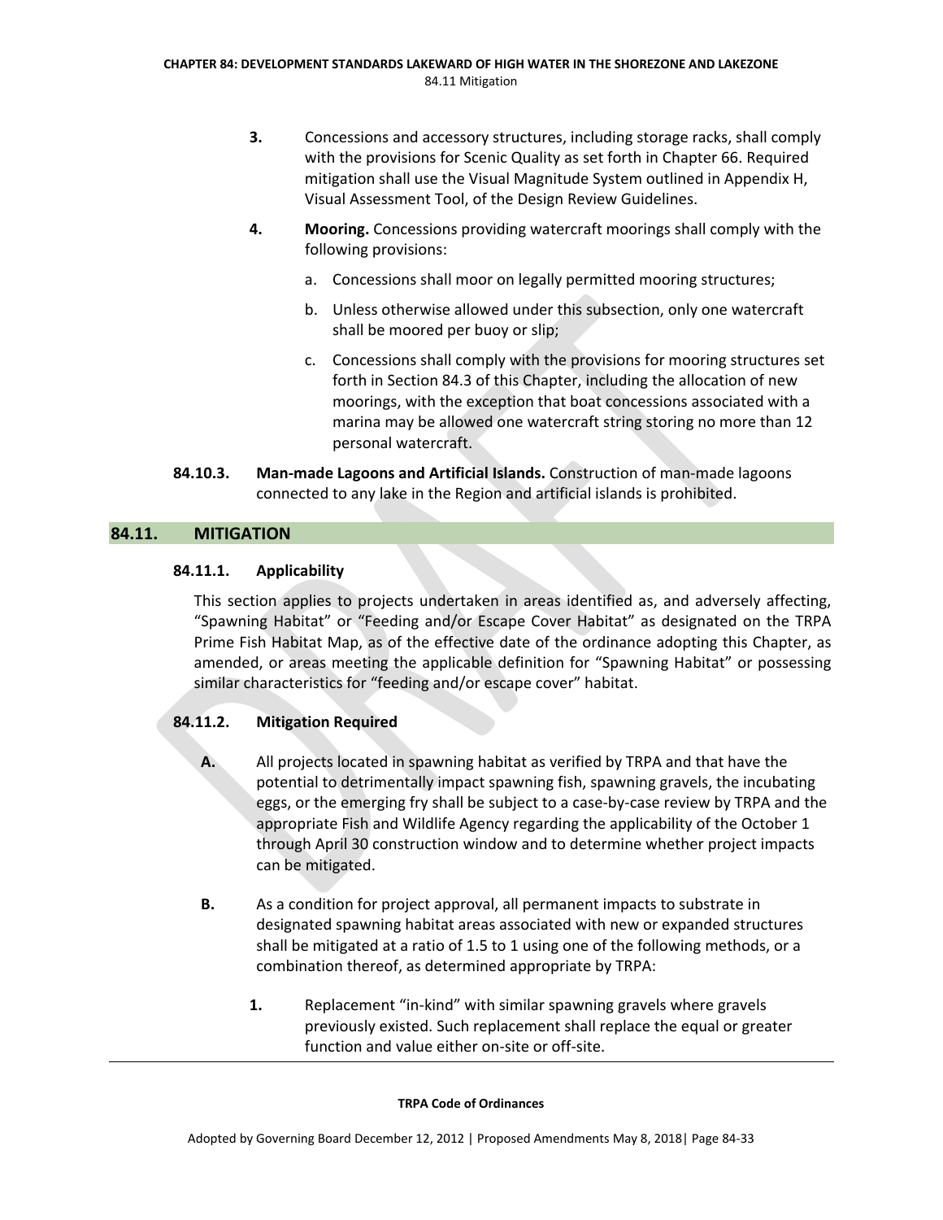3. Concessions and accessory structures, including storage racks, shall comply with the provisions for Scenic Quality as set forth in Chapter 66. Required mitigation shall use the Visual Magnitude System outlined in Appendix H, Visual Assessment Tool, of the Design Review Guidelines.

4. **Mooring.** Concessions providing watercraft moorings shall comply with the following provisions:

   a. Concessions shall moor on legally permitted mooring structures;

   b. Unless otherwise allowed under this subsection, only one watercraft shall be moored per buoy or slip;

   c. Concessions shall comply with the provisions for mooring structures set forth in Section 84.3 of this Chapter, including the allocation of new moorings, with the exception that boat concessions associated with a marina may be allowed one watercraft string storing no more than 12 personal watercraft.

**84.10.3. Man-made Lagoons and Artificial Islands.** Construction of man-made lagoons connected to any lake in the Region and artificial islands is prohibited.

## 84.11. MITIGATION

### 84.11.1. Applicability

This section applies to projects undertaken in areas identified as, and adversely affecting, "Spawning Habitat" or "Feeding and/or Escape Cover Habitat" as designated on the TRPA Prime Fish Habitat Map, as of the effective date of the ordinance adopting this Chapter, as amended, or areas meeting the applicable definition for "Spawning Habitat" or possessing similar characteristics for "feeding and/or escape cover" habitat.

### 84.11.2. Mitigation Required

A. All projects located in spawning habitat as verified by TRPA and that have the potential to detrimentally impact spawning fish, spawning gravels, the incubating eggs, or the emerging fry shall be subject to a case-by-case review by TRPA and the appropriate Fish and Wildlife Agency regarding the applicability of the October 1 through April 30 construction window and to determine whether project impacts can be mitigated.

B. As a condition for project approval, all permanent impacts to substrate in designated spawning habitat areas associated with new or expanded structures shall be mitigated at a ratio of 1.5 to 1 using one of the following methods, or a combination thereof, as determined appropriate by TRPA:

   1. Replacement "in-kind" with similar spawning gravels where gravels previously existed. Such replacement shall replace the equal or greater function and value either on-site or off-site.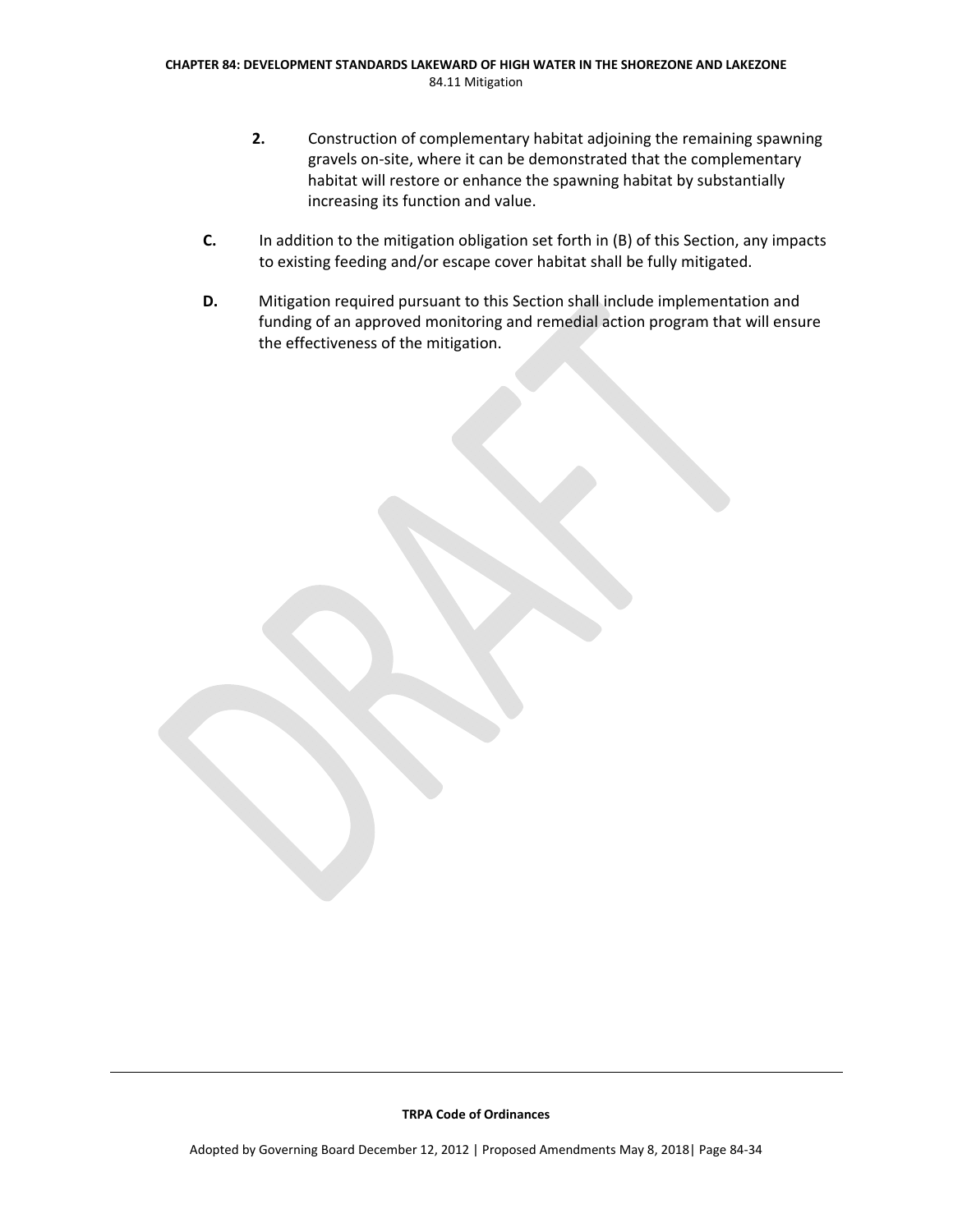2. Construction of complementary habitat adjoining the remaining spawning gravels on-site, where it can be demonstrated that the complementary habitat will restore or enhance the spawning habitat by substantially increasing its function and value.

**C.** In addition to the mitigation obligation set forth in (B) of this Section, any impacts to existing feeding and/or escape cover habitat shall be fully mitigated.

**D.** Mitigation required pursuant to this Section shall include implementation and funding of an approved monitoring and remedial action program that will ensure the effectiveness of the mitigation.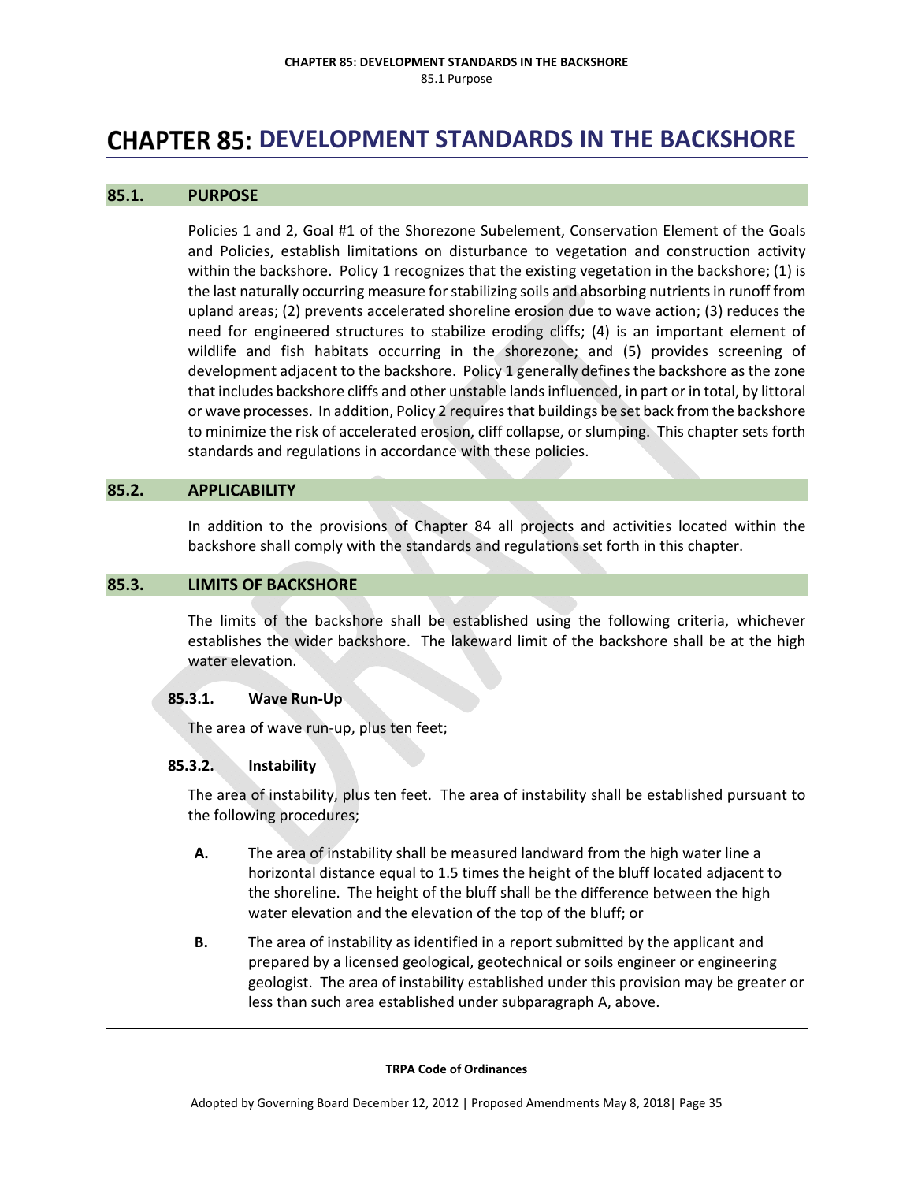# CHAPTER 85: DEVELOPMENT STANDARDS IN THE BACKSHORE

## 85.1. PURPOSE

Policies 1 and 2, Goal #1 of the Shorezone Subelement, Conservation Element of the Goals and Policies, establish limitations on disturbance to vegetation and construction activity within the backshore. Policy 1 recognizes that the existing vegetation in the backshore; (1) is the last naturally occurring measure for stabilizing soils and absorbing nutrients in runoff from upland areas; (2) prevents accelerated shoreline erosion due to wave action; (3) reduces the need for engineered structures to stabilize eroding cliffs; (4) is an important element of wildlife and fish habitats occurring in the shorezone; and (5) provides screening of development adjacent to the backshore. Policy 1 generally defines the backshore as the zone that includes backshore cliffs and other unstable lands influenced, in part or in total, by littoral or wave processes. In addition, Policy 2 requires that buildings be set back from the backshore to minimize the risk of accelerated erosion, cliff collapse, or slumping. This chapter sets forth standards and regulations in accordance with these policies.

## 85.2. APPLICABILITY

In addition to the provisions of Chapter 84 all projects and activities located within the backshore shall comply with the standards and regulations set forth in this chapter.

## 85.3. LIMITS OF BACKSHORE

The limits of the backshore shall be established using the following criteria, whichever establishes the wider backshore. The lakeward limit of the backshore shall be at the high water elevation.

### 85.3.1. Wave Run-Up

The area of wave run-up, plus ten feet;

### 85.3.2. Instability

The area of instability, plus ten feet. The area of instability shall be established pursuant to the following procedures;

**A.** The area of instability shall be measured landward from the high water line a horizontal distance equal to 1.5 times the height of the bluff located adjacent to the shoreline. The height of the bluff shall be the difference between the high water elevation and the elevation of the top of the bluff; or

**B.** The area of instability as identified in a report submitted by the applicant and prepared by a licensed geological, geotechnical or soils engineer or engineering geologist. The area of instability established under this provision may be greater or less than such area established under subparagraph A, above.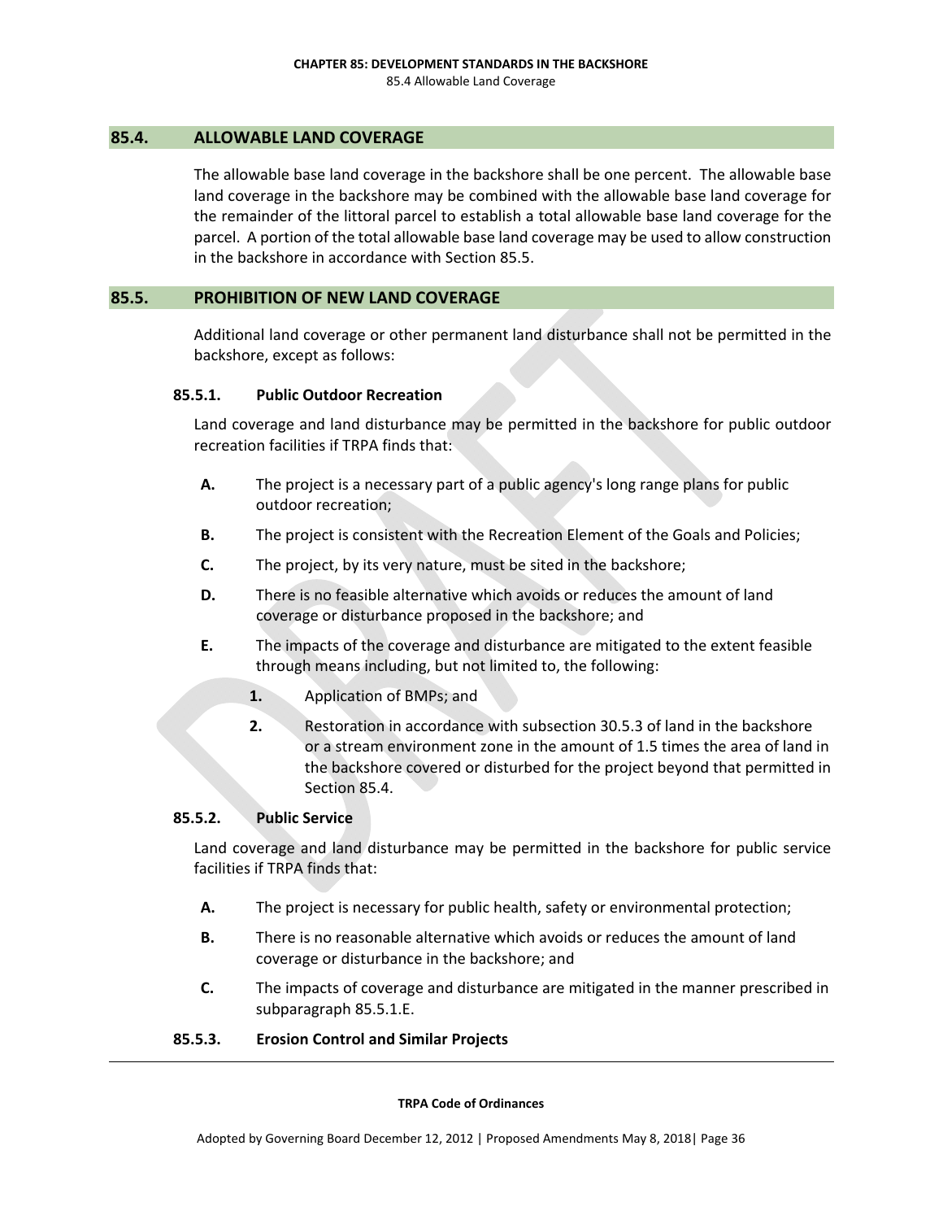## 85.4. ALLOWABLE LAND COVERAGE

The allowable base land coverage in the backshore shall be one percent. The allowable base land coverage in the backshore may be combined with the allowable base land coverage for the remainder of the littoral parcel to establish a total allowable base land coverage for the parcel. A portion of the total allowable base land coverage may be used to allow construction in the backshore in accordance with Section 85.5.

## 85.5. PROHIBITION OF NEW LAND COVERAGE

Additional land coverage or other permanent land disturbance shall not be permitted in the backshore, except as follows:

### 85.5.1. Public Outdoor Recreation

Land coverage and land disturbance may be permitted in the backshore for public outdoor recreation facilities if TRPA finds that:

- **A.** The project is a necessary part of a public agency's long range plans for public outdoor recreation;
- **B.** The project is consistent with the Recreation Element of the Goals and Policies;
- **C.** The project, by its very nature, must be sited in the backshore;
- **D.** There is no feasible alternative which avoids or reduces the amount of land coverage or disturbance proposed in the backshore; and
- **E.** The impacts of the coverage and disturbance are mitigated to the extent feasible through means including, but not limited to, the following:
  - **1.** Application of BMPs; and
  - **2.** Restoration in accordance with subsection 30.5.3 of land in the backshore or a stream environment zone in the amount of 1.5 times the area of land in the backshore covered or disturbed for the project beyond that permitted in Section 85.4.

### 85.5.2. Public Service

Land coverage and land disturbance may be permitted in the backshore for public service facilities if TRPA finds that:

- **A.** The project is necessary for public health, safety or environmental protection;
- **B.** There is no reasonable alternative which avoids or reduces the amount of land coverage or disturbance in the backshore; and
- **C.** The impacts of coverage and disturbance are mitigated in the manner prescribed in subparagraph 85.5.1.E.

### 85.5.3. Erosion Control and Similar Projects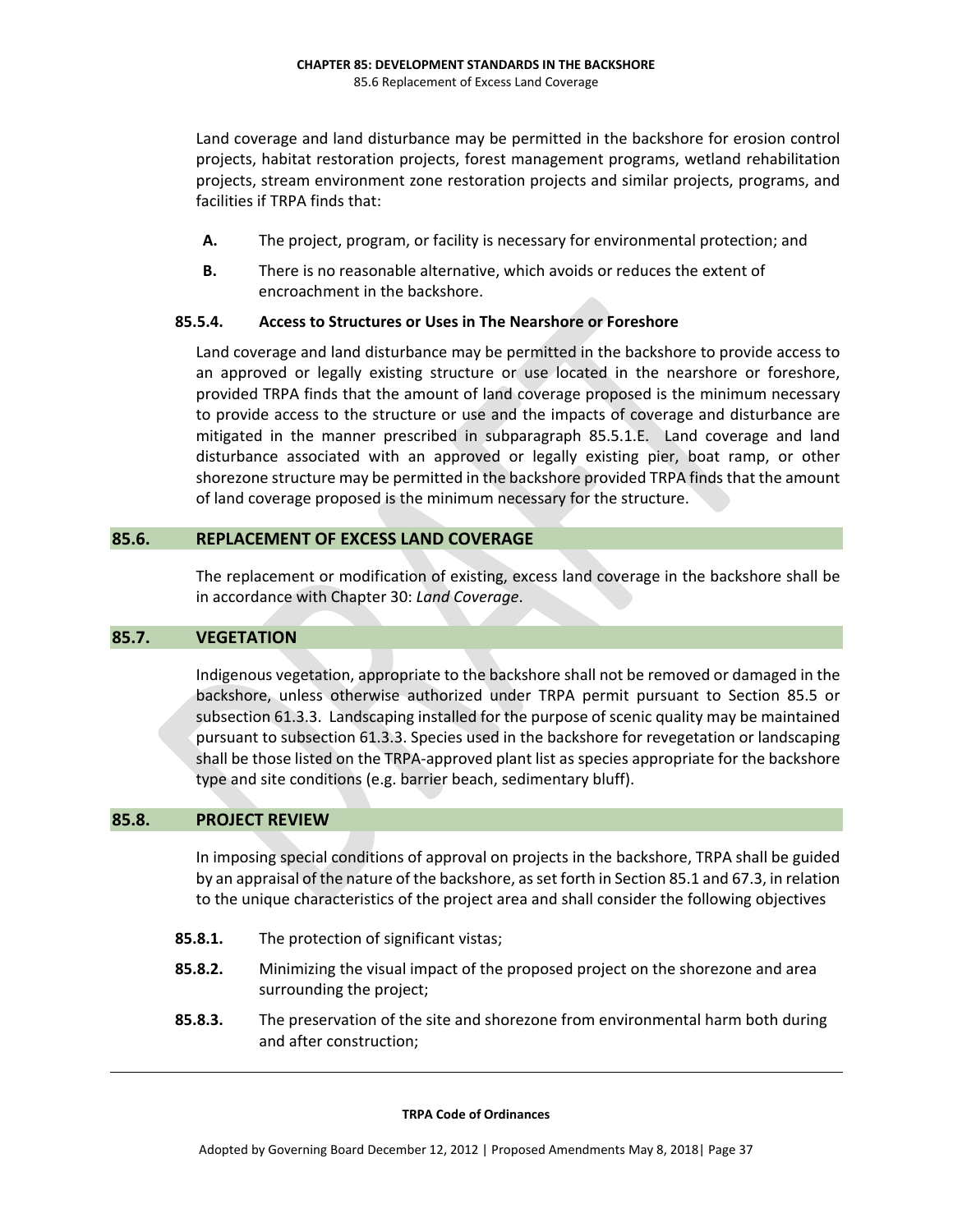Land coverage and land disturbance may be permitted in the backshore for erosion control projects, habitat restoration projects, forest management programs, wetland rehabilitation projects, stream environment zone restoration projects and similar projects, programs, and facilities if TRPA finds that:

- **A.** The project, program, or facility is necessary for environmental protection; and
- **B.** There is no reasonable alternative, which avoids or reduces the extent of encroachment in the backshore.

#### 85.5.4. Access to Structures or Uses in The Nearshore or Foreshore

Land coverage and land disturbance may be permitted in the backshore to provide access to an approved or legally existing structure or use located in the nearshore or foreshore, provided TRPA finds that the amount of land coverage proposed is the minimum necessary to provide access to the structure or use and the impacts of coverage and disturbance are mitigated in the manner prescribed in subparagraph 85.5.1.E. Land coverage and land disturbance associated with an approved or legally existing pier, boat ramp, or other shorezone structure may be permitted in the backshore provided TRPA finds that the amount of land coverage proposed is the minimum necessary for the structure.

## 85.6. REPLACEMENT OF EXCESS LAND COVERAGE

The replacement or modification of existing, excess land coverage in the backshore shall be in accordance with Chapter 30: *Land Coverage*.

## 85.7. VEGETATION

Indigenous vegetation, appropriate to the backshore shall not be removed or damaged in the backshore, unless otherwise authorized under TRPA permit pursuant to Section 85.5 or subsection 61.3.3. Landscaping installed for the purpose of scenic quality may be maintained pursuant to subsection 61.3.3. Species used in the backshore for revegetation or landscaping shall be those listed on the TRPA-approved plant list as species appropriate for the backshore type and site conditions (e.g. barrier beach, sedimentary bluff).

## 85.8. PROJECT REVIEW

In imposing special conditions of approval on projects in the backshore, TRPA shall be guided by an appraisal of the nature of the backshore, as set forth in Section 85.1 and 67.3, in relation to the unique characteristics of the project area and shall consider the following objectives

- **85.8.1.** The protection of significant vistas;
- **85.8.2.** Minimizing the visual impact of the proposed project on the shorezone and area surrounding the project;
- **85.8.3.** The preservation of the site and shorezone from environmental harm both during and after construction;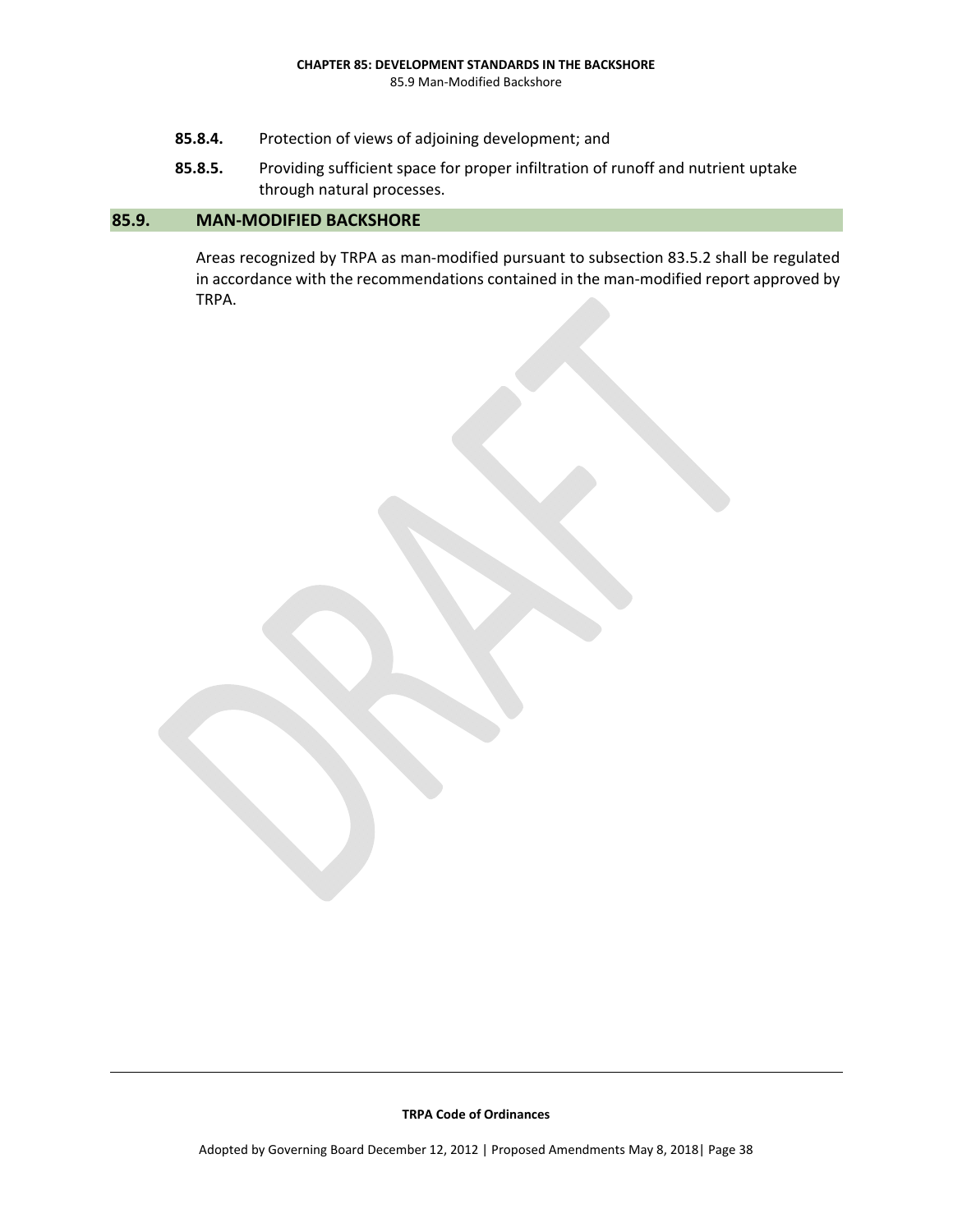**85.8.4.** Protection of views of adjoining development; and

**85.8.5.** Providing sufficient space for proper infiltration of runoff and nutrient uptake through natural processes.

## 85.9. MAN-MODIFIED BACKSHORE

Areas recognized by TRPA as man-modified pursuant to subsection 83.5.2 shall be regulated in accordance with the recommendations contained in the man-modified report approved by TRPA.